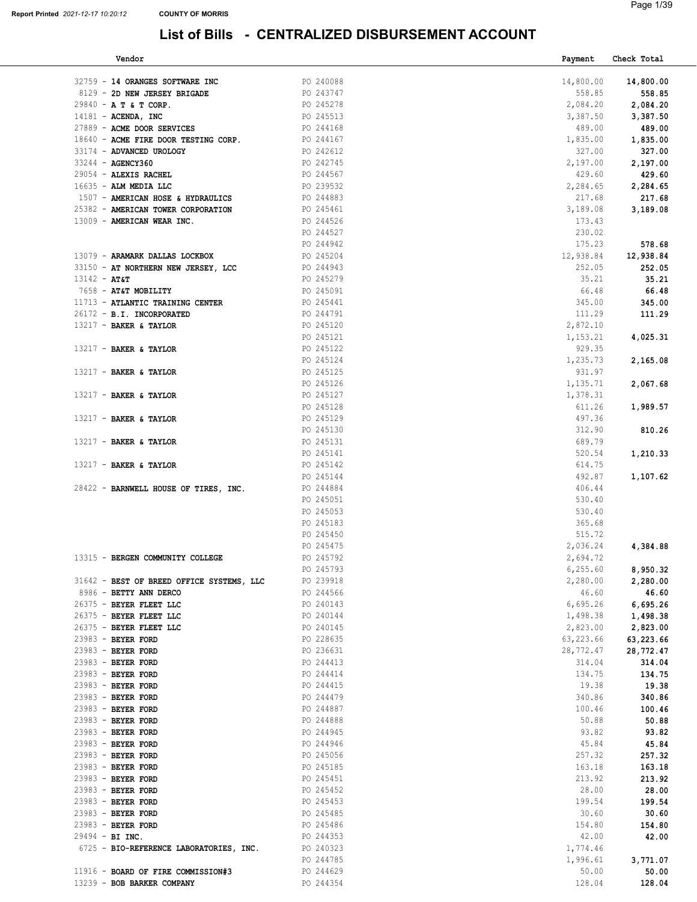# List of Bills - CENTRALIZED DISBURSEMENT ACCOUNT

Report Printed 2021-12-17 10:20:12 COUNTY OF MORRIS

| Vendor | | Payment | Check Total |
|---|---|---|---|
| 32759 - **14 ORANGES SOFTWARE INC** | PO 240088 | 14,800.00 | **14,800.00** |
| 8129 - **2D NEW JERSEY BRIGADE** | PO 243747 | 558.85 | **558.85** |
| 29840 - **A T & T CORP.** | PO 245278 | 2,084.20 | **2,084.20** |
| 14181 - **ACENDA, INC** | PO 245513 | 3,387.50 | **3,387.50** |
| 27889 - **ACME DOOR SERVICES** | PO 244168 | 489.00 | **489.00** |
| 18640 - **ACME FIRE DOOR TESTING CORP.** | PO 244167 | 1,835.00 | **1,835.00** |
| 33174 - **ADVANCED UROLOGY** | PO 242612 | 327.00 | **327.00** |
| 33244 - **AGENCY360** | PO 242745 | 2,197.00 | **2,197.00** |
| 29054 - **ALEXIS RACHEL** | PO 244567 | 429.60 | **429.60** |
| 16635 - **ALM MEDIA LLC** | PO 239532 | 2,284.65 | **2,284.65** |
| 1507 - **AMERICAN HOSE & HYDRAULICS** | PO 244883 | 217.68 | **217.68** |
| 25382 - **AMERICAN TOWER CORPORATION** | PO 245461 | 3,189.08 | **3,189.08** |
| 13009 - **AMERICAN WEAR INC.** | PO 244526 | 173.43 | |
| | PO 244527 | 230.02 | |
| | PO 244942 | 175.23 | **578.68** |
| 13079 - **ARAMARK DALLAS LOCKBOX** | PO 245204 | 12,938.84 | **12,938.84** |
| 33150 - **AT NORTHERN NEW JERSEY, LCC** | PO 244943 | 252.05 | **252.05** |
| 13142 - **AT&T** | PO 245279 | 35.21 | **35.21** |
| 7658 - **AT&T MOBILITY** | PO 245091 | 66.48 | **66.48** |
| 11713 - **ATLANTIC TRAINING CENTER** | PO 245441 | 345.00 | **345.00** |
| 26172 - **B.I. INCORPORATED** | PO 244791 | 111.29 | **111.29** |
| 13217 - **BAKER & TAYLOR** | PO 245120 | 2,872.10 | |
| | PO 245121 | 1,153.21 | **4,025.31** |
| 13217 - **BAKER & TAYLOR** | PO 245122 | 929.35 | |
| | PO 245124 | 1,235.73 | **2,165.08** |
| 13217 - **BAKER & TAYLOR** | PO 245125 | 931.97 | |
| | PO 245126 | 1,135.71 | **2,067.68** |
| 13217 - **BAKER & TAYLOR** | PO 245127 | 1,378.31 | |
| | PO 245128 | 611.26 | **1,989.57** |
| 13217 - **BAKER & TAYLOR** | PO 245129 | 497.36 | |
| | PO 245130 | 312.90 | **810.26** |
| 13217 - **BAKER & TAYLOR** | PO 245131 | 689.79 | |
| | PO 245141 | 520.54 | **1,210.33** |
| 13217 - **BAKER & TAYLOR** | PO 245142 | 614.75 | |
| | PO 245144 | 492.87 | **1,107.62** |
| 28422 - **BARNWELL HOUSE OF TIRES, INC.** | PO 244884 | 406.44 | |
| | PO 245051 | 530.40 | |
| | PO 245053 | 530.40 | |
| | PO 245183 | 365.68 | |
| | PO 245450 | 515.72 | |
| | PO 245475 | 2,036.24 | **4,384.88** |
| 13315 - **BERGEN COMMUNITY COLLEGE** | PO 245792 | 2,694.72 | |
| | PO 245793 | 6,255.60 | **8,950.32** |
| 31642 - **BEST OF BREED OFFICE SYSTEMS, LLC** | PO 239918 | 2,280.00 | **2,280.00** |
| 8986 - **BETTY ANN DERCO** | PO 244566 | 46.60 | **46.60** |
| 26375 - **BEYER FLEET LLC** | PO 240143 | 6,695.26 | **6,695.26** |
| 26375 - **BEYER FLEET LLC** | PO 240144 | 1,498.38 | **1,498.38** |
| 26375 - **BEYER FLEET LLC** | PO 240145 | 2,823.00 | **2,823.00** |
| 23983 - **BEYER FORD** | PO 228635 | 63,223.66 | **63,223.66** |
| 23983 - **BEYER FORD** | PO 236631 | 28,772.47 | **28,772.47** |
| 23983 - **BEYER FORD** | PO 244413 | 314.04 | **314.04** |
| 23983 - **BEYER FORD** | PO 244414 | 134.75 | **134.75** |
| 23983 - **BEYER FORD** | PO 244415 | 19.38 | **19.38** |
| 23983 - **BEYER FORD** | PO 244479 | 340.86 | **340.86** |
| 23983 - **BEYER FORD** | PO 244887 | 100.46 | **100.46** |
| 23983 - **BEYER FORD** | PO 244888 | 50.88 | **50.88** |
| 23983 - **BEYER FORD** | PO 244945 | 93.82 | **93.82** |
| 23983 - **BEYER FORD** | PO 244946 | 45.84 | **45.84** |
| 23983 - **BEYER FORD** | PO 245056 | 257.32 | **257.32** |
| 23983 - **BEYER FORD** | PO 245185 | 163.18 | **163.18** |
| 23983 - **BEYER FORD** | PO 245451 | 213.92 | **213.92** |
| 23983 - **BEYER FORD** | PO 245452 | 28.00 | **28.00** |
| 23983 - **BEYER FORD** | PO 245453 | 199.54 | **199.54** |
| 23983 - **BEYER FORD** | PO 245485 | 30.60 | **30.60** |
| 23983 - **BEYER FORD** | PO 245486 | 154.80 | **154.80** |
| 29494 - **BI INC.** | PO 244353 | 42.00 | **42.00** |
| 6725 - **BIO-REFERENCE LABORATORIES, INC.** | PO 240323 | 1,774.46 | |
| | PO 244785 | 1,996.61 | **3,771.07** |
| 11916 - **BOARD OF FIRE COMMISSION#3** | PO 244629 | 50.00 | **50.00** |
| 13239 - **BOB BARKER COMPANY** | PO 244354 | 128.04 | **128.04** |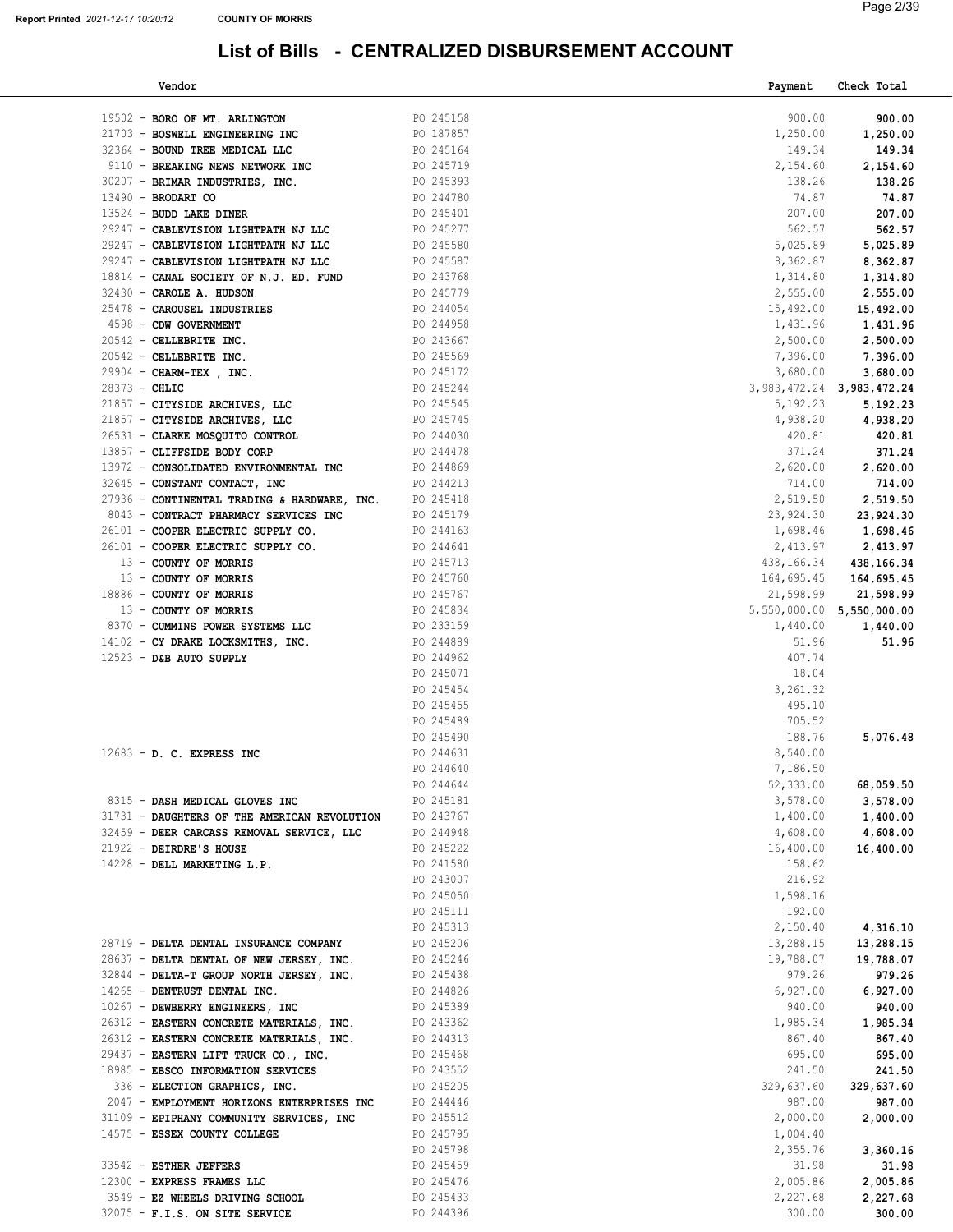# List of Bills - CENTRALIZED DISBURSEMENT ACCOUNT

| Vendor | | Payment | Check Total |
|---|---|---|---|
| 19502 - BORO OF MT. ARLINGTON | PO 245158 | 900.00 | 900.00 |
| 21703 - BOSWELL ENGINEERING INC | PO 187857 | 1,250.00 | 1,250.00 |
| 32364 - BOUND TREE MEDICAL LLC | PO 245164 | 149.34 | 149.34 |
| 9110 - BREAKING NEWS NETWORK INC | PO 245719 | 2,154.60 | 2,154.60 |
| 30207 - BRIMAR INDUSTRIES, INC. | PO 245393 | 138.26 | 138.26 |
| 13490 - BRODART CO | PO 244780 | 74.87 | 74.87 |
| 13524 - BUDD LAKE DINER | PO 245401 | 207.00 | 207.00 |
| 29247 - CABLEVISION LIGHTPATH NJ LLC | PO 245277 | 562.57 | 562.57 |
| 29247 - CABLEVISION LIGHTPATH NJ LLC | PO 245580 | 5,025.89 | 5,025.89 |
| 29247 - CABLEVISION LIGHTPATH NJ LLC | PO 245587 | 8,362.87 | 8,362.87 |
| 18814 - CANAL SOCIETY OF N.J. ED. FUND | PO 243768 | 1,314.80 | 1,314.80 |
| 32430 - CAROLE A. HUDSON | PO 245779 | 2,555.00 | 2,555.00 |
| 25478 - CAROUSEL INDUSTRIES | PO 244054 | 15,492.00 | 15,492.00 |
| 4598 - CDW GOVERNMENT | PO 244958 | 1,431.96 | 1,431.96 |
| 20542 - CELLEBRITE INC. | PO 243667 | 2,500.00 | 2,500.00 |
| 20542 - CELLEBRITE INC. | PO 245569 | 7,396.00 | 7,396.00 |
| 29904 - CHARM-TEX , INC. | PO 245172 | 3,680.00 | 3,680.00 |
| 28373 - CHLIC | PO 245244 | 3,983,472.24 | 3,983,472.24 |
| 21857 - CITYSIDE ARCHIVES, LLC | PO 245545 | 5,192.23 | 5,192.23 |
| 21857 - CITYSIDE ARCHIVES, LLC | PO 245745 | 4,938.20 | 4,938.20 |
| 26531 - CLARKE MOSQUITO CONTROL | PO 244030 | 420.81 | 420.81 |
| 13857 - CLIFFSIDE BODY CORP | PO 244478 | 371.24 | 371.24 |
| 13972 - CONSOLIDATED ENVIRONMENTAL INC | PO 244869 | 2,620.00 | 2,620.00 |
| 32645 - CONSTANT CONTACT, INC | PO 244213 | 714.00 | 714.00 |
| 27936 - CONTINENTAL TRADING & HARDWARE, INC. | PO 245418 | 2,519.50 | 2,519.50 |
| 8043 - CONTRACT PHARMACY SERVICES INC | PO 245179 | 23,924.30 | 23,924.30 |
| 26101 - COOPER ELECTRIC SUPPLY CO. | PO 244163 | 1,698.46 | 1,698.46 |
| 26101 - COOPER ELECTRIC SUPPLY CO. | PO 244641 | 2,413.97 | 2,413.97 |
| 13 - COUNTY OF MORRIS | PO 245713 | 438,166.34 | 438,166.34 |
| 13 - COUNTY OF MORRIS | PO 245760 | 164,695.45 | 164,695.45 |
| 18886 - COUNTY OF MORRIS | PO 245767 | 21,598.99 | 21,598.99 |
| 13 - COUNTY OF MORRIS | PO 245834 | 5,550,000.00 | 5,550,000.00 |
| 8370 - CUMMINS POWER SYSTEMS LLC | PO 233159 | 1,440.00 | 1,440.00 |
| 14102 - CY DRAKE LOCKSMITHS, INC. | PO 244889 | 51.96 | 51.96 |
| 12523 - D&B AUTO SUPPLY | PO 244962 | 407.74 | |
| | PO 245071 | 18.04 | |
| | PO 245454 | 3,261.32 | |
| | PO 245455 | 495.10 | |
| | PO 245489 | 705.52 | |
| | PO 245490 | 188.76 | 5,076.48 |
| 12683 - D. C. EXPRESS INC | PO 244631 | 8,540.00 | |
| | PO 244640 | 7,186.50 | |
| | PO 244644 | 52,333.00 | 68,059.50 |
| 8315 - DASH MEDICAL GLOVES INC | PO 245181 | 3,578.00 | 3,578.00 |
| 31731 - DAUGHTERS OF THE AMERICAN REVOLUTION | PO 243767 | 1,400.00 | 1,400.00 |
| 32459 - DEER CARCASS REMOVAL SERVICE, LLC | PO 244948 | 4,608.00 | 4,608.00 |
| 21922 - DEIRDRE'S HOUSE | PO 245222 | 16,400.00 | 16,400.00 |
| 14228 - DELL MARKETING L.P. | PO 241580 | 158.62 | |
| | PO 243007 | 216.92 | |
| | PO 245050 | 1,598.16 | |
| | PO 245111 | 192.00 | |
| | PO 245313 | 2,150.40 | 4,316.10 |
| 28719 - DELTA DENTAL INSURANCE COMPANY | PO 245206 | 13,288.15 | 13,288.15 |
| 28637 - DELTA DENTAL OF NEW JERSEY, INC. | PO 245246 | 19,788.07 | 19,788.07 |
| 32844 - DELTA-T GROUP NORTH JERSEY, INC. | PO 245438 | 979.26 | 979.26 |
| 14265 - DENTRUST DENTAL INC. | PO 244826 | 6,927.00 | 6,927.00 |
| 10267 - DEWBERRY ENGINEERS, INC | PO 245389 | 940.00 | 940.00 |
| 26312 - EASTERN CONCRETE MATERIALS, INC. | PO 243362 | 1,985.34 | 1,985.34 |
| 26312 - EASTERN CONCRETE MATERIALS, INC. | PO 244313 | 867.40 | 867.40 |
| 29437 - EASTERN LIFT TRUCK CO., INC. | PO 245468 | 695.00 | 695.00 |
| 18985 - EBSCO INFORMATION SERVICES | PO 243552 | 241.50 | 241.50 |
| 336 - ELECTION GRAPHICS, INC. | PO 245205 | 329,637.60 | 329,637.60 |
| 2047 - EMPLOYMENT HORIZONS ENTERPRISES INC | PO 244446 | 987.00 | 987.00 |
| 31109 - EPIPHANY COMMUNITY SERVICES, INC | PO 245512 | 2,000.00 | 2,000.00 |
| 14575 - ESSEX COUNTY COLLEGE | PO 245795 | 1,004.40 | |
| | PO 245798 | 2,355.76 | 3,360.16 |
| 33542 - ESTHER JEFFERS | PO 245459 | 31.98 | 31.98 |
| 12300 - EXPRESS FRAMES LLC | PO 245476 | 2,005.86 | 2,005.86 |
| 3549 - EZ WHEELS DRIVING SCHOOL | PO 245433 | 2,227.68 | 2,227.68 |
| 32075 - F.I.S. ON SITE SERVICE | PO 244396 | 300.00 | 300.00 |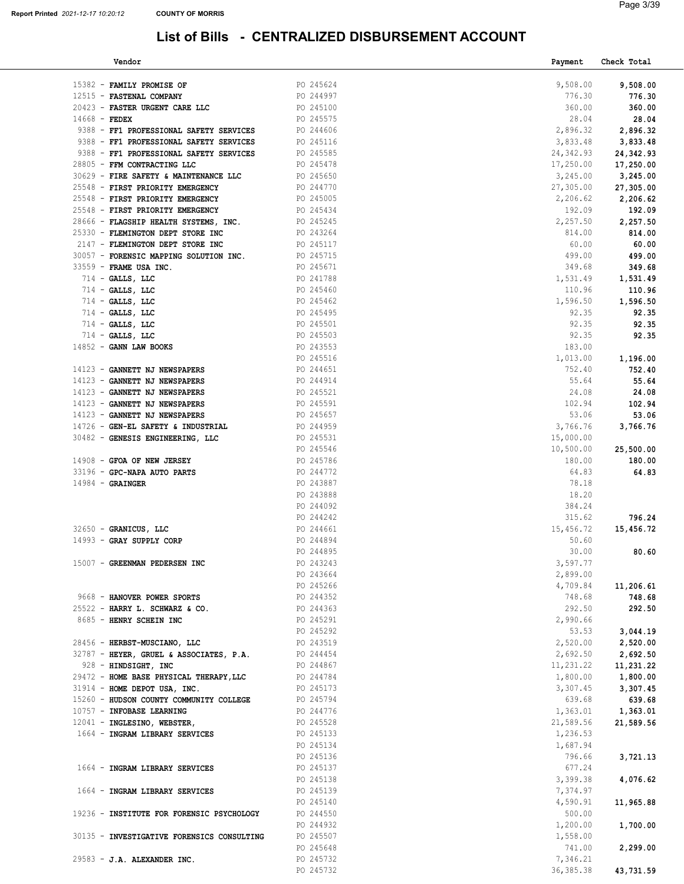# List of Bills - CENTRALIZED DISBURSEMENT ACCOUNT

Report Printed 2021-12-17 10:20:12 COUNTY OF MORRIS

| Vendor | | Payment | Check Total |
|---|---|---|---|
| 15382 - **FAMILY PROMISE OF** | PO 245624 | 9,508.00 | **9,508.00** |
| 12515 - **FASTENAL COMPANY** | PO 244997 | 776.30 | **776.30** |
| 20423 - **FASTER URGENT CARE LLC** | PO 245100 | 360.00 | **360.00** |
| 14668 - **FEDEX** | PO 245575 | 28.04 | **28.04** |
| 9388 - **FF1 PROFESSIONAL SAFETY SERVICES** | PO 244606 | 2,896.32 | **2,896.32** |
| 9388 - **FF1 PROFESSIONAL SAFETY SERVICES** | PO 245116 | 3,833.48 | **3,833.48** |
| 9388 - **FF1 PROFESSIONAL SAFETY SERVICES** | PO 245585 | 24,342.93 | **24,342.93** |
| 28805 - **FFM CONTRACTING LLC** | PO 245478 | 17,250.00 | **17,250.00** |
| 30629 - **FIRE SAFETY & MAINTENANCE LLC** | PO 245650 | 3,245.00 | **3,245.00** |
| 25548 - **FIRST PRIORITY EMERGENCY** | PO 244770 | 27,305.00 | **27,305.00** |
| 25548 - **FIRST PRIORITY EMERGENCY** | PO 245005 | 2,206.62 | **2,206.62** |
| 25548 - **FIRST PRIORITY EMERGENCY** | PO 245434 | 192.09 | **192.09** |
| 28666 - **FLAGSHIP HEALTH SYSTEMS, INC.** | PO 245245 | 2,257.50 | **2,257.50** |
| 25330 - **FLEMINGTON DEPT STORE INC** | PO 243264 | 814.00 | **814.00** |
| 2147 - **FLEMINGTON DEPT STORE INC** | PO 245117 | 60.00 | **60.00** |
| 30057 - **FORENSIC MAPPING SOLUTION INC.** | PO 245715 | 499.00 | **499.00** |
| 33559 - **FRAME USA INC.** | PO 245671 | 349.68 | **349.68** |
| 714 - **GALLS, LLC** | PO 241788 | 1,531.49 | **1,531.49** |
| 714 - **GALLS, LLC** | PO 245460 | 110.96 | **110.96** |
| 714 - **GALLS, LLC** | PO 245462 | 1,596.50 | **1,596.50** |
| 714 - **GALLS, LLC** | PO 245495 | 92.35 | **92.35** |
| 714 - **GALLS, LLC** | PO 245501 | 92.35 | **92.35** |
| 714 - **GALLS, LLC** | PO 245503 | 92.35 | **92.35** |
| 14852 - **GANN LAW BOOKS** | PO 243553 | 183.00 | |
| | PO 245516 | 1,013.00 | **1,196.00** |
| 14123 - **GANNETT NJ NEWSPAPERS** | PO 244651 | 752.40 | **752.40** |
| 14123 - **GANNETT NJ NEWSPAPERS** | PO 244914 | 55.64 | **55.64** |
| 14123 - **GANNETT NJ NEWSPAPERS** | PO 245521 | 24.08 | **24.08** |
| 14123 - **GANNETT NJ NEWSPAPERS** | PO 245591 | 102.94 | **102.94** |
| 14123 - **GANNETT NJ NEWSPAPERS** | PO 245657 | 53.06 | **53.06** |
| 14726 - **GEN-EL SAFETY & INDUSTRIAL** | PO 244959 | 3,766.76 | **3,766.76** |
| 30482 - **GENESIS ENGINEERING, LLC** | PO 245531 | 15,000.00 | |
| | PO 245546 | 10,500.00 | **25,500.00** |
| 14908 - **GFOA OF NEW JERSEY** | PO 245786 | 180.00 | **180.00** |
| 33196 - **GPC-NAPA AUTO PARTS** | PO 244772 | 64.83 | **64.83** |
| 14984 - **GRAINGER** | PO 243887 | 78.18 | |
| | PO 243888 | 18.20 | |
| | PO 244092 | 384.24 | |
| | PO 244242 | 315.62 | **796.24** |
| 32650 - **GRANICUS, LLC** | PO 244661 | 15,456.72 | **15,456.72** |
| 14993 - **GRAY SUPPLY CORP** | PO 244894 | 50.60 | |
| | PO 244895 | 30.00 | **80.60** |
| 15007 - **GREENMAN PEDERSEN INC** | PO 243243 | 3,597.77 | |
| | PO 243664 | 2,899.00 | |
| | PO 245266 | 4,709.84 | **11,206.61** |
| 9668 - **HANOVER POWER SPORTS** | PO 244352 | 748.68 | **748.68** |
| 25522 - **HARRY L. SCHWARZ & CO.** | PO 244363 | 292.50 | **292.50** |
| 8685 - **HENRY SCHEIN INC** | PO 245291 | 2,990.66 | |
| | PO 245292 | 53.53 | **3,044.19** |
| 28456 - **HERBST-MUSCIANO, LLC** | PO 243519 | 2,520.00 | **2,520.00** |
| 32787 - **HEYER, GRUEL & ASSOCIATES, P.A.** | PO 244454 | 2,692.50 | **2,692.50** |
| 928 - **HINDSIGHT, INC** | PO 244867 | 11,231.22 | **11,231.22** |
| 29472 - **HOME BASE PHYSICAL THERAPY,LLC** | PO 244784 | 1,800.00 | **1,800.00** |
| 31914 - **HOME DEPOT USA, INC.** | PO 245173 | 3,307.45 | **3,307.45** |
| 15260 - **HUDSON COUNTY COMMUNITY COLLEGE** | PO 245794 | 639.68 | **639.68** |
| 10757 - **INFOBASE LEARNING** | PO 244776 | 1,363.01 | **1,363.01** |
| 12041 - **INGLESINO, WEBSTER,** | PO 245528 | 21,589.56 | **21,589.56** |
| 1664 - **INGRAM LIBRARY SERVICES** | PO 245133 | 1,236.53 | |
| | PO 245134 | 1,687.94 | |
| | PO 245136 | 796.66 | **3,721.13** |
| 1664 - **INGRAM LIBRARY SERVICES** | PO 245137 | 677.24 | |
| | PO 245138 | 3,399.38 | **4,076.62** |
| 1664 - **INGRAM LIBRARY SERVICES** | PO 245139 | 7,374.97 | |
| | PO 245140 | 4,590.91 | **11,965.88** |
| 19236 - **INSTITUTE FOR FORENSIC PSYCHOLOGY** | PO 244550 | 500.00 | |
| | PO 244932 | 1,200.00 | **1,700.00** |
| 30135 - **INVESTIGATIVE FORENSICS CONSULTING** | PO 245507 | 1,558.00 | |
| | PO 245648 | 741.00 | **2,299.00** |
| 29583 - **J.A. ALEXANDER INC.** | PO 245732 | 7,346.21 | |
| | PO 245732 | 36,385.38 | **43,731.59** |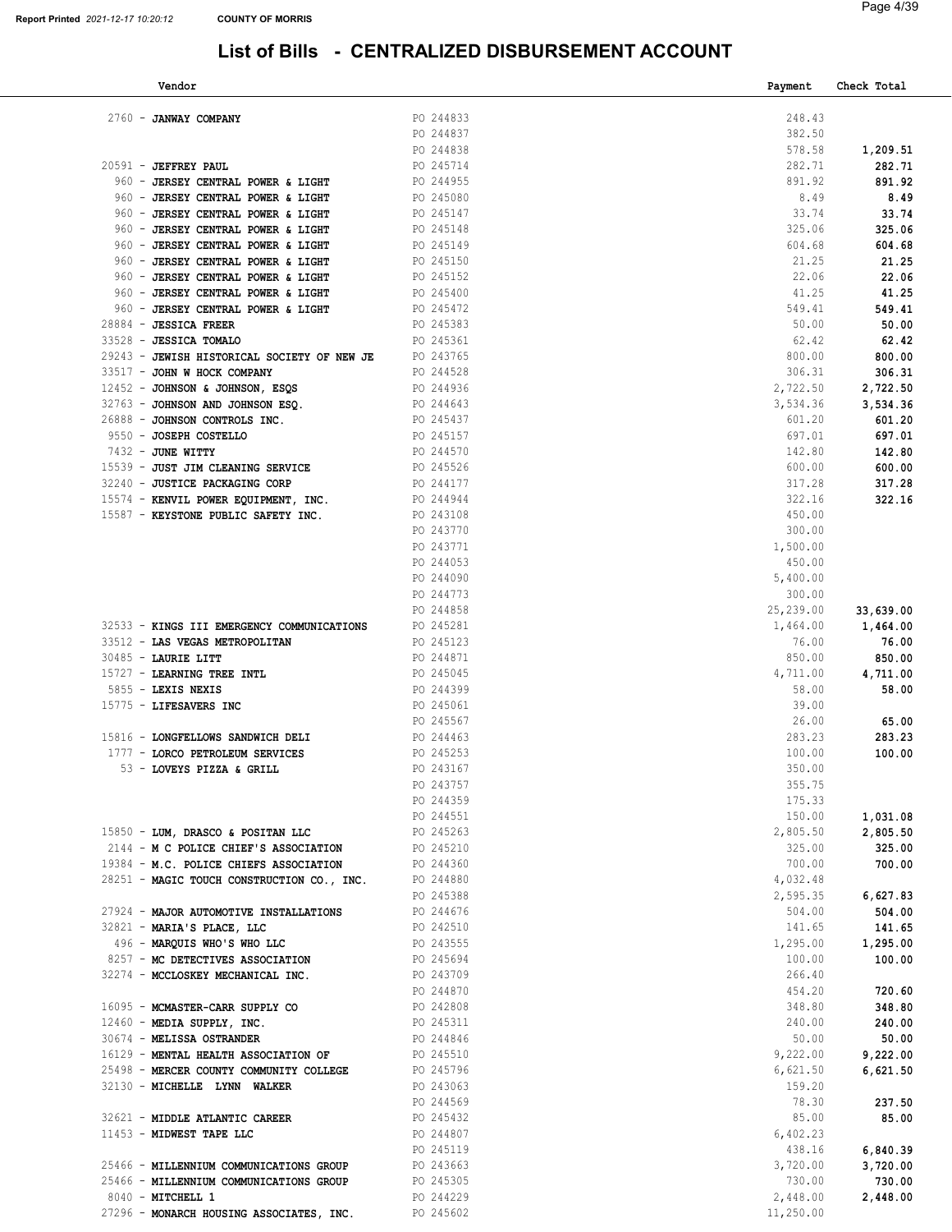# List of Bills - CENTRALIZED DISBURSEMENT ACCOUNT

Report Printed 2021-12-17 10:20:12 COUNTY OF MORRIS

| Vendor | | Payment | Check Total |
|---|---|---|---|
| 2760 - **JANWAY COMPANY** | PO 244833 | 248.43 | |
| | PO 244837 | 382.50 | |
| | PO 244838 | 578.58 | **1,209.51** |
| 20591 - **JEFFREY PAUL** | PO 245714 | 282.71 | **282.71** |
| 960 - **JERSEY CENTRAL POWER & LIGHT** | PO 244955 | 891.92 | **891.92** |
| 960 - **JERSEY CENTRAL POWER & LIGHT** | PO 245080 | 8.49 | **8.49** |
| 960 - **JERSEY CENTRAL POWER & LIGHT** | PO 245147 | 33.74 | **33.74** |
| 960 - **JERSEY CENTRAL POWER & LIGHT** | PO 245148 | 325.06 | **325.06** |
| 960 - **JERSEY CENTRAL POWER & LIGHT** | PO 245149 | 604.68 | **604.68** |
| 960 - **JERSEY CENTRAL POWER & LIGHT** | PO 245150 | 21.25 | **21.25** |
| 960 - **JERSEY CENTRAL POWER & LIGHT** | PO 245152 | 22.06 | **22.06** |
| 960 - **JERSEY CENTRAL POWER & LIGHT** | PO 245400 | 41.25 | **41.25** |
| 960 - **JERSEY CENTRAL POWER & LIGHT** | PO 245472 | 549.41 | **549.41** |
| 28884 - **JESSICA FREER** | PO 245383 | 50.00 | **50.00** |
| 33528 - **JESSICA TOMALO** | PO 245361 | 62.42 | **62.42** |
| 29243 - **JEWISH HISTORICAL SOCIETY OF NEW JE** | PO 243765 | 800.00 | **800.00** |
| 33517 - **JOHN W HOCK COMPANY** | PO 244528 | 306.31 | **306.31** |
| 12452 - **JOHNSON & JOHNSON, ESQS** | PO 244936 | 2,722.50 | **2,722.50** |
| 32763 - **JOHNSON AND JOHNSON ESQ.** | PO 244643 | 3,534.36 | **3,534.36** |
| 26888 - **JOHNSON CONTROLS INC.** | PO 245437 | 601.20 | **601.20** |
| 9550 - **JOSEPH COSTELLO** | PO 245157 | 697.01 | **697.01** |
| 7432 - **JUNE WITTY** | PO 244570 | 142.80 | **142.80** |
| 15539 - **JUST JIM CLEANING SERVICE** | PO 245526 | 600.00 | **600.00** |
| 32240 - **JUSTICE PACKAGING CORP** | PO 244177 | 317.28 | **317.28** |
| 15574 - **KENVIL POWER EQUIPMENT, INC.** | PO 244944 | 322.16 | **322.16** |
| 15587 - **KEYSTONE PUBLIC SAFETY INC.** | PO 243108 | 450.00 | |
| | PO 243770 | 300.00 | |
| | PO 243771 | 1,500.00 | |
| | PO 244053 | 450.00 | |
| | PO 244090 | 5,400.00 | |
| | PO 244773 | 300.00 | |
| | PO 244858 | 25,239.00 | **33,639.00** |
| 32533 - **KINGS III EMERGENCY COMMUNICATIONS** | PO 245281 | 1,464.00 | **1,464.00** |
| 33512 - **LAS VEGAS METROPOLITAN** | PO 245123 | 76.00 | **76.00** |
| 30485 - **LAURIE LITT** | PO 244871 | 850.00 | **850.00** |
| 15727 - **LEARNING TREE INTL** | PO 245045 | 4,711.00 | **4,711.00** |
| 5855 - **LEXIS NEXIS** | PO 244399 | 58.00 | **58.00** |
| 15775 - **LIFESAVERS INC** | PO 245061 | 39.00 | |
| | PO 245567 | 26.00 | **65.00** |
| 15816 - **LONGFELLOWS SANDWICH DELI** | PO 244463 | 283.23 | **283.23** |
| 1777 - **LORCO PETROLEUM SERVICES** | PO 245253 | 100.00 | **100.00** |
| 53 - **LOVEYS PIZZA & GRILL** | PO 243167 | 350.00 | |
| | PO 243757 | 355.75 | |
| | PO 244359 | 175.33 | |
| | PO 244551 | 150.00 | **1,031.08** |
| 15850 - **LUM, DRASCO & POSITAN LLC** | PO 245263 | 2,805.50 | **2,805.50** |
| 2144 - **M C POLICE CHIEF'S ASSOCIATION** | PO 245210 | 325.00 | **325.00** |
| 19384 - **M.C. POLICE CHIEFS ASSOCIATION** | PO 244360 | 700.00 | **700.00** |
| 28251 - **MAGIC TOUCH CONSTRUCTION CO., INC.** | PO 244880 | 4,032.48 | |
| | PO 245388 | 2,595.35 | **6,627.83** |
| 27924 - **MAJOR AUTOMOTIVE INSTALLATIONS** | PO 244676 | 504.00 | **504.00** |
| 32821 - **MARIA'S PLACE, LLC** | PO 242510 | 141.65 | **141.65** |
| 496 - **MARQUIS WHO'S WHO LLC** | PO 243555 | 1,295.00 | **1,295.00** |
| 8257 - **MC DETECTIVES ASSOCIATION** | PO 245694 | 100.00 | **100.00** |
| 32274 - **MCCLOSKEY MECHANICAL INC.** | PO 243709 | 266.40 | |
| | PO 244870 | 454.20 | **720.60** |
| 16095 - **MCMASTER-CARR SUPPLY CO** | PO 242808 | 348.80 | **348.80** |
| 12460 - **MEDIA SUPPLY, INC.** | PO 245311 | 240.00 | **240.00** |
| 30674 - **MELISSA OSTRANDER** | PO 244846 | 50.00 | **50.00** |
| 16129 - **MENTAL HEALTH ASSOCIATION OF** | PO 245510 | 9,222.00 | **9,222.00** |
| 25498 - **MERCER COUNTY COMMUNITY COLLEGE** | PO 245796 | 6,621.50 | **6,621.50** |
| 32130 - **MICHELLE LYNN WALKER** | PO 243063 | 159.20 | |
| | PO 244569 | 78.30 | **237.50** |
| 32621 - **MIDDLE ATLANTIC CAREER** | PO 245432 | 85.00 | **85.00** |
| 11453 - **MIDWEST TAPE LLC** | PO 244807 | 6,402.23 | |
| | PO 245119 | 438.16 | **6,840.39** |
| 25466 - **MILLENNIUM COMMUNICATIONS GROUP** | PO 243663 | 3,720.00 | **3,720.00** |
| 25466 - **MILLENNIUM COMMUNICATIONS GROUP** | PO 245305 | 730.00 | **730.00** |
| 8040 - **MITCHELL 1** | PO 244229 | 2,448.00 | **2,448.00** |
| 27296 - **MONARCH HOUSING ASSOCIATES, INC.** | PO 245602 | 11,250.00 | |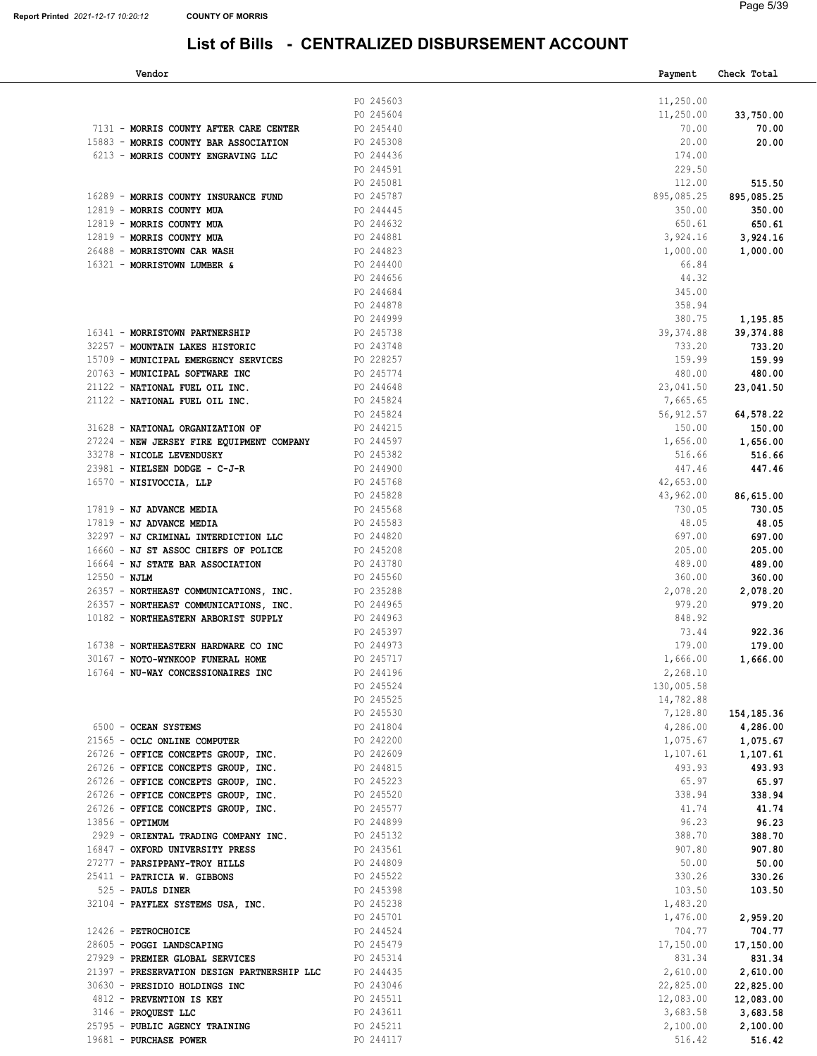Report Printed 2021-12-17 10:20:12 COUNTY OF MORRIS

# List of Bills - CENTRALIZED DISBURSEMENT ACCOUNT

| Vendor | | Payment | Check Total |
|---|---|---|---|
| | PO 245603 | 11,250.00 | |
| | PO 245604 | 11,250.00 | 33,750.00 |
| 7131 - **MORRIS COUNTY AFTER CARE CENTER** | PO 245440 | 70.00 | 70.00 |
| 15883 - **MORRIS COUNTY BAR ASSOCIATION** | PO 245308 | 20.00 | 20.00 |
| 6213 - **MORRIS COUNTY ENGRAVING LLC** | PO 244436 | 174.00 | |
| | PO 244591 | 229.50 | |
| | PO 245081 | 112.00 | 515.50 |
| 16289 - **MORRIS COUNTY INSURANCE FUND** | PO 245787 | 895,085.25 | 895,085.25 |
| 12819 - **MORRIS COUNTY MUA** | PO 244445 | 350.00 | 350.00 |
| 12819 - **MORRIS COUNTY MUA** | PO 244632 | 650.61 | 650.61 |
| 12819 - **MORRIS COUNTY MUA** | PO 244881 | 3,924.16 | 3,924.16 |
| 26488 - **MORRISTOWN CAR WASH** | PO 244823 | 1,000.00 | 1,000.00 |
| 16321 - **MORRISTOWN LUMBER &** | PO 244400 | 66.84 | |
| | PO 244656 | 44.32 | |
| | PO 244684 | 345.00 | |
| | PO 244878 | 358.94 | |
| | PO 244999 | 380.75 | 1,195.85 |
| 16341 - **MORRISTOWN PARTNERSHIP** | PO 245738 | 39,374.88 | 39,374.88 |
| 32257 - **MOUNTAIN LAKES HISTORIC** | PO 243748 | 733.20 | 733.20 |
| 15709 - **MUNICIPAL EMERGENCY SERVICES** | PO 228257 | 159.99 | 159.99 |
| 20763 - **MUNICIPAL SOFTWARE INC** | PO 245774 | 480.00 | 480.00 |
| 21122 - **NATIONAL FUEL OIL INC.** | PO 244648 | 23,041.50 | 23,041.50 |
| 21122 - **NATIONAL FUEL OIL INC.** | PO 245824 | 7,665.65 | |
| | PO 245824 | 56,912.57 | 64,578.22 |
| 31628 - **NATIONAL ORGANIZATION OF** | PO 244215 | 150.00 | 150.00 |
| 27224 - **NEW JERSEY FIRE EQUIPMENT COMPANY** | PO 244597 | 1,656.00 | 1,656.00 |
| 33278 - **NICOLE LEVENDUSKY** | PO 245382 | 516.66 | 516.66 |
| 23981 - **NIELSEN DODGE - C-J-R** | PO 244900 | 447.46 | 447.46 |
| 16570 - **NISIVOCCIA, LLP** | PO 245768 | 42,653.00 | |
| | PO 245828 | 43,962.00 | 86,615.00 |
| 17819 - **NJ ADVANCE MEDIA** | PO 245568 | 730.05 | 730.05 |
| 17819 - **NJ ADVANCE MEDIA** | PO 245583 | 48.05 | 48.05 |
| 32297 - **NJ CRIMINAL INTERDICTION LLC** | PO 244820 | 697.00 | 697.00 |
| 16660 - **NJ ST ASSOC CHIEFS OF POLICE** | PO 245208 | 205.00 | 205.00 |
| 16664 - **NJ STATE BAR ASSOCIATION** | PO 243780 | 489.00 | 489.00 |
| 12550 - **NJLM** | PO 245560 | 360.00 | 360.00 |
| 26357 - **NORTHEAST COMMUNICATIONS, INC.** | PO 235288 | 2,078.20 | 2,078.20 |
| 26357 - **NORTHEAST COMMUNICATIONS, INC.** | PO 244965 | 979.20 | 979.20 |
| 10182 - **NORTHEASTERN ARBORIST SUPPLY** | PO 244963 | 848.92 | |
| | PO 245397 | 73.44 | 922.36 |
| 16738 - **NORTHEASTERN HARDWARE CO INC** | PO 244973 | 179.00 | 179.00 |
| 30167 - **NOTO-WYNKOOP FUNERAL HOME** | PO 245717 | 1,666.00 | 1,666.00 |
| 16764 - **NU-WAY CONCESSIONAIRES INC** | PO 244196 | 2,268.10 | |
| | PO 245524 | 130,005.58 | |
| | PO 245525 | 14,782.88 | |
| | PO 245530 | 7,128.80 | 154,185.36 |
| 6500 - **OCEAN SYSTEMS** | PO 241804 | 4,286.00 | 4,286.00 |
| 21565 - **OCLC ONLINE COMPUTER** | PO 242200 | 1,075.67 | 1,075.67 |
| 26726 - **OFFICE CONCEPTS GROUP, INC.** | PO 242609 | 1,107.61 | 1,107.61 |
| 26726 - **OFFICE CONCEPTS GROUP, INC.** | PO 244815 | 493.93 | 493.93 |
| 26726 - **OFFICE CONCEPTS GROUP, INC.** | PO 245223 | 65.97 | 65.97 |
| 26726 - **OFFICE CONCEPTS GROUP, INC.** | PO 245520 | 338.94 | 338.94 |
| 26726 - **OFFICE CONCEPTS GROUP, INC.** | PO 245577 | 41.74 | 41.74 |
| 13856 - **OPTIMUM** | PO 244899 | 96.23 | 96.23 |
| 2929 - **ORIENTAL TRADING COMPANY INC.** | PO 245132 | 388.70 | 388.70 |
| 16847 - **OXFORD UNIVERSITY PRESS** | PO 243561 | 907.80 | 907.80 |
| 27277 - **PARSIPPANY-TROY HILLS** | PO 244809 | 50.00 | 50.00 |
| 25411 - **PATRICIA W. GIBBONS** | PO 245522 | 330.26 | 330.26 |
| 525 - **PAULS DINER** | PO 245398 | 103.50 | 103.50 |
| 32104 - **PAYFLEX SYSTEMS USA, INC.** | PO 245238 | 1,483.20 | |
| | PO 245701 | 1,476.00 | 2,959.20 |
| 12426 - **PETROCHOICE** | PO 244524 | 704.77 | 704.77 |
| 28605 - **POGGI LANDSCAPING** | PO 245479 | 17,150.00 | 17,150.00 |
| 27929 - **PREMIER GLOBAL SERVICES** | PO 245314 | 831.34 | 831.34 |
| 21397 - **PRESERVATION DESIGN PARTNERSHIP LLC** | PO 244435 | 2,610.00 | 2,610.00 |
| 30630 - **PRESIDIO HOLDINGS INC** | PO 243046 | 22,825.00 | 22,825.00 |
| 4812 - **PREVENTION IS KEY** | PO 245511 | 12,083.00 | 12,083.00 |
| 3146 - **PROQUEST LLC** | PO 243611 | 3,683.58 | 3,683.58 |
| 25795 - **PUBLIC AGENCY TRAINING** | PO 245211 | 2,100.00 | 2,100.00 |
| 19681 - **PURCHASE POWER** | PO 244117 | 516.42 | 516.42 |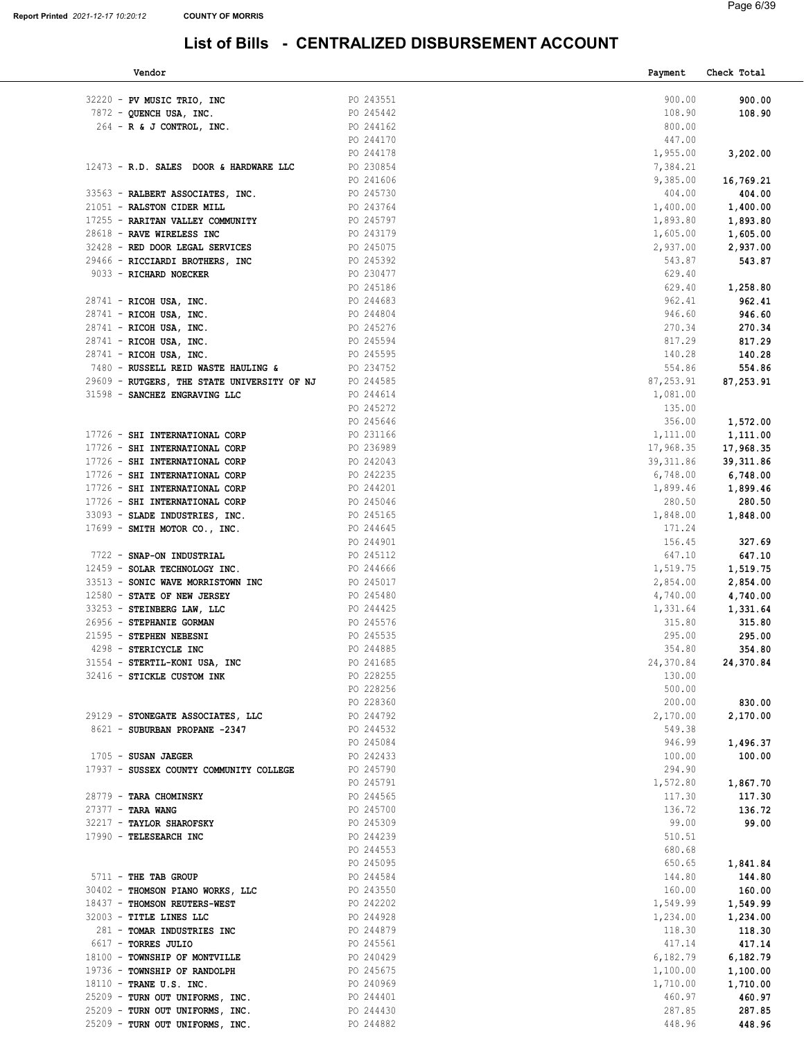Report Printed 2021-12-17 10:20:12 **COUNTY OF MORRIS**

# List of Bills - CENTRALIZED DISBURSEMENT ACCOUNT

| Vendor | | Payment | Check Total |
|---|---|---|---|
| 32220 - **PV MUSIC TRIO, INC** | PO 243551 | 900.00 | **900.00** |
| 7872 - **QUENCH USA, INC.** | PO 245442 | 108.90 | **108.90** |
| 264 - **R & J CONTROL, INC.** | PO 244162 | 800.00 | |
| | PO 244170 | 447.00 | |
| | PO 244178 | 1,955.00 | **3,202.00** |
| 12473 - **R.D. SALES DOOR & HARDWARE LLC** | PO 230854 | 7,384.21 | |
| | PO 241606 | 9,385.00 | **16,769.21** |
| 33563 - **RALBERT ASSOCIATES, INC.** | PO 245730 | 404.00 | **404.00** |
| 21051 - **RALSTON CIDER MILL** | PO 243764 | 1,400.00 | **1,400.00** |
| 17255 - **RARITAN VALLEY COMMUNITY** | PO 245797 | 1,893.80 | **1,893.80** |
| 28618 - **RAVE WIRELESS INC** | PO 243179 | 1,605.00 | **1,605.00** |
| 32428 - **RED DOOR LEGAL SERVICES** | PO 245075 | 2,937.00 | **2,937.00** |
| 29466 - **RICCIARDI BROTHERS, INC** | PO 245392 | 543.87 | **543.87** |
| 9033 - **RICHARD NOECKER** | PO 230477 | 629.40 | |
| | PO 245186 | 629.40 | **1,258.80** |
| 28741 - **RICOH USA, INC.** | PO 244683 | 962.41 | **962.41** |
| 28741 - **RICOH USA, INC.** | PO 244804 | 946.60 | **946.60** |
| 28741 - **RICOH USA, INC.** | PO 245276 | 270.34 | **270.34** |
| 28741 - **RICOH USA, INC.** | PO 245594 | 817.29 | **817.29** |
| 28741 - **RICOH USA, INC.** | PO 245595 | 140.28 | **140.28** |
| 7480 - **RUSSELL REID WASTE HAULING &** | PO 234752 | 554.86 | **554.86** |
| 29609 - **RUTGERS, THE STATE UNIVERSITY OF NJ** | PO 244585 | 87,253.91 | **87,253.91** |
| 31598 - **SANCHEZ ENGRAVING LLC** | PO 244614 | 1,081.00 | |
| | PO 245272 | 135.00 | |
| | PO 245646 | 356.00 | **1,572.00** |
| 17726 - **SHI INTERNATIONAL CORP** | PO 231166 | 1,111.00 | **1,111.00** |
| 17726 - **SHI INTERNATIONAL CORP** | PO 236989 | 17,968.35 | **17,968.35** |
| 17726 - **SHI INTERNATIONAL CORP** | PO 242043 | 39,311.86 | **39,311.86** |
| 17726 - **SHI INTERNATIONAL CORP** | PO 242235 | 6,748.00 | **6,748.00** |
| 17726 - **SHI INTERNATIONAL CORP** | PO 244201 | 1,899.46 | **1,899.46** |
| 17726 - **SHI INTERNATIONAL CORP** | PO 245046 | 280.50 | **280.50** |
| 33093 - **SLADE INDUSTRIES, INC.** | PO 245165 | 1,848.00 | **1,848.00** |
| 17699 - **SMITH MOTOR CO., INC.** | PO 244645 | 171.24 | |
| | PO 244901 | 156.45 | **327.69** |
| 7722 - **SNAP-ON INDUSTRIAL** | PO 245112 | 647.10 | **647.10** |
| 12459 - **SOLAR TECHNOLOGY INC.** | PO 244666 | 1,519.75 | **1,519.75** |
| 33513 - **SONIC WAVE MORRISTOWN INC** | PO 245017 | 2,854.00 | **2,854.00** |
| 12580 - **STATE OF NEW JERSEY** | PO 245480 | 4,740.00 | **4,740.00** |
| 33253 - **STEINBERG LAW, LLC** | PO 244425 | 1,331.64 | **1,331.64** |
| 26956 - **STEPHANIE GORMAN** | PO 245576 | 315.80 | **315.80** |
| 21595 - **STEPHEN NEBESNI** | PO 245535 | 295.00 | **295.00** |
| 4298 - **STERICYCLE INC** | PO 244885 | 354.80 | **354.80** |
| 31554 - **STERTIL-KONI USA, INC** | PO 241685 | 24,370.84 | **24,370.84** |
| 32416 - **STICKLE CUSTOM INK** | PO 228255 | 130.00 | |
| | PO 228256 | 500.00 | |
| | PO 228360 | 200.00 | **830.00** |
| 29129 - **STONEGATE ASSOCIATES, LLC** | PO 244792 | 2,170.00 | **2,170.00** |
| 8621 - **SUBURBAN PROPANE -2347** | PO 244532 | 549.38 | |
| | PO 245084 | 946.99 | **1,496.37** |
| 1705 - **SUSAN JAEGER** | PO 242433 | 100.00 | **100.00** |
| 17937 - **SUSSEX COUNTY COMMUNITY COLLEGE** | PO 245790 | 294.90 | |
| | PO 245791 | 1,572.80 | **1,867.70** |
| 28779 - **TARA CHOMINSKY** | PO 244565 | 117.30 | **117.30** |
| 27377 - **TARA WANG** | PO 245700 | 136.72 | **136.72** |
| 32217 - **TAYLOR SHAROFSKY** | PO 245309 | 99.00 | **99.00** |
| 17990 - **TELESEARCH INC** | PO 244239 | 510.51 | |
| | PO 244553 | 680.68 | |
| | PO 245095 | 650.65 | **1,841.84** |
| 5711 - **THE TAB GROUP** | PO 244584 | 144.80 | **144.80** |
| 30402 - **THOMSON PIANO WORKS, LLC** | PO 243550 | 160.00 | **160.00** |
| 18437 - **THOMSON REUTERS-WEST** | PO 242202 | 1,549.99 | **1,549.99** |
| 32003 - **TITLE LINES LLC** | PO 244928 | 1,234.00 | **1,234.00** |
| 281 - **TOMAR INDUSTRIES INC** | PO 244879 | 118.30 | **118.30** |
| 6617 - **TORRES JULIO** | PO 245561 | 417.14 | **417.14** |
| 18100 - **TOWNSHIP OF MONTVILLE** | PO 240429 | 6,182.79 | **6,182.79** |
| 19736 - **TOWNSHIP OF RANDOLPH** | PO 245675 | 1,100.00 | **1,100.00** |
| 18110 - **TRANE U.S. INC.** | PO 240969 | 1,710.00 | **1,710.00** |
| 25209 - **TURN OUT UNIFORMS, INC.** | PO 244401 | 460.97 | **460.97** |
| 25209 - **TURN OUT UNIFORMS, INC.** | PO 244430 | 287.85 | **287.85** |
| 25209 - **TURN OUT UNIFORMS, INC.** | PO 244882 | 448.96 | **448.96** |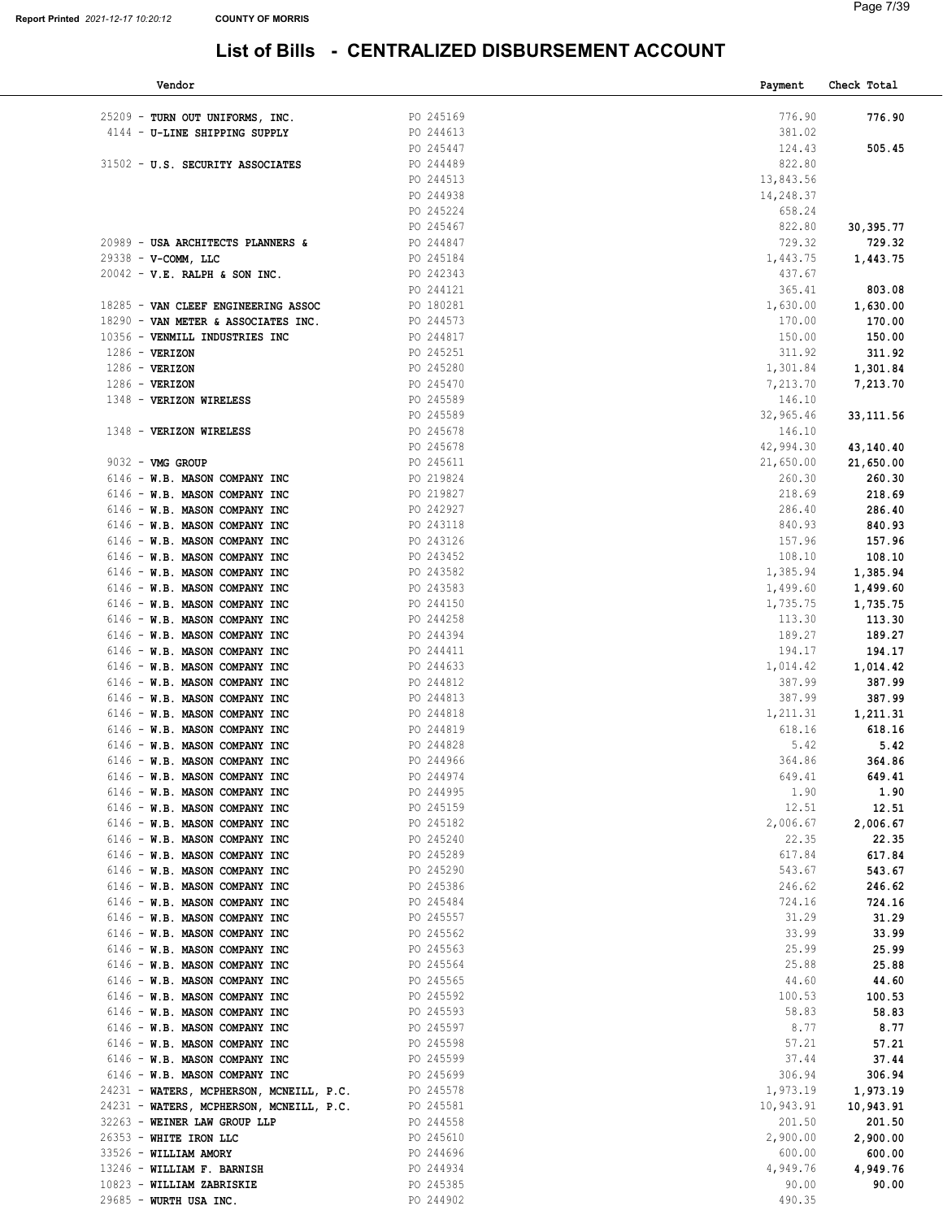# List of Bills - CENTRALIZED DISBURSEMENT ACCOUNT

| Vendor | | Payment | Check Total |
|---|---|---|---|
| 25209 - **TURN OUT UNIFORMS, INC.** | PO 245169 | 776.90 | **776.90** |
| 4144 - **U-LINE SHIPPING SUPPLY** | PO 244613 | 381.02 | |
| | PO 245447 | 124.43 | **505.45** |
| 31502 - **U.S. SECURITY ASSOCIATES** | PO 244489 | 822.80 | |
| | PO 244513 | 13,843.56 | |
| | PO 244938 | 14,248.37 | |
| | PO 245224 | 658.24 | |
| | PO 245467 | 822.80 | **30,395.77** |
| 20989 - **USA ARCHITECTS PLANNERS &** | PO 244847 | 729.32 | **729.32** |
| 29338 - **V-COMM, LLC** | PO 245184 | 1,443.75 | **1,443.75** |
| 20042 - **V.E. RALPH & SON INC.** | PO 242343 | 437.67 | |
| | PO 244121 | 365.41 | **803.08** |
| 18285 - **VAN CLEEF ENGINEERING ASSOC** | PO 180281 | 1,630.00 | **1,630.00** |
| 18290 - **VAN METER & ASSOCIATES INC.** | PO 244573 | 170.00 | **170.00** |
| 10356 - **VENMILL INDUSTRIES INC** | PO 244817 | 150.00 | **150.00** |
| 1286 - **VERIZON** | PO 245251 | 311.92 | **311.92** |
| 1286 - **VERIZON** | PO 245280 | 1,301.84 | **1,301.84** |
| 1286 - **VERIZON** | PO 245470 | 7,213.70 | **7,213.70** |
| 1348 - **VERIZON WIRELESS** | PO 245589 | 146.10 | |
| | PO 245589 | 32,965.46 | **33,111.56** |
| 1348 - **VERIZON WIRELESS** | PO 245678 | 146.10 | |
| | PO 245678 | 42,994.30 | **43,140.40** |
| 9032 - **VMG GROUP** | PO 245611 | 21,650.00 | **21,650.00** |
| 6146 - **W.B. MASON COMPANY INC** | PO 219824 | 260.30 | **260.30** |
| 6146 - **W.B. MASON COMPANY INC** | PO 219827 | 218.69 | **218.69** |
| 6146 - **W.B. MASON COMPANY INC** | PO 242927 | 286.40 | **286.40** |
| 6146 - **W.B. MASON COMPANY INC** | PO 243118 | 840.93 | **840.93** |
| 6146 - **W.B. MASON COMPANY INC** | PO 243126 | 157.96 | **157.96** |
| 6146 - **W.B. MASON COMPANY INC** | PO 243452 | 108.10 | **108.10** |
| 6146 - **W.B. MASON COMPANY INC** | PO 243582 | 1,385.94 | **1,385.94** |
| 6146 - **W.B. MASON COMPANY INC** | PO 243583 | 1,499.60 | **1,499.60** |
| 6146 - **W.B. MASON COMPANY INC** | PO 244150 | 1,735.75 | **1,735.75** |
| 6146 - **W.B. MASON COMPANY INC** | PO 244258 | 113.30 | **113.30** |
| 6146 - **W.B. MASON COMPANY INC** | PO 244394 | 189.27 | **189.27** |
| 6146 - **W.B. MASON COMPANY INC** | PO 244411 | 194.17 | **194.17** |
| 6146 - **W.B. MASON COMPANY INC** | PO 244633 | 1,014.42 | **1,014.42** |
| 6146 - **W.B. MASON COMPANY INC** | PO 244812 | 387.99 | **387.99** |
| 6146 - **W.B. MASON COMPANY INC** | PO 244813 | 387.99 | **387.99** |
| 6146 - **W.B. MASON COMPANY INC** | PO 244818 | 1,211.31 | **1,211.31** |
| 6146 - **W.B. MASON COMPANY INC** | PO 244819 | 618.16 | **618.16** |
| 6146 - **W.B. MASON COMPANY INC** | PO 244828 | 5.42 | **5.42** |
| 6146 - **W.B. MASON COMPANY INC** | PO 244966 | 364.86 | **364.86** |
| 6146 - **W.B. MASON COMPANY INC** | PO 244974 | 649.41 | **649.41** |
| 6146 - **W.B. MASON COMPANY INC** | PO 244995 | 1.90 | **1.90** |
| 6146 - **W.B. MASON COMPANY INC** | PO 245159 | 12.51 | **12.51** |
| 6146 - **W.B. MASON COMPANY INC** | PO 245182 | 2,006.67 | **2,006.67** |
| 6146 - **W.B. MASON COMPANY INC** | PO 245240 | 22.35 | **22.35** |
| 6146 - **W.B. MASON COMPANY INC** | PO 245289 | 617.84 | **617.84** |
| 6146 - **W.B. MASON COMPANY INC** | PO 245290 | 543.67 | **543.67** |
| 6146 - **W.B. MASON COMPANY INC** | PO 245386 | 246.62 | **246.62** |
| 6146 - **W.B. MASON COMPANY INC** | PO 245484 | 724.16 | **724.16** |
| 6146 - **W.B. MASON COMPANY INC** | PO 245557 | 31.29 | **31.29** |
| 6146 - **W.B. MASON COMPANY INC** | PO 245562 | 33.99 | **33.99** |
| 6146 - **W.B. MASON COMPANY INC** | PO 245563 | 25.99 | **25.99** |
| 6146 - **W.B. MASON COMPANY INC** | PO 245564 | 25.88 | **25.88** |
| 6146 - **W.B. MASON COMPANY INC** | PO 245565 | 44.60 | **44.60** |
| 6146 - **W.B. MASON COMPANY INC** | PO 245592 | 100.53 | **100.53** |
| 6146 - **W.B. MASON COMPANY INC** | PO 245593 | 58.83 | **58.83** |
| 6146 - **W.B. MASON COMPANY INC** | PO 245597 | 8.77 | **8.77** |
| 6146 - **W.B. MASON COMPANY INC** | PO 245598 | 57.21 | **57.21** |
| 6146 - **W.B. MASON COMPANY INC** | PO 245599 | 37.44 | **37.44** |
| 6146 - **W.B. MASON COMPANY INC** | PO 245699 | 306.94 | **306.94** |
| 24231 - **WATERS, MCPHERSON, MCNEILL, P.C.** | PO 245578 | 1,973.19 | **1,973.19** |
| 24231 - **WATERS, MCPHERSON, MCNEILL, P.C.** | PO 245581 | 10,943.91 | **10,943.91** |
| 32263 - **WEINER LAW GROUP LLP** | PO 244558 | 201.50 | **201.50** |
| 26353 - **WHITE IRON LLC** | PO 245610 | 2,900.00 | **2,900.00** |
| 33526 - **WILLIAM AMORY** | PO 244696 | 600.00 | **600.00** |
| 13246 - **WILLIAM F. BARNISH** | PO 244934 | 4,949.76 | **4,949.76** |
| 10823 - **WILLIAM ZABRISKIE** | PO 245385 | 90.00 | **90.00** |
| 29685 - **WURTH USA INC.** | PO 244902 | 490.35 | |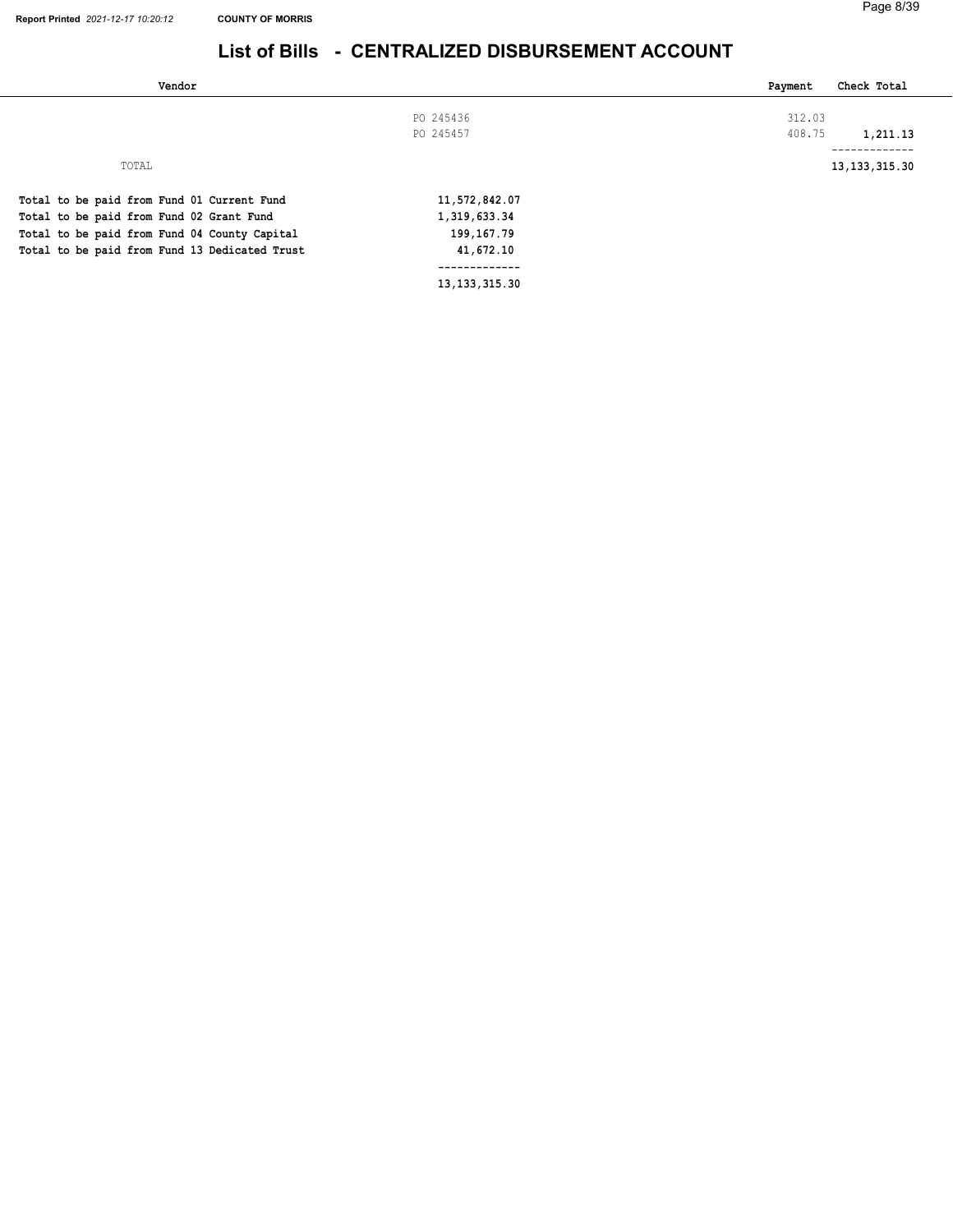## List of Bills - CENTRALIZED DISBURSEMENT ACCOUNT

| Vendor | | Payment | Check Total |
|---|---|---|---|
| | PO 245436 | 312.03 | |
| | PO 245457 | 408.75 | 1,211.13 |
| TOTAL | | | 13,133,315.30 |

| | |
|---|---|
| **Total to be paid from Fund 01 Current Fund** | **11,572,842.07** |
| **Total to be paid from Fund 02 Grant Fund** | **1,319,633.34** |
| **Total to be paid from Fund 04 County Capital** | **199,167.79** |
| **Total to be paid from Fund 13 Dedicated Trust** | **41,672.10** |
| | **13,133,315.30** |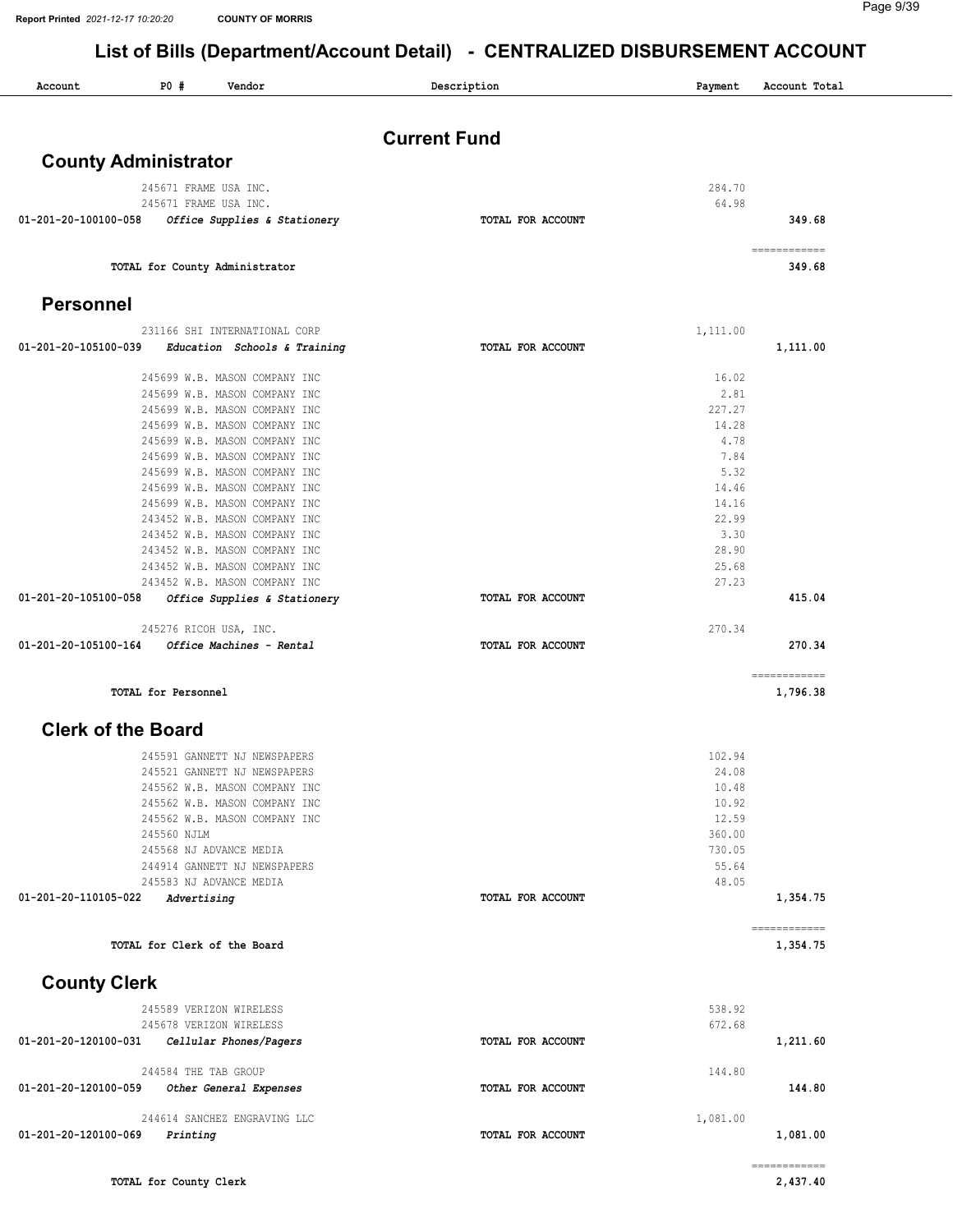# List of Bills (Department/Account Detail) - CENTRALIZED DISBURSEMENT ACCOUNT

| Account | PO # | Vendor | Description | Payment | Account Total |
|---|---|---|---|---|---|

## Current Fund

### County Administrator

| Account | PO # | Vendor | Description | Payment | Account Total |
|---|---|---|---|---|---|
| | 245671 | FRAME USA INC. | | 284.70 | |
| | 245671 | FRAME USA INC. | | 64.98 | |
| 01-201-20-100100-058 | | *Office Supplies & Stationery* | TOTAL FOR ACCOUNT | | 349.68 |
| | | TOTAL for County Administrator | | | 349.68 |

### Personnel

| Account | PO # | Vendor | Description | Payment | Account Total |
|---|---|---|---|---|---|
| | 231166 | SHI INTERNATIONAL CORP | | 1,111.00 | |
| 01-201-20-105100-039 | | *Education Schools & Training* | TOTAL FOR ACCOUNT | | 1,111.00 |
| | 245699 | W.B. MASON COMPANY INC | | 16.02 | |
| | 245699 | W.B. MASON COMPANY INC | | 2.81 | |
| | 245699 | W.B. MASON COMPANY INC | | 227.27 | |
| | 245699 | W.B. MASON COMPANY INC | | 14.28 | |
| | 245699 | W.B. MASON COMPANY INC | | 4.78 | |
| | 245699 | W.B. MASON COMPANY INC | | 7.84 | |
| | 245699 | W.B. MASON COMPANY INC | | 5.32 | |
| | 245699 | W.B. MASON COMPANY INC | | 14.46 | |
| | 245699 | W.B. MASON COMPANY INC | | 14.16 | |
| | 243452 | W.B. MASON COMPANY INC | | 22.99 | |
| | 243452 | W.B. MASON COMPANY INC | | 3.30 | |
| | 243452 | W.B. MASON COMPANY INC | | 28.90 | |
| | 243452 | W.B. MASON COMPANY INC | | 25.68 | |
| | 243452 | W.B. MASON COMPANY INC | | 27.23 | |
| 01-201-20-105100-058 | | *Office Supplies & Stationery* | TOTAL FOR ACCOUNT | | 415.04 |
| | 245276 | RICOH USA, INC. | | 270.34 | |
| 01-201-20-105100-164 | | *Office Machines - Rental* | TOTAL FOR ACCOUNT | | 270.34 |
| | | TOTAL for Personnel | | | 1,796.38 |

### Clerk of the Board

| Account | PO # | Vendor | Description | Payment | Account Total |
|---|---|---|---|---|---|
| | 245591 | GANNETT NJ NEWSPAPERS | | 102.94 | |
| | 245521 | GANNETT NJ NEWSPAPERS | | 24.08 | |
| | 245562 | W.B. MASON COMPANY INC | | 10.48 | |
| | 245562 | W.B. MASON COMPANY INC | | 10.92 | |
| | 245562 | W.B. MASON COMPANY INC | | 12.59 | |
| | 245560 | NJLM | | 360.00 | |
| | 245568 | NJ ADVANCE MEDIA | | 730.05 | |
| | 244914 | GANNETT NJ NEWSPAPERS | | 55.64 | |
| | 245583 | NJ ADVANCE MEDIA | | 48.05 | |
| 01-201-20-110105-022 | | *Advertising* | TOTAL FOR ACCOUNT | | 1,354.75 |
| | | TOTAL for Clerk of the Board | | | 1,354.75 |

### County Clerk

| Account | PO # | Vendor | Description | Payment | Account Total |
|---|---|---|---|---|---|
| | 245589 | VERIZON WIRELESS | | 538.92 | |
| | 245678 | VERIZON WIRELESS | | 672.68 | |
| 01-201-20-120100-031 | | *Cellular Phones/Pagers* | TOTAL FOR ACCOUNT | | 1,211.60 |
| | 244584 | THE TAB GROUP | | 144.80 | |
| 01-201-20-120100-059 | | *Other General Expenses* | TOTAL FOR ACCOUNT | | 144.80 |
| | 244614 | SANCHEZ ENGRAVING LLC | | 1,081.00 | |
| 01-201-20-120100-069 | | *Printing* | TOTAL FOR ACCOUNT | | 1,081.00 |
| | | TOTAL for County Clerk | | | 2,437.40 |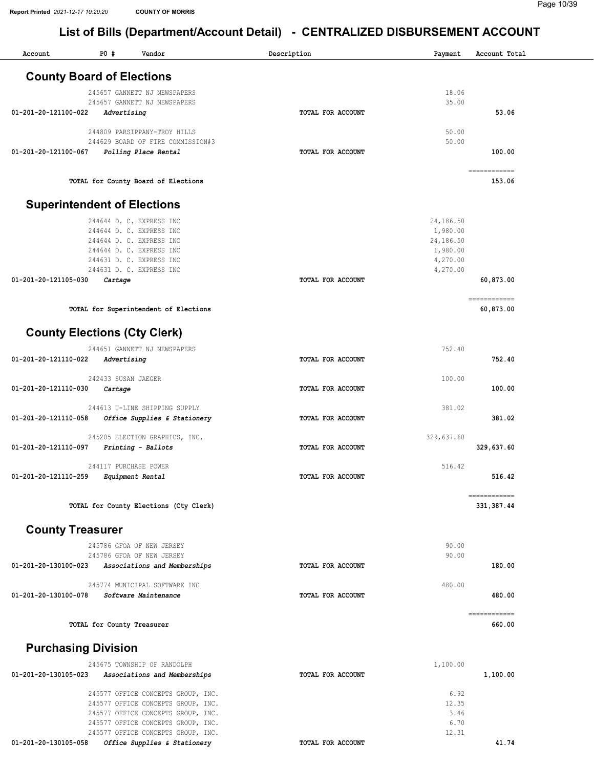Report Printed *2021-12-17 10:20:20* **COUNTY OF MORRIS**

# List of Bills (Department/Account Detail) - CENTRALIZED DISBURSEMENT ACCOUNT

| Account | PO # | Vendor | Description | Payment | Account Total |
|---|---|---|---|---|---|

## County Board of Elections

| Account | PO # | Vendor | Description | Payment | Account Total |
|---|---|---|---|---|---|
| | 245657 | GANNETT NJ NEWSPAPERS | | 18.06 | |
| | 245657 | GANNETT NJ NEWSPAPERS | | 35.00 | |
| 01-201-20-121100-022 | | *Advertising* | TOTAL FOR ACCOUNT | | 53.06 |
| | 244809 | PARSIPPANY-TROY HILLS | | 50.00 | |
| | 244629 | BOARD OF FIRE COMMISSION#3 | | 50.00 | |
| 01-201-20-121100-067 | | *Polling Place Rental* | TOTAL FOR ACCOUNT | | 100.00 |
| | | TOTAL for County Board of Elections | | | 153.06 |

## Superintendent of Elections

| Account | PO # | Vendor | Description | Payment | Account Total |
|---|---|---|---|---|---|
| | 244644 | D. C. EXPRESS INC | | 24,186.50 | |
| | 244644 | D. C. EXPRESS INC | | 1,980.00 | |
| | 244644 | D. C. EXPRESS INC | | 24,186.50 | |
| | 244644 | D. C. EXPRESS INC | | 1,980.00 | |
| | 244631 | D. C. EXPRESS INC | | 4,270.00 | |
| | 244631 | D. C. EXPRESS INC | | 4,270.00 | |
| 01-201-20-121105-030 | | *Cartage* | TOTAL FOR ACCOUNT | | 60,873.00 |
| | | TOTAL for Superintendent of Elections | | | 60,873.00 |

## County Elections (Cty Clerk)

| Account | PO # | Vendor | Description | Payment | Account Total |
|---|---|---|---|---|---|
| | 244651 | GANNETT NJ NEWSPAPERS | | 752.40 | |
| 01-201-20-121110-022 | | *Advertising* | TOTAL FOR ACCOUNT | | 752.40 |
| | 242433 | SUSAN JAEGER | | 100.00 | |
| 01-201-20-121110-030 | | *Cartage* | TOTAL FOR ACCOUNT | | 100.00 |
| | 244613 | U-LINE SHIPPING SUPPLY | | 381.02 | |
| 01-201-20-121110-058 | | *Office Supplies & Stationery* | TOTAL FOR ACCOUNT | | 381.02 |
| | 245205 | ELECTION GRAPHICS, INC. | | 329,637.60 | |
| 01-201-20-121110-097 | | *Printing - Ballots* | TOTAL FOR ACCOUNT | | 329,637.60 |
| | 244117 | PURCHASE POWER | | 516.42 | |
| 01-201-20-121110-259 | | *Equipment Rental* | TOTAL FOR ACCOUNT | | 516.42 |
| | | TOTAL for County Elections (Cty Clerk) | | | 331,387.44 |

## County Treasurer

| Account | PO # | Vendor | Description | Payment | Account Total |
|---|---|---|---|---|---|
| | 245786 | GFOA OF NEW JERSEY | | 90.00 | |
| | 245786 | GFOA OF NEW JERSEY | | 90.00 | |
| 01-201-20-130100-023 | | *Associations and Memberships* | TOTAL FOR ACCOUNT | | 180.00 |
| | 245774 | MUNICIPAL SOFTWARE INC | | 480.00 | |
| 01-201-20-130100-078 | | *Software Maintenance* | TOTAL FOR ACCOUNT | | 480.00 |
| | | TOTAL for County Treasurer | | | 660.00 |

## Purchasing Division

| Account | PO # | Vendor | Description | Payment | Account Total |
|---|---|---|---|---|---|
| | 245675 | TOWNSHIP OF RANDOLPH | | 1,100.00 | |
| 01-201-20-130105-023 | | *Associations and Memberships* | TOTAL FOR ACCOUNT | | 1,100.00 |
| | 245577 | OFFICE CONCEPTS GROUP, INC. | | 6.92 | |
| | 245577 | OFFICE CONCEPTS GROUP, INC. | | 12.35 | |
| | 245577 | OFFICE CONCEPTS GROUP, INC. | | 3.46 | |
| | 245577 | OFFICE CONCEPTS GROUP, INC. | | 6.70 | |
| | 245577 | OFFICE CONCEPTS GROUP, INC. | | 12.31 | |
| 01-201-20-130105-058 | | *Office Supplies & Stationery* | TOTAL FOR ACCOUNT | | 41.74 |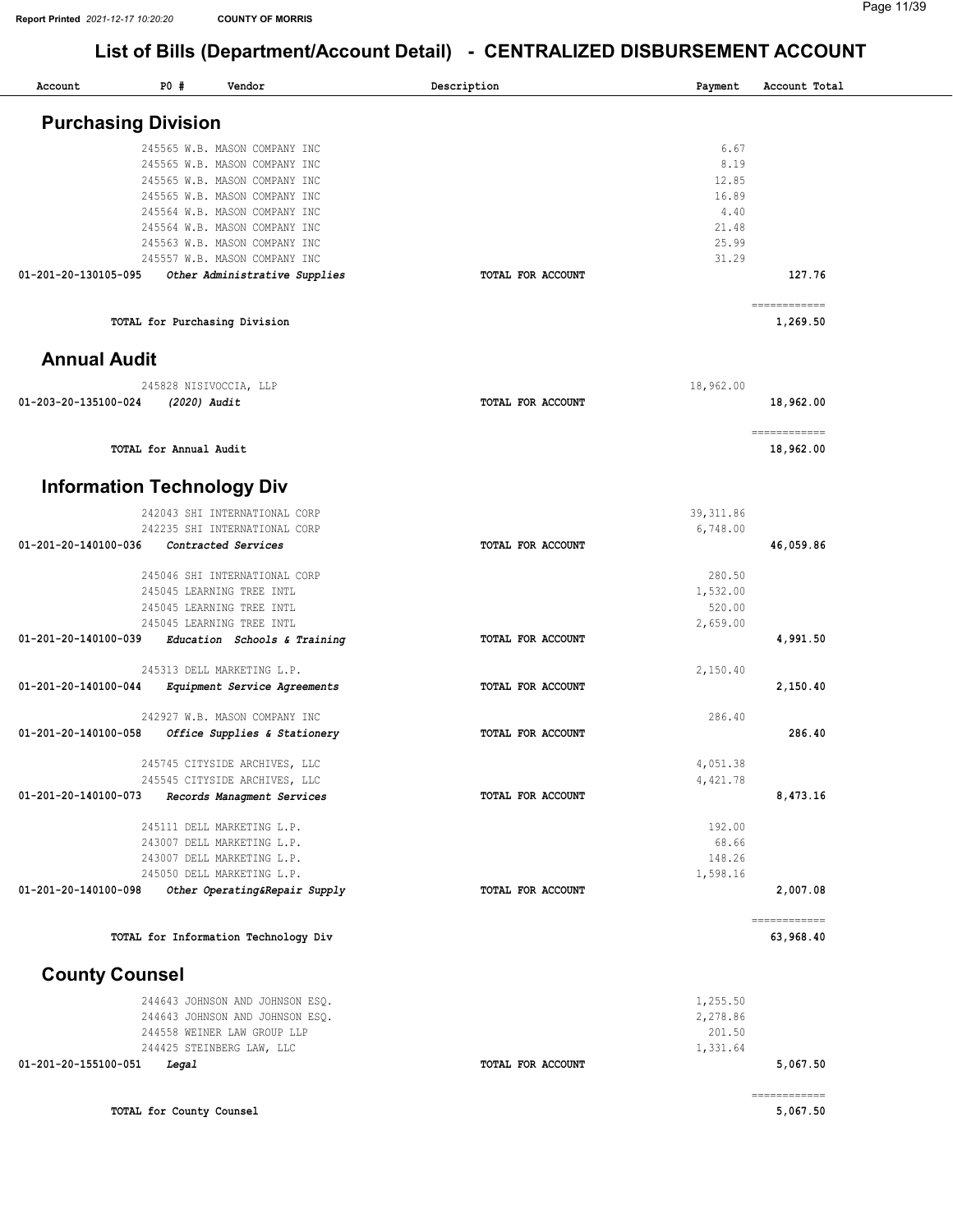## List of Bills (Department/Account Detail) - CENTRALIZED DISBURSEMENT ACCOUNT

| Account | PO # | Vendor | Description | Payment | Account Total |
|---|---|---|---|---|---|

### Purchasing Division

| Account | PO # | Vendor | Description | Payment | Account Total |
|---|---|---|---|---|---|
| | 245565 | W.B. MASON COMPANY INC | | 6.67 | |
| | 245565 | W.B. MASON COMPANY INC | | 8.19 | |
| | 245565 | W.B. MASON COMPANY INC | | 12.85 | |
| | 245565 | W.B. MASON COMPANY INC | | 16.89 | |
| | 245564 | W.B. MASON COMPANY INC | | 4.40 | |
| | 245564 | W.B. MASON COMPANY INC | | 21.48 | |
| | 245563 | W.B. MASON COMPANY INC | | 25.99 | |
| | 245557 | W.B. MASON COMPANY INC | | 31.29 | |
| 01-201-20-130105-095 | | *Other Administrative Supplies* | TOTAL FOR ACCOUNT | | 127.76 |
| | | **TOTAL for Purchasing Division** | | | 1,269.50 |

### Annual Audit

| Account | PO # | Vendor | Description | Payment | Account Total |
|---|---|---|---|---|---|
| | 245828 | NISIVOCCIA, LLP | | 18,962.00 | |
| 01-203-20-135100-024 | | *(2020) Audit* | TOTAL FOR ACCOUNT | | 18,962.00 |
| | | **TOTAL for Annual Audit** | | | 18,962.00 |

### Information Technology Div

| Account | PO # | Vendor | Description | Payment | Account Total |
|---|---|---|---|---|---|
| | 242043 | SHI INTERNATIONAL CORP | | 39,311.86 | |
| | 242235 | SHI INTERNATIONAL CORP | | 6,748.00 | |
| 01-201-20-140100-036 | | *Contracted Services* | TOTAL FOR ACCOUNT | | 46,059.86 |
| | 245046 | SHI INTERNATIONAL CORP | | 280.50 | |
| | 245045 | LEARNING TREE INTL | | 1,532.00 | |
| | 245045 | LEARNING TREE INTL | | 520.00 | |
| | 245045 | LEARNING TREE INTL | | 2,659.00 | |
| 01-201-20-140100-039 | | *Education Schools & Training* | TOTAL FOR ACCOUNT | | 4,991.50 |
| | 245313 | DELL MARKETING L.P. | | 2,150.40 | |
| 01-201-20-140100-044 | | *Equipment Service Agreements* | TOTAL FOR ACCOUNT | | 2,150.40 |
| | 242927 | W.B. MASON COMPANY INC | | 286.40 | |
| 01-201-20-140100-058 | | *Office Supplies & Stationery* | TOTAL FOR ACCOUNT | | 286.40 |
| | 245745 | CITYSIDE ARCHIVES, LLC | | 4,051.38 | |
| | 245545 | CITYSIDE ARCHIVES, LLC | | 4,421.78 | |
| 01-201-20-140100-073 | | *Records Managment Services* | TOTAL FOR ACCOUNT | | 8,473.16 |
| | 245111 | DELL MARKETING L.P. | | 192.00 | |
| | 243007 | DELL MARKETING L.P. | | 68.66 | |
| | 243007 | DELL MARKETING L.P. | | 148.26 | |
| | 245050 | DELL MARKETING L.P. | | 1,598.16 | |
| 01-201-20-140100-098 | | *Other Operating&Repair Supply* | TOTAL FOR ACCOUNT | | 2,007.08 |
| | | **TOTAL for Information Technology Div** | | | 63,968.40 |

### County Counsel

| Account | PO # | Vendor | Description | Payment | Account Total |
|---|---|---|---|---|---|
| | 244643 | JOHNSON AND JOHNSON ESQ. | | 1,255.50 | |
| | 244643 | JOHNSON AND JOHNSON ESQ. | | 2,278.86 | |
| | 244558 | WEINER LAW GROUP LLP | | 201.50 | |
| | 244425 | STEINBERG LAW, LLC | | 1,331.64 | |
| 01-201-20-155100-051 | | *Legal* | TOTAL FOR ACCOUNT | | 5,067.50 |
| | | **TOTAL for County Counsel** | | | 5,067.50 |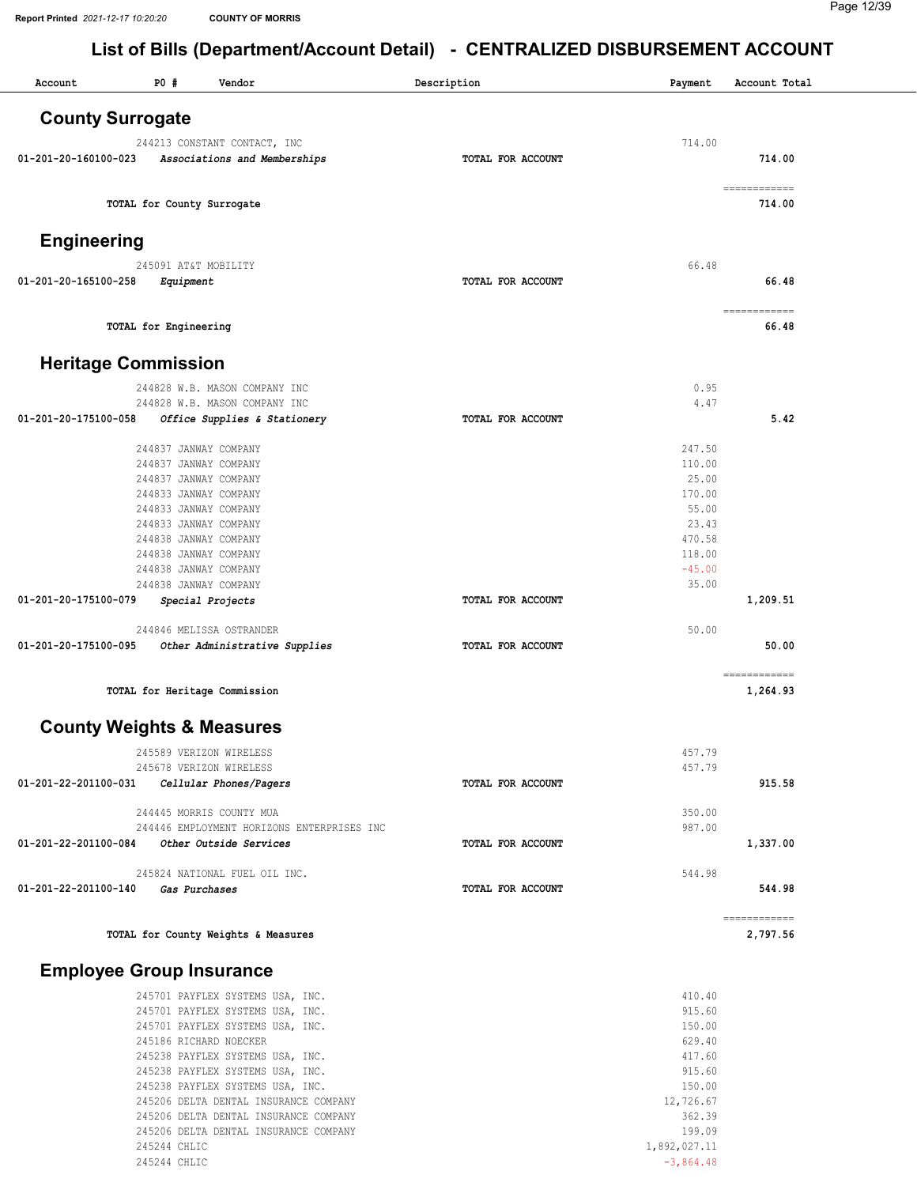## List of Bills (Department/Account Detail) - CENTRALIZED DISBURSEMENT ACCOUNT

| Account | PO # | Vendor | Description | Payment | Account Total |
|---|---|---|---|---|---|

### County Surrogate

| Account | PO # | Vendor | Description | Payment | Account Total |
|---|---|---|---|---|---|
| | 244213 | CONSTANT CONTACT, INC | | 714.00 | |
| 01-201-20-160100-023 | | *Associations and Memberships* | TOTAL FOR ACCOUNT | | 714.00 |
| | | TOTAL for County Surrogate | | | 714.00 |

### Engineering

| Account | PO # | Vendor | Description | Payment | Account Total |
|---|---|---|---|---|---|
| | 245091 | AT&T MOBILITY | | 66.48 | |
| 01-201-20-165100-258 | | *Equipment* | TOTAL FOR ACCOUNT | | 66.48 |
| | | TOTAL for Engineering | | | 66.48 |

### Heritage Commission

| Account | PO # | Vendor | Description | Payment | Account Total |
|---|---|---|---|---|---|
| | 244828 | W.B. MASON COMPANY INC | | 0.95 | |
| | 244828 | W.B. MASON COMPANY INC | | 4.47 | |
| 01-201-20-175100-058 | | *Office Supplies & Stationery* | TOTAL FOR ACCOUNT | | 5.42 |
| | 244837 | JANWAY COMPANY | | 247.50 | |
| | 244837 | JANWAY COMPANY | | 110.00 | |
| | 244837 | JANWAY COMPANY | | 25.00 | |
| | 244833 | JANWAY COMPANY | | 170.00 | |
| | 244833 | JANWAY COMPANY | | 55.00 | |
| | 244833 | JANWAY COMPANY | | 23.43 | |
| | 244838 | JANWAY COMPANY | | 470.58 | |
| | 244838 | JANWAY COMPANY | | 118.00 | |
| | 244838 | JANWAY COMPANY | | -45.00 | |
| | 244838 | JANWAY COMPANY | | 35.00 | |
| 01-201-20-175100-079 | | *Special Projects* | TOTAL FOR ACCOUNT | | 1,209.51 |
| | 244846 | MELISSA OSTRANDER | | 50.00 | |
| 01-201-20-175100-095 | | *Other Administrative Supplies* | TOTAL FOR ACCOUNT | | 50.00 |
| | | TOTAL for Heritage Commission | | | 1,264.93 |

### County Weights & Measures

| Account | PO # | Vendor | Description | Payment | Account Total |
|---|---|---|---|---|---|
| | 245589 | VERIZON WIRELESS | | 457.79 | |
| | 245678 | VERIZON WIRELESS | | 457.79 | |
| 01-201-22-201100-031 | | *Cellular Phones/Pagers* | TOTAL FOR ACCOUNT | | 915.58 |
| | 244445 | MORRIS COUNTY MUA | | 350.00 | |
| | 244446 | EMPLOYMENT HORIZONS ENTERPRISES INC | | 987.00 | |
| 01-201-22-201100-084 | | *Other Outside Services* | TOTAL FOR ACCOUNT | | 1,337.00 |
| | 245824 | NATIONAL FUEL OIL INC. | | 544.98 | |
| 01-201-22-201100-140 | | *Gas Purchases* | TOTAL FOR ACCOUNT | | 544.98 |
| | | TOTAL for County Weights & Measures | | | 2,797.56 |

### Employee Group Insurance

| Account | PO # | Vendor | Description | Payment | Account Total |
|---|---|---|---|---|---|
| | 245701 | PAYFLEX SYSTEMS USA, INC. | | 410.40 | |
| | 245701 | PAYFLEX SYSTEMS USA, INC. | | 915.60 | |
| | 245701 | PAYFLEX SYSTEMS USA, INC. | | 150.00 | |
| | 245186 | RICHARD NOECKER | | 629.40 | |
| | 245238 | PAYFLEX SYSTEMS USA, INC. | | 417.60 | |
| | 245238 | PAYFLEX SYSTEMS USA, INC. | | 915.60 | |
| | 245238 | PAYFLEX SYSTEMS USA, INC. | | 150.00 | |
| | 245206 | DELTA DENTAL INSURANCE COMPANY | | 12,726.67 | |
| | 245206 | DELTA DENTAL INSURANCE COMPANY | | 362.39 | |
| | 245206 | DELTA DENTAL INSURANCE COMPANY | | 199.09 | |
| | 245244 | CHLIC | | 1,892,027.11 | |
| | 245244 | CHLIC | | -3,864.48 | |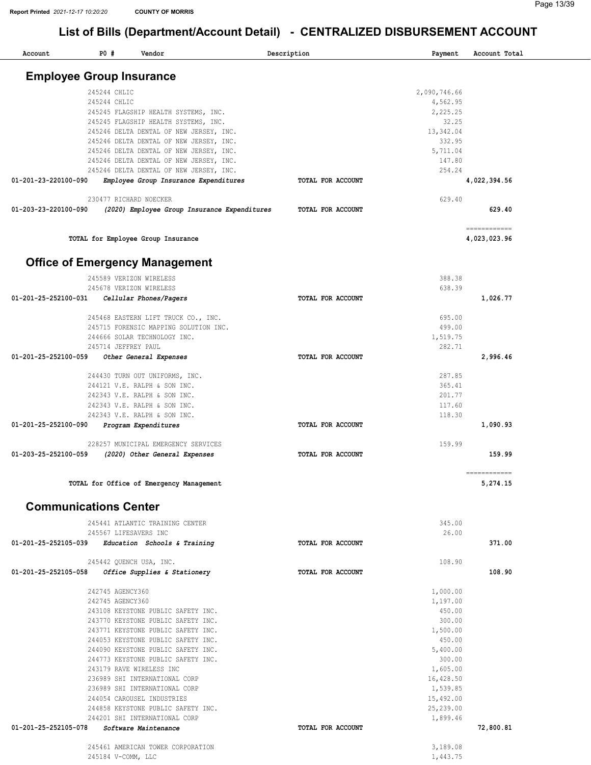## List of Bills (Department/Account Detail) - CENTRALIZED DISBURSEMENT ACCOUNT

| Account | PO # | Vendor | Description | Payment | Account Total |
|---|---|---|---|---|---|

### Employee Group Insurance

| Account | PO # | Vendor | Description | Payment | Account Total |
|---|---|---|---|---|---|
| | 245244 | CHLIC | | 2,090,746.66 | |
| | 245244 | CHLIC | | 4,562.95 | |
| | 245245 | FLAGSHIP HEALTH SYSTEMS, INC. | | 2,225.25 | |
| | 245245 | FLAGSHIP HEALTH SYSTEMS, INC. | | 32.25 | |
| | 245246 | DELTA DENTAL OF NEW JERSEY, INC. | | 13,342.04 | |
| | 245246 | DELTA DENTAL OF NEW JERSEY, INC. | | 332.95 | |
| | 245246 | DELTA DENTAL OF NEW JERSEY, INC. | | 5,711.04 | |
| | 245246 | DELTA DENTAL OF NEW JERSEY, INC. | | 147.80 | |
| | 245246 | DELTA DENTAL OF NEW JERSEY, INC. | | 254.24 | |
| 01-201-23-220100-090 | | *Employee Group Insurance Expenditures* | TOTAL FOR ACCOUNT | | 4,022,394.56 |
| | 230477 | RICHARD NOECKER | | 629.40 | |
| 01-203-23-220100-090 | | *(2020) Employee Group Insurance Expenditures* | TOTAL FOR ACCOUNT | | 629.40 |
| | | TOTAL for Employee Group Insurance | | | 4,023,023.96 |

### Office of Emergency Management

| Account | PO # | Vendor | Description | Payment | Account Total |
|---|---|---|---|---|---|
| | 245589 | VERIZON WIRELESS | | 388.38 | |
| | 245678 | VERIZON WIRELESS | | 638.39 | |
| 01-201-25-252100-031 | | *Cellular Phones/Pagers* | TOTAL FOR ACCOUNT | | 1,026.77 |
| | 245468 | EASTERN LIFT TRUCK CO., INC. | | 695.00 | |
| | 245715 | FORENSIC MAPPING SOLUTION INC. | | 499.00 | |
| | 244666 | SOLAR TECHNOLOGY INC. | | 1,519.75 | |
| | 245714 | JEFFREY PAUL | | 282.71 | |
| 01-201-25-252100-059 | | *Other General Expenses* | TOTAL FOR ACCOUNT | | 2,996.46 |
| | 244430 | TURN OUT UNIFORMS, INC. | | 287.85 | |
| | 244121 | V.E. RALPH & SON INC. | | 365.41 | |
| | 242343 | V.E. RALPH & SON INC. | | 201.77 | |
| | 242343 | V.E. RALPH & SON INC. | | 117.60 | |
| | 242343 | V.E. RALPH & SON INC. | | 118.30 | |
| 01-201-25-252100-090 | | *Program Expenditures* | TOTAL FOR ACCOUNT | | 1,090.93 |
| | 228257 | MUNICIPAL EMERGENCY SERVICES | | 159.99 | |
| 01-203-25-252100-059 | | *(2020) Other General Expenses* | TOTAL FOR ACCOUNT | | 159.99 |
| | | TOTAL for Office of Emergency Management | | | 5,274.15 |

### Communications Center

| Account | PO # | Vendor | Description | Payment | Account Total |
|---|---|---|---|---|---|
| | 245441 | ATLANTIC TRAINING CENTER | | 345.00 | |
| | 245567 | LIFESAVERS INC | | 26.00 | |
| 01-201-25-252105-039 | | *Education Schools & Training* | TOTAL FOR ACCOUNT | | 371.00 |
| | 245442 | QUENCH USA, INC. | | 108.90 | |
| 01-201-25-252105-058 | | *Office Supplies & Stationery* | TOTAL FOR ACCOUNT | | 108.90 |
| | 242745 | AGENCY360 | | 1,000.00 | |
| | 242745 | AGENCY360 | | 1,197.00 | |
| | 243108 | KEYSTONE PUBLIC SAFETY INC. | | 450.00 | |
| | 243770 | KEYSTONE PUBLIC SAFETY INC. | | 300.00 | |
| | 243771 | KEYSTONE PUBLIC SAFETY INC. | | 1,500.00 | |
| | 244053 | KEYSTONE PUBLIC SAFETY INC. | | 450.00 | |
| | 244090 | KEYSTONE PUBLIC SAFETY INC. | | 5,400.00 | |
| | 244773 | KEYSTONE PUBLIC SAFETY INC. | | 300.00 | |
| | 243179 | RAVE WIRELESS INC | | 1,605.00 | |
| | 236989 | SHI INTERNATIONAL CORP | | 16,428.50 | |
| | 236989 | SHI INTERNATIONAL CORP | | 1,539.85 | |
| | 244054 | CAROUSEL INDUSTRIES | | 15,492.00 | |
| | 244858 | KEYSTONE PUBLIC SAFETY INC. | | 25,239.00 | |
| | 244201 | SHI INTERNATIONAL CORP | | 1,899.46 | |
| 01-201-25-252105-078 | | *Software Maintenance* | TOTAL FOR ACCOUNT | | 72,800.81 |
| | 245461 | AMERICAN TOWER CORPORATION | | 3,189.08 | |
| | 245184 | V-COMM, LLC | | 1,443.75 | |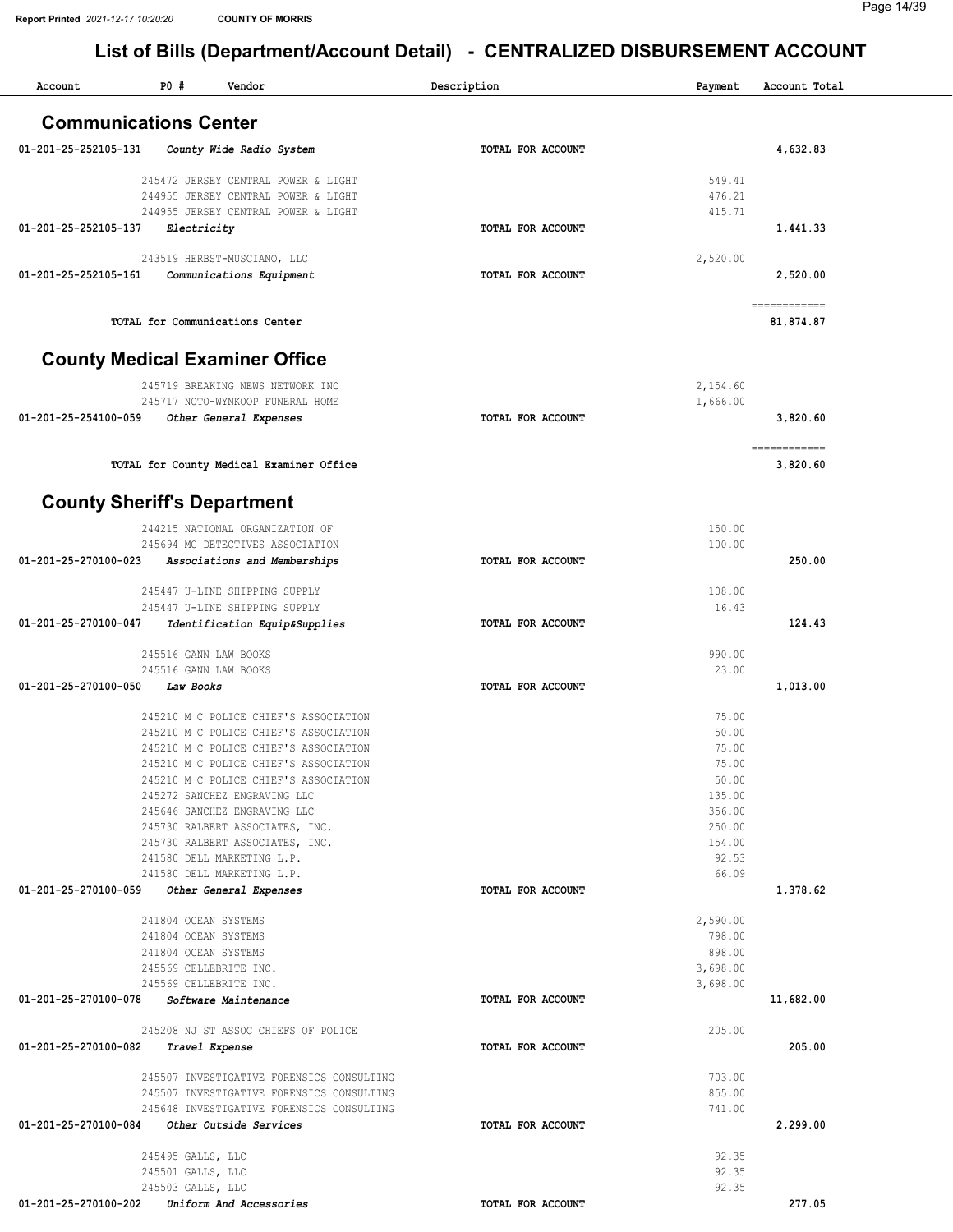# List of Bills (Department/Account Detail) - CENTRALIZED DISBURSEMENT ACCOUNT

| Account | PO # | Vendor | Description | Payment | Account Total |
|---|---|---|---|---|---|

## Communications Center

| Account | PO # | Vendor | Description | Payment | Account Total |
|---|---|---|---|---|---|
| 01-201-25-252105-131 | | *County Wide Radio System* | TOTAL FOR ACCOUNT | | 4,632.83 |
| | 245472 | JERSEY CENTRAL POWER & LIGHT | | 549.41 | |
| | 244955 | JERSEY CENTRAL POWER & LIGHT | | 476.21 | |
| | 244955 | JERSEY CENTRAL POWER & LIGHT | | 415.71 | |
| 01-201-25-252105-137 | | *Electricity* | TOTAL FOR ACCOUNT | | 1,441.33 |
| | 243519 | HERBST-MUSCIANO, LLC | | 2,520.00 | |
| 01-201-25-252105-161 | | *Communications Equipment* | TOTAL FOR ACCOUNT | | 2,520.00 |
| | | TOTAL for Communications Center | | | 81,874.87 |

## County Medical Examiner Office

| Account | PO # | Vendor | Description | Payment | Account Total |
|---|---|---|---|---|---|
| | 245719 | BREAKING NEWS NETWORK INC | | 2,154.60 | |
| | 245717 | NOTO-WYNKOOP FUNERAL HOME | | 1,666.00 | |
| 01-201-25-254100-059 | | *Other General Expenses* | TOTAL FOR ACCOUNT | | 3,820.60 |
| | | TOTAL for County Medical Examiner Office | | | 3,820.60 |

## County Sheriff's Department

| Account | PO # | Vendor | Description | Payment | Account Total |
|---|---|---|---|---|---|
| | 244215 | NATIONAL ORGANIZATION OF | | 150.00 | |
| | 245694 | MC DETECTIVES ASSOCIATION | | 100.00 | |
| 01-201-25-270100-023 | | *Associations and Memberships* | TOTAL FOR ACCOUNT | | 250.00 |
| | 245447 | U-LINE SHIPPING SUPPLY | | 108.00 | |
| | 245447 | U-LINE SHIPPING SUPPLY | | 16.43 | |
| 01-201-25-270100-047 | | *Identification Equip&Supplies* | TOTAL FOR ACCOUNT | | 124.43 |
| | 245516 | GANN LAW BOOKS | | 990.00 | |
| | 245516 | GANN LAW BOOKS | | 23.00 | |
| 01-201-25-270100-050 | | *Law Books* | TOTAL FOR ACCOUNT | | 1,013.00 |
| | 245210 | M C POLICE CHIEF'S ASSOCIATION | | 75.00 | |
| | 245210 | M C POLICE CHIEF'S ASSOCIATION | | 50.00 | |
| | 245210 | M C POLICE CHIEF'S ASSOCIATION | | 75.00 | |
| | 245210 | M C POLICE CHIEF'S ASSOCIATION | | 75.00 | |
| | 245210 | M C POLICE CHIEF'S ASSOCIATION | | 50.00 | |
| | 245272 | SANCHEZ ENGRAVING LLC | | 135.00 | |
| | 245646 | SANCHEZ ENGRAVING LLC | | 356.00 | |
| | 245730 | RALBERT ASSOCIATES, INC. | | 250.00 | |
| | 245730 | RALBERT ASSOCIATES, INC. | | 154.00 | |
| | 241580 | DELL MARKETING L.P. | | 92.53 | |
| | 241580 | DELL MARKETING L.P. | | 66.09 | |
| 01-201-25-270100-059 | | *Other General Expenses* | TOTAL FOR ACCOUNT | | 1,378.62 |
| | 241804 | OCEAN SYSTEMS | | 2,590.00 | |
| | 241804 | OCEAN SYSTEMS | | 798.00 | |
| | 241804 | OCEAN SYSTEMS | | 898.00 | |
| | 245569 | CELLEBRITE INC. | | 3,698.00 | |
| | 245569 | CELLEBRITE INC. | | 3,698.00 | |
| 01-201-25-270100-078 | | *Software Maintenance* | TOTAL FOR ACCOUNT | | 11,682.00 |
| | 245208 | NJ ST ASSOC CHIEFS OF POLICE | | 205.00 | |
| 01-201-25-270100-082 | | *Travel Expense* | TOTAL FOR ACCOUNT | | 205.00 |
| | 245507 | INVESTIGATIVE FORENSICS CONSULTING | | 703.00 | |
| | 245507 | INVESTIGATIVE FORENSICS CONSULTING | | 855.00 | |
| | 245648 | INVESTIGATIVE FORENSICS CONSULTING | | 741.00 | |
| 01-201-25-270100-084 | | *Other Outside Services* | TOTAL FOR ACCOUNT | | 2,299.00 |
| | 245495 | GALLS, LLC | | 92.35 | |
| | 245501 | GALLS, LLC | | 92.35 | |
| | 245503 | GALLS, LLC | | 92.35 | |
| 01-201-25-270100-202 | | *Uniform And Accessories* | TOTAL FOR ACCOUNT | | 277.05 |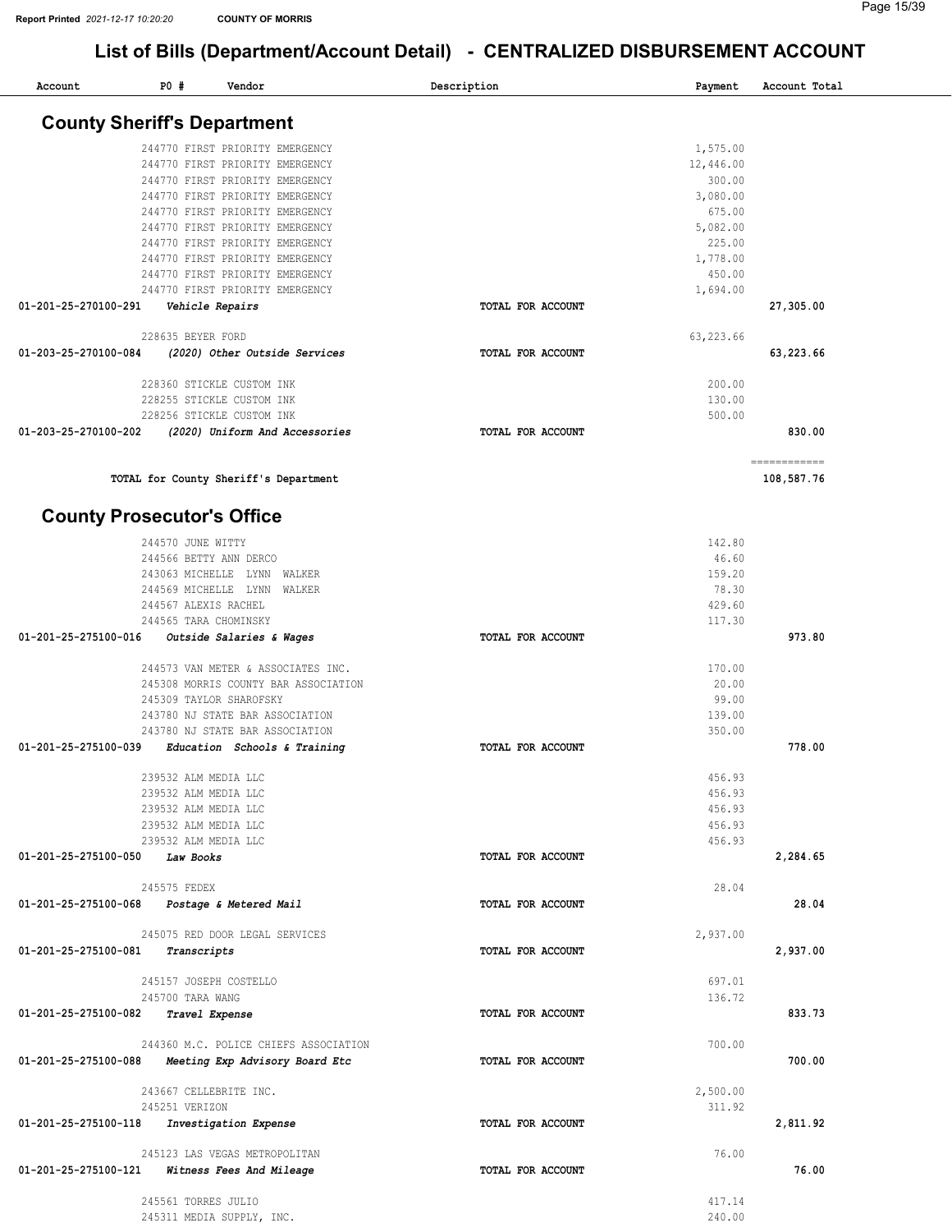Report Printed *2021-12-17 10:20:20* **COUNTY OF MORRIS**

# List of Bills (Department/Account Detail) - CENTRALIZED DISBURSEMENT ACCOUNT

| Account | PO # | Vendor | Description | Payment | Account Total |
|---|---|---|---|---|---|

## County Sheriff's Department

| Account | PO # | Vendor | Description | Payment | Account Total |
|---|---|---|---|---|---|
| | 244770 | FIRST PRIORITY EMERGENCY | | 1,575.00 | |
| | 244770 | FIRST PRIORITY EMERGENCY | | 12,446.00 | |
| | 244770 | FIRST PRIORITY EMERGENCY | | 300.00 | |
| | 244770 | FIRST PRIORITY EMERGENCY | | 3,080.00 | |
| | 244770 | FIRST PRIORITY EMERGENCY | | 675.00 | |
| | 244770 | FIRST PRIORITY EMERGENCY | | 5,082.00 | |
| | 244770 | FIRST PRIORITY EMERGENCY | | 225.00 | |
| | 244770 | FIRST PRIORITY EMERGENCY | | 1,778.00 | |
| | 244770 | FIRST PRIORITY EMERGENCY | | 450.00 | |
| | 244770 | FIRST PRIORITY EMERGENCY | | 1,694.00 | |
| **01-201-25-270100-291** | | ***Vehicle Repairs*** | **TOTAL FOR ACCOUNT** | | **27,305.00** |
| | 228635 | BEYER FORD | | 63,223.66 | |
| **01-203-25-270100-084** | | ***(2020) Other Outside Services*** | **TOTAL FOR ACCOUNT** | | **63,223.66** |
| | 228360 | STICKLE CUSTOM INK | | 200.00 | |
| | 228255 | STICKLE CUSTOM INK | | 130.00 | |
| | 228256 | STICKLE CUSTOM INK | | 500.00 | |
| **01-203-25-270100-202** | | ***(2020) Uniform And Accessories*** | **TOTAL FOR ACCOUNT** | | **830.00** |
| | | | | | ============ |
| | | **TOTAL for County Sheriff's Department** | | | **108,587.76** |

## County Prosecutor's Office

| Account | PO # | Vendor | Description | Payment | Account Total |
|---|---|---|---|---|---|
| | 244570 | JUNE WITTY | | 142.80 | |
| | 244566 | BETTY ANN DERCO | | 46.60 | |
| | 243063 | MICHELLE LYNN WALKER | | 159.20 | |
| | 244569 | MICHELLE LYNN WALKER | | 78.30 | |
| | 244567 | ALEXIS RACHEL | | 429.60 | |
| | 244565 | TARA CHOMINSKY | | 117.30 | |
| **01-201-25-275100-016** | | ***Outside Salaries & Wages*** | **TOTAL FOR ACCOUNT** | | **973.80** |
| | 244573 | VAN METER & ASSOCIATES INC. | | 170.00 | |
| | 245308 | MORRIS COUNTY BAR ASSOCIATION | | 20.00 | |
| | 245309 | TAYLOR SHAROFSKY | | 99.00 | |
| | 243780 | NJ STATE BAR ASSOCIATION | | 139.00 | |
| | 243780 | NJ STATE BAR ASSOCIATION | | 350.00 | |
| **01-201-25-275100-039** | | ***Education Schools & Training*** | **TOTAL FOR ACCOUNT** | | **778.00** |
| | 239532 | ALM MEDIA LLC | | 456.93 | |
| | 239532 | ALM MEDIA LLC | | 456.93 | |
| | 239532 | ALM MEDIA LLC | | 456.93 | |
| | 239532 | ALM MEDIA LLC | | 456.93 | |
| | 239532 | ALM MEDIA LLC | | 456.93 | |
| **01-201-25-275100-050** | | ***Law Books*** | **TOTAL FOR ACCOUNT** | | **2,284.65** |
| | 245575 | FEDEX | | 28.04 | |
| **01-201-25-275100-068** | | ***Postage & Metered Mail*** | **TOTAL FOR ACCOUNT** | | **28.04** |
| | 245075 | RED DOOR LEGAL SERVICES | | 2,937.00 | |
| **01-201-25-275100-081** | | ***Transcripts*** | **TOTAL FOR ACCOUNT** | | **2,937.00** |
| | 245157 | JOSEPH COSTELLO | | 697.01 | |
| | 245700 | TARA WANG | | 136.72 | |
| **01-201-25-275100-082** | | ***Travel Expense*** | **TOTAL FOR ACCOUNT** | | **833.73** |
| | 244360 | M.C. POLICE CHIEFS ASSOCIATION | | 700.00 | |
| **01-201-25-275100-088** | | ***Meeting Exp Advisory Board Etc*** | **TOTAL FOR ACCOUNT** | | **700.00** |
| | 243667 | CELLEBRITE INC. | | 2,500.00 | |
| | 245251 | VERIZON | | 311.92 | |
| **01-201-25-275100-118** | | ***Investigation Expense*** | **TOTAL FOR ACCOUNT** | | **2,811.92** |
| | 245123 | LAS VEGAS METROPOLITAN | | 76.00 | |
| **01-201-25-275100-121** | | ***Witness Fees And Mileage*** | **TOTAL FOR ACCOUNT** | | **76.00** |
| | 245561 | TORRES JULIO | | 417.14 | |
| | 245311 | MEDIA SUPPLY, INC. | | 240.00 | |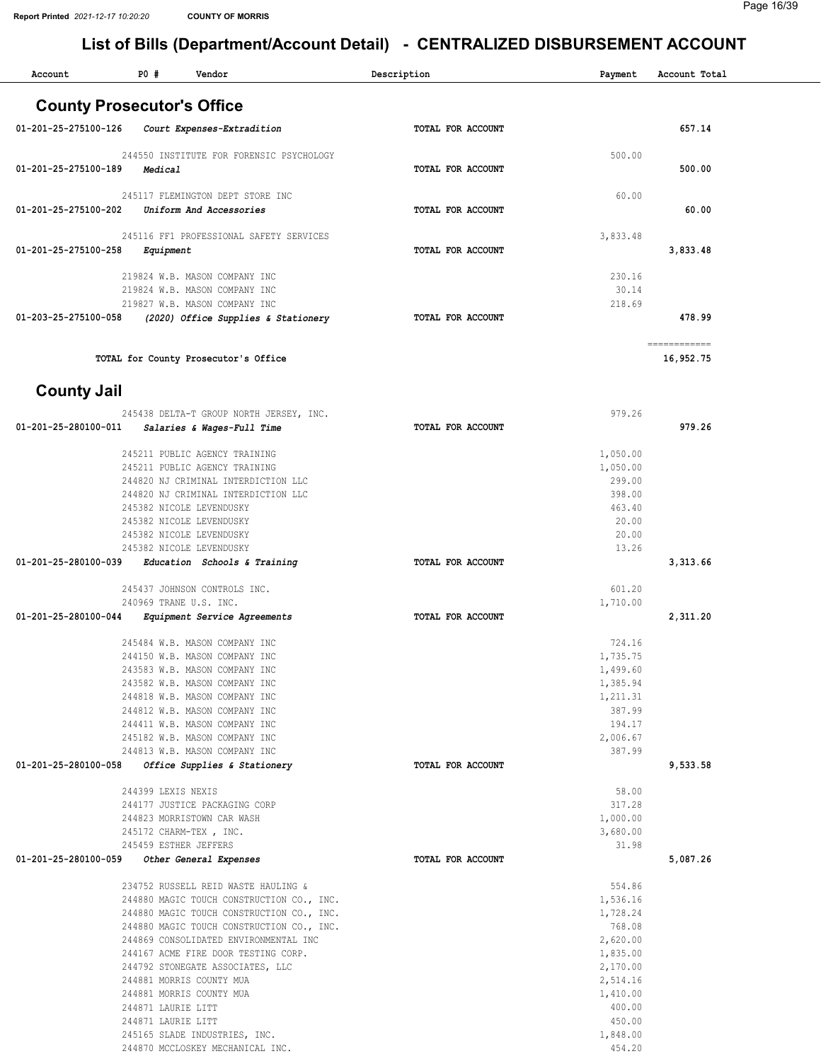## List of Bills (Department/Account Detail) - CENTRALIZED DISBURSEMENT ACCOUNT

| Account | PO # | Vendor | Description | Payment | Account Total |
|---|---|---|---|---|---|

### County Prosecutor's Office

| Account | PO # | Vendor | Description | Payment | Account Total |
|---|---|---|---|---|---|
| 01-201-25-275100-126 | | *Court Expenses-Extradition* | TOTAL FOR ACCOUNT | | 657.14 |
| | 244550 | INSTITUTE FOR FORENSIC PSYCHOLOGY | | 500.00 | |
| 01-201-25-275100-189 | | *Medical* | TOTAL FOR ACCOUNT | | 500.00 |
| | 245117 | FLEMINGTON DEPT STORE INC | | 60.00 | |
| 01-201-25-275100-202 | | *Uniform And Accessories* | TOTAL FOR ACCOUNT | | 60.00 |
| | 245116 | FF1 PROFESSIONAL SAFETY SERVICES | | 3,833.48 | |
| 01-201-25-275100-258 | | *Equipment* | TOTAL FOR ACCOUNT | | 3,833.48 |
| | 219824 | W.B. MASON COMPANY INC | | 230.16 | |
| | 219824 | W.B. MASON COMPANY INC | | 30.14 | |
| | 219827 | W.B. MASON COMPANY INC | | 218.69 | |
| 01-203-25-275100-058 | | *(2020) Office Supplies & Stationery* | TOTAL FOR ACCOUNT | | 478.99 |
| | | TOTAL for County Prosecutor's Office | | | 16,952.75 |

### County Jail

| Account | PO # | Vendor | Description | Payment | Account Total |
|---|---|---|---|---|---|
| | 245438 | DELTA-T GROUP NORTH JERSEY, INC. | | 979.26 | |
| 01-201-25-280100-011 | | *Salaries & Wages-Full Time* | TOTAL FOR ACCOUNT | | 979.26 |
| | 245211 | PUBLIC AGENCY TRAINING | | 1,050.00 | |
| | 245211 | PUBLIC AGENCY TRAINING | | 1,050.00 | |
| | 244820 | NJ CRIMINAL INTERDICTION LLC | | 299.00 | |
| | 244820 | NJ CRIMINAL INTERDICTION LLC | | 398.00 | |
| | 245382 | NICOLE LEVENDUSKY | | 463.40 | |
| | 245382 | NICOLE LEVENDUSKY | | 20.00 | |
| | 245382 | NICOLE LEVENDUSKY | | 20.00 | |
| | 245382 | NICOLE LEVENDUSKY | | 13.26 | |
| 01-201-25-280100-039 | | *Education Schools & Training* | TOTAL FOR ACCOUNT | | 3,313.66 |
| | 245437 | JOHNSON CONTROLS INC. | | 601.20 | |
| | 240969 | TRANE U.S. INC. | | 1,710.00 | |
| 01-201-25-280100-044 | | *Equipment Service Agreements* | TOTAL FOR ACCOUNT | | 2,311.20 |
| | 245484 | W.B. MASON COMPANY INC | | 724.16 | |
| | 244150 | W.B. MASON COMPANY INC | | 1,735.75 | |
| | 243583 | W.B. MASON COMPANY INC | | 1,499.60 | |
| | 243582 | W.B. MASON COMPANY INC | | 1,385.94 | |
| | 244818 | W.B. MASON COMPANY INC | | 1,211.31 | |
| | 244812 | W.B. MASON COMPANY INC | | 387.99 | |
| | 244411 | W.B. MASON COMPANY INC | | 194.17 | |
| | 245182 | W.B. MASON COMPANY INC | | 2,006.67 | |
| | 244813 | W.B. MASON COMPANY INC | | 387.99 | |
| 01-201-25-280100-058 | | *Office Supplies & Stationery* | TOTAL FOR ACCOUNT | | 9,533.58 |
| | 244399 | LEXIS NEXIS | | 58.00 | |
| | 244177 | JUSTICE PACKAGING CORP | | 317.28 | |
| | 244823 | MORRISTOWN CAR WASH | | 1,000.00 | |
| | 245172 | CHARM-TEX , INC. | | 3,680.00 | |
| | 245459 | ESTHER JEFFERS | | 31.98 | |
| 01-201-25-280100-059 | | *Other General Expenses* | TOTAL FOR ACCOUNT | | 5,087.26 |
| | 234752 | RUSSELL REID WASTE HAULING & | | 554.86 | |
| | 244880 | MAGIC TOUCH CONSTRUCTION CO., INC. | | 1,536.16 | |
| | 244880 | MAGIC TOUCH CONSTRUCTION CO., INC. | | 1,728.24 | |
| | 244880 | MAGIC TOUCH CONSTRUCTION CO., INC. | | 768.08 | |
| | 244869 | CONSOLIDATED ENVIRONMENTAL INC | | 2,620.00 | |
| | 244167 | ACME FIRE DOOR TESTING CORP. | | 1,835.00 | |
| | 244792 | STONEGATE ASSOCIATES, LLC | | 2,170.00 | |
| | 244881 | MORRIS COUNTY MUA | | 2,514.16 | |
| | 244881 | MORRIS COUNTY MUA | | 1,410.00 | |
| | 244871 | LAURIE LITT | | 400.00 | |
| | 244871 | LAURIE LITT | | 450.00 | |
| | 245165 | SLADE INDUSTRIES, INC. | | 1,848.00 | |
| | 244870 | MCCLOSKEY MECHANICAL INC. | | 454.20 | |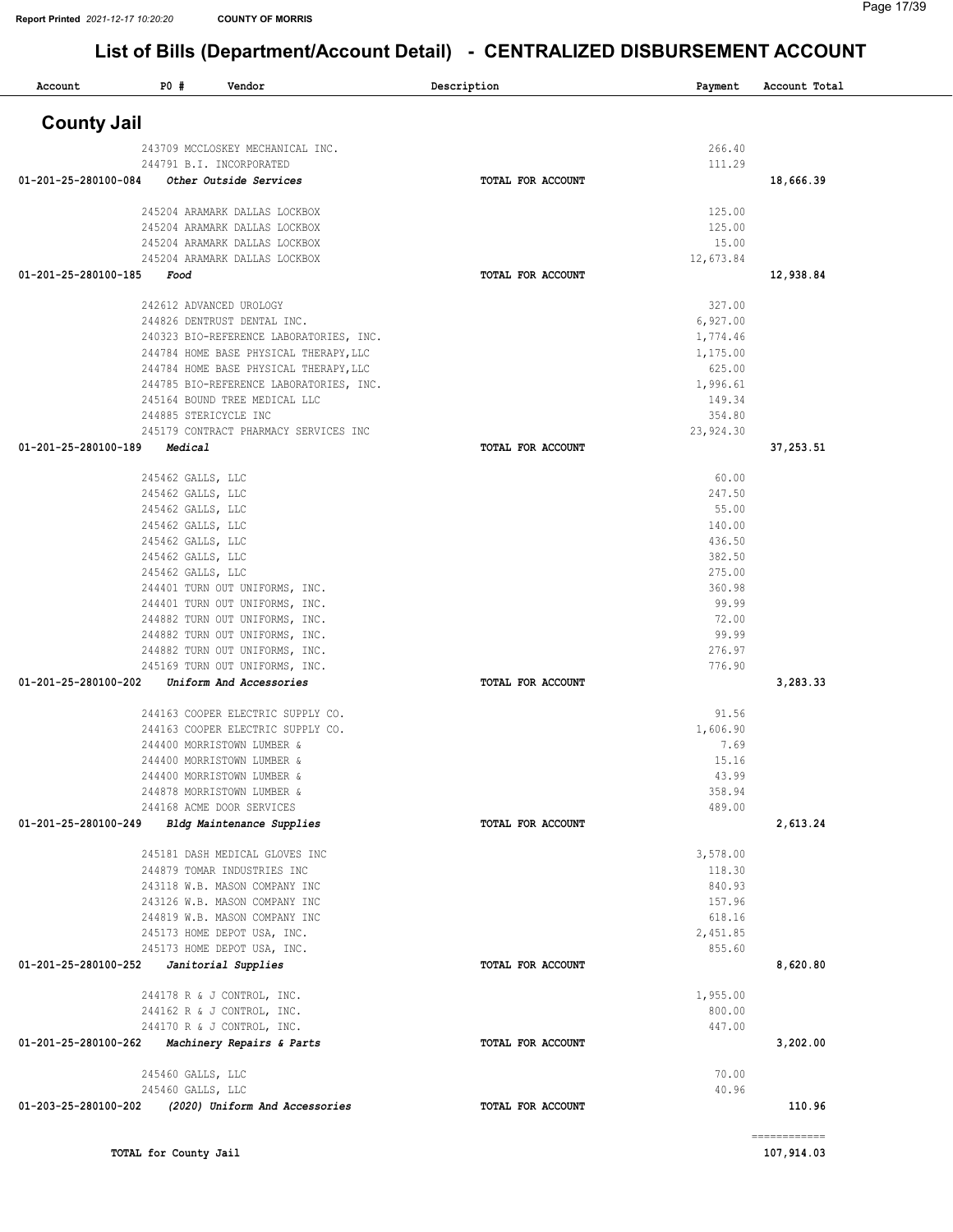Report Printed 2021-12-17 10:20:20 COUNTY OF MORRIS

# List of Bills (Department/Account Detail) - CENTRALIZED DISBURSEMENT ACCOUNT

| Account | PO # | Vendor | Description | Payment | Account Total |
|---|---|---|---|---|---|

## County Jail

| Account | PO # | Vendor | Description | Payment | Account Total |
|---|---|---|---|---|---|
| | 243709 | MCCLOSKEY MECHANICAL INC. | | 266.40 | |
| | 244791 | B.I. INCORPORATED | | 111.29 | |
| 01-201-25-280100-084 | | *Other Outside Services* | TOTAL FOR ACCOUNT | | 18,666.39 |
| | 245204 | ARAMARK DALLAS LOCKBOX | | 125.00 | |
| | 245204 | ARAMARK DALLAS LOCKBOX | | 125.00 | |
| | 245204 | ARAMARK DALLAS LOCKBOX | | 15.00 | |
| | 245204 | ARAMARK DALLAS LOCKBOX | | 12,673.84 | |
| 01-201-25-280100-185 | | *Food* | TOTAL FOR ACCOUNT | | 12,938.84 |
| | 242612 | ADVANCED UROLOGY | | 327.00 | |
| | 244826 | DENTRUST DENTAL INC. | | 6,927.00 | |
| | 240323 | BIO-REFERENCE LABORATORIES, INC. | | 1,774.46 | |
| | 244784 | HOME BASE PHYSICAL THERAPY,LLC | | 1,175.00 | |
| | 244784 | HOME BASE PHYSICAL THERAPY,LLC | | 625.00 | |
| | 244785 | BIO-REFERENCE LABORATORIES, INC. | | 1,996.61 | |
| | 245164 | BOUND TREE MEDICAL LLC | | 149.34 | |
| | 244885 | STERICYCLE INC | | 354.80 | |
| | 245179 | CONTRACT PHARMACY SERVICES INC | | 23,924.30 | |
| 01-201-25-280100-189 | | *Medical* | TOTAL FOR ACCOUNT | | 37,253.51 |
| | 245462 | GALLS, LLC | | 60.00 | |
| | 245462 | GALLS, LLC | | 247.50 | |
| | 245462 | GALLS, LLC | | 55.00 | |
| | 245462 | GALLS, LLC | | 140.00 | |
| | 245462 | GALLS, LLC | | 436.50 | |
| | 245462 | GALLS, LLC | | 382.50 | |
| | 245462 | GALLS, LLC | | 275.00 | |
| | 244401 | TURN OUT UNIFORMS, INC. | | 360.98 | |
| | 244401 | TURN OUT UNIFORMS, INC. | | 99.99 | |
| | 244882 | TURN OUT UNIFORMS, INC. | | 72.00 | |
| | 244882 | TURN OUT UNIFORMS, INC. | | 99.99 | |
| | 244882 | TURN OUT UNIFORMS, INC. | | 276.97 | |
| | 245169 | TURN OUT UNIFORMS, INC. | | 776.90 | |
| 01-201-25-280100-202 | | *Uniform And Accessories* | TOTAL FOR ACCOUNT | | 3,283.33 |
| | 244163 | COOPER ELECTRIC SUPPLY CO. | | 91.56 | |
| | 244163 | COOPER ELECTRIC SUPPLY CO. | | 1,606.90 | |
| | 244400 | MORRISTOWN LUMBER & | | 7.69 | |
| | 244400 | MORRISTOWN LUMBER & | | 15.16 | |
| | 244400 | MORRISTOWN LUMBER & | | 43.99 | |
| | 244878 | MORRISTOWN LUMBER & | | 358.94 | |
| | 244168 | ACME DOOR SERVICES | | 489.00 | |
| 01-201-25-280100-249 | | *Bldg Maintenance Supplies* | TOTAL FOR ACCOUNT | | 2,613.24 |
| | 245181 | DASH MEDICAL GLOVES INC | | 3,578.00 | |
| | 244879 | TOMAR INDUSTRIES INC | | 118.30 | |
| | 243118 | W.B. MASON COMPANY INC | | 840.93 | |
| | 243126 | W.B. MASON COMPANY INC | | 157.96 | |
| | 244819 | W.B. MASON COMPANY INC | | 618.16 | |
| | 245173 | HOME DEPOT USA, INC. | | 2,451.85 | |
| | 245173 | HOME DEPOT USA, INC. | | 855.60 | |
| 01-201-25-280100-252 | | *Janitorial Supplies* | TOTAL FOR ACCOUNT | | 8,620.80 |
| | 244178 | R & J CONTROL, INC. | | 1,955.00 | |
| | 244162 | R & J CONTROL, INC. | | 800.00 | |
| | 244170 | R & J CONTROL, INC. | | 447.00 | |
| 01-201-25-280100-262 | | *Machinery Repairs & Parts* | TOTAL FOR ACCOUNT | | 3,202.00 |
| | 245460 | GALLS, LLC | | 70.00 | |
| | 245460 | GALLS, LLC | | 40.96 | |
| 01-203-25-280100-202 | | *(2020) Uniform And Accessories* | TOTAL FOR ACCOUNT | | 110.96 |
| | | | | | ============ |
| **TOTAL for County Jail** | | | | | **107,914.03** |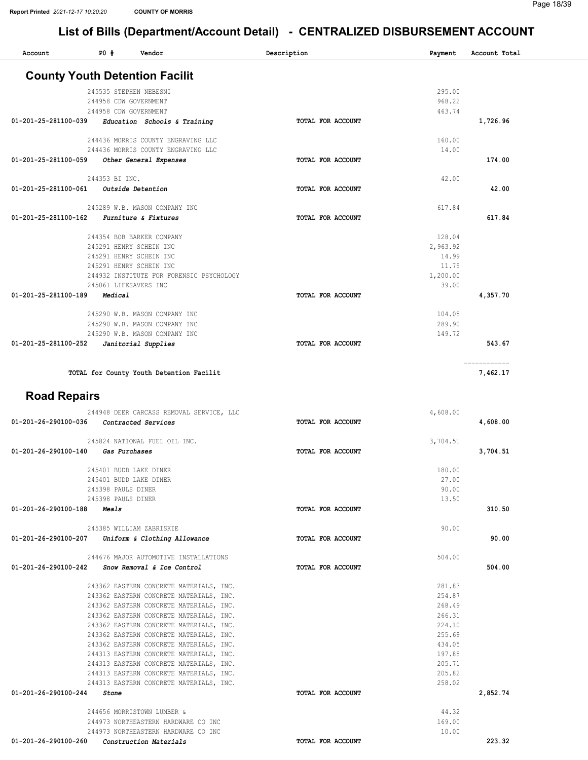# List of Bills (Department/Account Detail) - CENTRALIZED DISBURSEMENT ACCOUNT

| Account | PO # | Vendor | Description | Payment | Account Total |
|---|---|---|---|---|---|

## County Youth Detention Facilit

| Account | PO # | Vendor | Description | Payment | Account Total |
|---|---|---|---|---|---|
| | 245535 | STEPHEN NEBESNI | | 295.00 | |
| | 244958 | CDW GOVERNMENT | | 968.22 | |
| | 244958 | CDW GOVERNMENT | | 463.74 | |
| 01-201-25-281100-039 | | *Education Schools & Training* | TOTAL FOR ACCOUNT | | 1,726.96 |
| | 244436 | MORRIS COUNTY ENGRAVING LLC | | 160.00 | |
| | 244436 | MORRIS COUNTY ENGRAVING LLC | | 14.00 | |
| 01-201-25-281100-059 | | *Other General Expenses* | TOTAL FOR ACCOUNT | | 174.00 |
| | 244353 | BI INC. | | 42.00 | |
| 01-201-25-281100-061 | | *Outside Detention* | TOTAL FOR ACCOUNT | | 42.00 |
| | 245289 | W.B. MASON COMPANY INC | | 617.84 | |
| 01-201-25-281100-162 | | *Furniture & Fixtures* | TOTAL FOR ACCOUNT | | 617.84 |
| | 244354 | BOB BARKER COMPANY | | 128.04 | |
| | 245291 | HENRY SCHEIN INC | | 2,963.92 | |
| | 245291 | HENRY SCHEIN INC | | 14.99 | |
| | 245291 | HENRY SCHEIN INC | | 11.75 | |
| | 244932 | INSTITUTE FOR FORENSIC PSYCHOLOGY | | 1,200.00 | |
| | 245061 | LIFESAVERS INC | | 39.00 | |
| 01-201-25-281100-189 | | *Medical* | TOTAL FOR ACCOUNT | | 4,357.70 |
| | 245290 | W.B. MASON COMPANY INC | | 104.05 | |
| | 245290 | W.B. MASON COMPANY INC | | 289.90 | |
| | 245290 | W.B. MASON COMPANY INC | | 149.72 | |
| 01-201-25-281100-252 | | *Janitorial Supplies* | TOTAL FOR ACCOUNT | | 543.67 |
| | | TOTAL for County Youth Detention Facilit | | | 7,462.17 |

## Road Repairs

| Account | PO # | Vendor | Description | Payment | Account Total |
|---|---|---|---|---|---|
| | 244948 | DEER CARCASS REMOVAL SERVICE, LLC | | 4,608.00 | |
| 01-201-26-290100-036 | | *Contracted Services* | TOTAL FOR ACCOUNT | | 4,608.00 |
| | 245824 | NATIONAL FUEL OIL INC. | | 3,704.51 | |
| 01-201-26-290100-140 | | *Gas Purchases* | TOTAL FOR ACCOUNT | | 3,704.51 |
| | 245401 | BUDD LAKE DINER | | 180.00 | |
| | 245401 | BUDD LAKE DINER | | 27.00 | |
| | 245398 | PAULS DINER | | 90.00 | |
| | 245398 | PAULS DINER | | 13.50 | |
| 01-201-26-290100-188 | | *Meals* | TOTAL FOR ACCOUNT | | 310.50 |
| | 245385 | WILLIAM ZABRISKIE | | 90.00 | |
| 01-201-26-290100-207 | | *Uniform & Clothing Allowance* | TOTAL FOR ACCOUNT | | 90.00 |
| | 244676 | MAJOR AUTOMOTIVE INSTALLATIONS | | 504.00 | |
| 01-201-26-290100-242 | | *Snow Removal & Ice Control* | TOTAL FOR ACCOUNT | | 504.00 |
| | 243362 | EASTERN CONCRETE MATERIALS, INC. | | 281.83 | |
| | 243362 | EASTERN CONCRETE MATERIALS, INC. | | 254.87 | |
| | 243362 | EASTERN CONCRETE MATERIALS, INC. | | 268.49 | |
| | 243362 | EASTERN CONCRETE MATERIALS, INC. | | 266.31 | |
| | 243362 | EASTERN CONCRETE MATERIALS, INC. | | 224.10 | |
| | 243362 | EASTERN CONCRETE MATERIALS, INC. | | 255.69 | |
| | 243362 | EASTERN CONCRETE MATERIALS, INC. | | 434.05 | |
| | 244313 | EASTERN CONCRETE MATERIALS, INC. | | 197.85 | |
| | 244313 | EASTERN CONCRETE MATERIALS, INC. | | 205.71 | |
| | 244313 | EASTERN CONCRETE MATERIALS, INC. | | 205.82 | |
| | 244313 | EASTERN CONCRETE MATERIALS, INC. | | 258.02 | |
| 01-201-26-290100-244 | | *Stone* | TOTAL FOR ACCOUNT | | 2,852.74 |
| | 244656 | MORRISTOWN LUMBER & | | 44.32 | |
| | 244973 | NORTHEASTERN HARDWARE CO INC | | 169.00 | |
| | 244973 | NORTHEASTERN HARDWARE CO INC | | 10.00 | |
| 01-201-26-290100-260 | | *Construction Materials* | TOTAL FOR ACCOUNT | | 223.32 |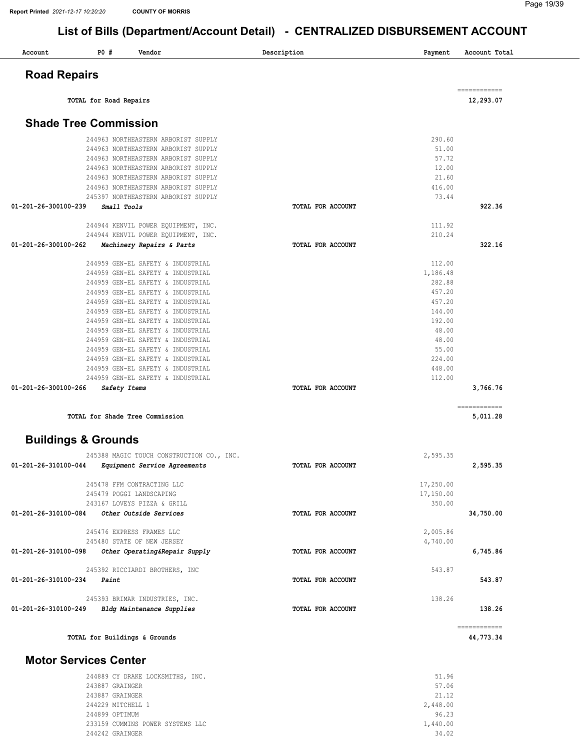# List of Bills (Department/Account Detail) - CENTRALIZED DISBURSEMENT ACCOUNT

| Account | PO # | Vendor | Description | Payment | Account Total |
|---|---|---|---|---|---|

## Road Repairs

| Account | PO # | Vendor | Description | Payment | Account Total |
|---|---|---|---|---|---|
| | | TOTAL for Road Repairs | | | 12,293.07 |

## Shade Tree Commission

| Account | PO # | Vendor | Description | Payment | Account Total |
|---|---|---|---|---|---|
| | 244963 | NORTHEASTERN ARBORIST SUPPLY | | 290.60 | |
| | 244963 | NORTHEASTERN ARBORIST SUPPLY | | 51.00 | |
| | 244963 | NORTHEASTERN ARBORIST SUPPLY | | 57.72 | |
| | 244963 | NORTHEASTERN ARBORIST SUPPLY | | 12.00 | |
| | 244963 | NORTHEASTERN ARBORIST SUPPLY | | 21.60 | |
| | 244963 | NORTHEASTERN ARBORIST SUPPLY | | 416.00 | |
| | 245397 | NORTHEASTERN ARBORIST SUPPLY | | 73.44 | |
| 01-201-26-300100-239 | | *Small Tools* | TOTAL FOR ACCOUNT | | 922.36 |
| | 244944 | KENVIL POWER EQUIPMENT, INC. | | 111.92 | |
| | 244944 | KENVIL POWER EQUIPMENT, INC. | | 210.24 | |
| 01-201-26-300100-262 | | *Machinery Repairs & Parts* | TOTAL FOR ACCOUNT | | 322.16 |
| | 244959 | GEN-EL SAFETY & INDUSTRIAL | | 112.00 | |
| | 244959 | GEN-EL SAFETY & INDUSTRIAL | | 1,186.48 | |
| | 244959 | GEN-EL SAFETY & INDUSTRIAL | | 282.88 | |
| | 244959 | GEN-EL SAFETY & INDUSTRIAL | | 457.20 | |
| | 244959 | GEN-EL SAFETY & INDUSTRIAL | | 457.20 | |
| | 244959 | GEN-EL SAFETY & INDUSTRIAL | | 144.00 | |
| | 244959 | GEN-EL SAFETY & INDUSTRIAL | | 192.00 | |
| | 244959 | GEN-EL SAFETY & INDUSTRIAL | | 48.00 | |
| | 244959 | GEN-EL SAFETY & INDUSTRIAL | | 48.00 | |
| | 244959 | GEN-EL SAFETY & INDUSTRIAL | | 55.00 | |
| | 244959 | GEN-EL SAFETY & INDUSTRIAL | | 224.00 | |
| | 244959 | GEN-EL SAFETY & INDUSTRIAL | | 448.00 | |
| | 244959 | GEN-EL SAFETY & INDUSTRIAL | | 112.00 | |
| 01-201-26-300100-266 | | *Safety Items* | TOTAL FOR ACCOUNT | | 3,766.76 |
| | | TOTAL for Shade Tree Commission | | | 5,011.28 |

## Buildings & Grounds

| Account | PO # | Vendor | Description | Payment | Account Total |
|---|---|---|---|---|---|
| | 245388 | MAGIC TOUCH CONSTRUCTION CO., INC. | | 2,595.35 | |
| 01-201-26-310100-044 | | *Equipment Service Agreements* | TOTAL FOR ACCOUNT | | 2,595.35 |
| | 245478 | FFM CONTRACTING LLC | | 17,250.00 | |
| | 245479 | POGGI LANDSCAPING | | 17,150.00 | |
| | 243167 | LOVEYS PIZZA & GRILL | | 350.00 | |
| 01-201-26-310100-084 | | *Other Outside Services* | TOTAL FOR ACCOUNT | | 34,750.00 |
| | 245476 | EXPRESS FRAMES LLC | | 2,005.86 | |
| | 245480 | STATE OF NEW JERSEY | | 4,740.00 | |
| 01-201-26-310100-098 | | *Other Operating&Repair Supply* | TOTAL FOR ACCOUNT | | 6,745.86 |
| | 245392 | RICCIARDI BROTHERS, INC | | 543.87 | |
| 01-201-26-310100-234 | | *Paint* | TOTAL FOR ACCOUNT | | 543.87 |
| | 245393 | BRIMAR INDUSTRIES, INC. | | 138.26 | |
| 01-201-26-310100-249 | | *Bldg Maintenance Supplies* | TOTAL FOR ACCOUNT | | 138.26 |
| | | TOTAL for Buildings & Grounds | | | 44,773.34 |

## Motor Services Center

| Account | PO # | Vendor | Description | Payment | Account Total |
|---|---|---|---|---|---|
| | 244889 | CY DRAKE LOCKSMITHS, INC. | | 51.96 | |
| | 243887 | GRAINGER | | 57.06 | |
| | 243887 | GRAINGER | | 21.12 | |
| | 244229 | MITCHELL 1 | | 2,448.00 | |
| | 244899 | OPTIMUM | | 96.23 | |
| | 233159 | CUMMINS POWER SYSTEMS LLC | | 1,440.00 | |
| | 244242 | GRAINGER | | 34.02 | |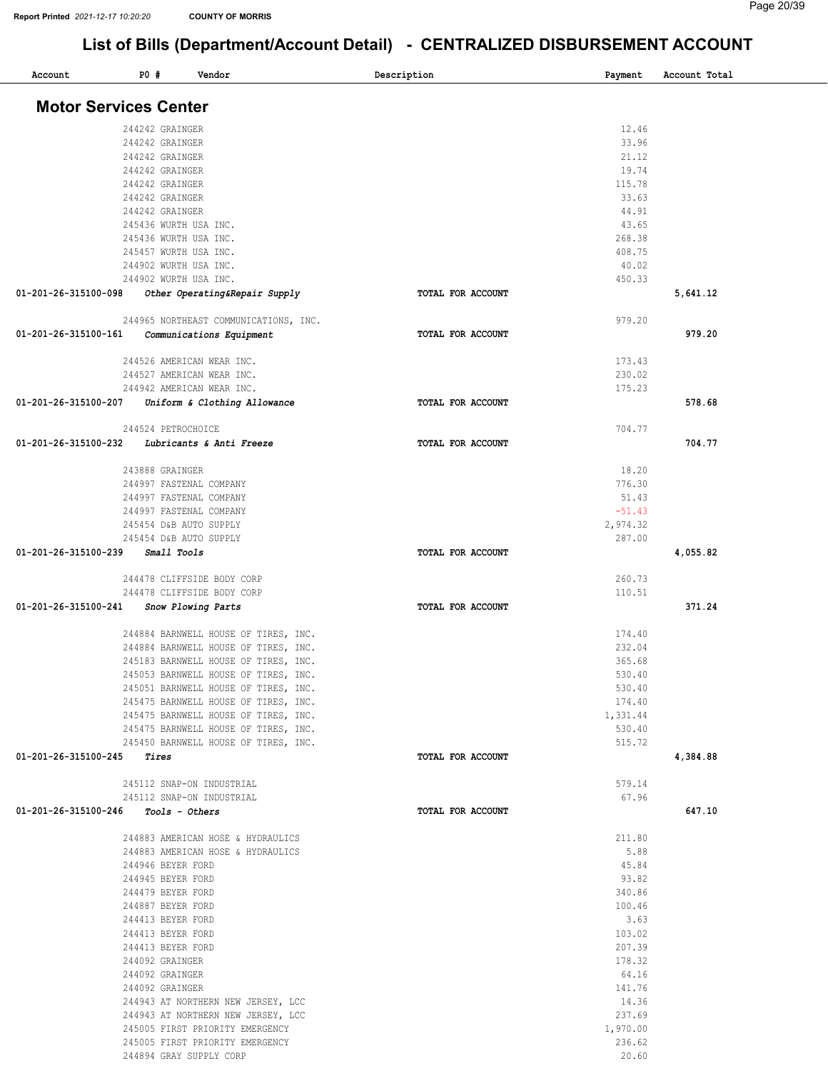# List of Bills (Department/Account Detail) - CENTRALIZED DISBURSEMENT ACCOUNT

| Account | PO # | Vendor | Description | Payment | Account Total |
|---|---|---|---|---|---|

## Motor Services Center

| Account | PO # | Vendor | Description | Payment | Account Total |
|---|---|---|---|---|---|
| | 244242 | GRAINGER | | 12.46 | |
| | 244242 | GRAINGER | | 33.96 | |
| | 244242 | GRAINGER | | 21.12 | |
| | 244242 | GRAINGER | | 19.74 | |
| | 244242 | GRAINGER | | 115.78 | |
| | 244242 | GRAINGER | | 33.63 | |
| | 244242 | GRAINGER | | 44.91 | |
| | 245436 | WURTH USA INC. | | 43.65 | |
| | 245436 | WURTH USA INC. | | 268.38 | |
| | 245457 | WURTH USA INC. | | 408.75 | |
| | 244902 | WURTH USA INC. | | 40.02 | |
| | 244902 | WURTH USA INC. | | 450.33 | |
| 01-201-26-315100-098 | | *Other Operating&Repair Supply* | TOTAL FOR ACCOUNT | | 5,641.12 |
| | 244965 | NORTHEAST COMMUNICATIONS, INC. | | 979.20 | |
| 01-201-26-315100-161 | | *Communications Equipment* | TOTAL FOR ACCOUNT | | 979.20 |
| | 244526 | AMERICAN WEAR INC. | | 173.43 | |
| | 244527 | AMERICAN WEAR INC. | | 230.02 | |
| | 244942 | AMERICAN WEAR INC. | | 175.23 | |
| 01-201-26-315100-207 | | *Uniform & Clothing Allowance* | TOTAL FOR ACCOUNT | | 578.68 |
| | 244524 | PETROCHOICE | | 704.77 | |
| 01-201-26-315100-232 | | *Lubricants & Anti Freeze* | TOTAL FOR ACCOUNT | | 704.77 |
| | 243888 | GRAINGER | | 18.20 | |
| | 244997 | FASTENAL COMPANY | | 776.30 | |
| | 244997 | FASTENAL COMPANY | | 51.43 | |
| | 244997 | FASTENAL COMPANY | | -51.43 | |
| | 245454 | D&B AUTO SUPPLY | | 2,974.32 | |
| | 245454 | D&B AUTO SUPPLY | | 287.00 | |
| 01-201-26-315100-239 | | *Small Tools* | TOTAL FOR ACCOUNT | | 4,055.82 |
| | 244478 | CLIFFSIDE BODY CORP | | 260.73 | |
| | 244478 | CLIFFSIDE BODY CORP | | 110.51 | |
| 01-201-26-315100-241 | | *Snow Plowing Parts* | TOTAL FOR ACCOUNT | | 371.24 |
| | 244884 | BARNWELL HOUSE OF TIRES, INC. | | 174.40 | |
| | 244884 | BARNWELL HOUSE OF TIRES, INC. | | 232.04 | |
| | 245183 | BARNWELL HOUSE OF TIRES, INC. | | 365.68 | |
| | 245053 | BARNWELL HOUSE OF TIRES, INC. | | 530.40 | |
| | 245051 | BARNWELL HOUSE OF TIRES, INC. | | 530.40 | |
| | 245475 | BARNWELL HOUSE OF TIRES, INC. | | 174.40 | |
| | 245475 | BARNWELL HOUSE OF TIRES, INC. | | 1,331.44 | |
| | 245475 | BARNWELL HOUSE OF TIRES, INC. | | 530.40 | |
| | 245450 | BARNWELL HOUSE OF TIRES, INC. | | 515.72 | |
| 01-201-26-315100-245 | | *Tires* | TOTAL FOR ACCOUNT | | 4,384.88 |
| | 245112 | SNAP-ON INDUSTRIAL | | 579.14 | |
| | 245112 | SNAP-ON INDUSTRIAL | | 67.96 | |
| 01-201-26-315100-246 | | *Tools - Others* | TOTAL FOR ACCOUNT | | 647.10 |
| | 244883 | AMERICAN HOSE & HYDRAULICS | | 211.80 | |
| | 244883 | AMERICAN HOSE & HYDRAULICS | | 5.88 | |
| | 244946 | BEYER FORD | | 45.84 | |
| | 244945 | BEYER FORD | | 93.82 | |
| | 244479 | BEYER FORD | | 340.86 | |
| | 244887 | BEYER FORD | | 100.46 | |
| | 244413 | BEYER FORD | | 3.63 | |
| | 244413 | BEYER FORD | | 103.02 | |
| | 244413 | BEYER FORD | | 207.39 | |
| | 244092 | GRAINGER | | 178.32 | |
| | 244092 | GRAINGER | | 64.16 | |
| | 244092 | GRAINGER | | 141.76 | |
| | 244943 | AT NORTHERN NEW JERSEY, LCC | | 14.36 | |
| | 244943 | AT NORTHERN NEW JERSEY, LCC | | 237.69 | |
| | 245005 | FIRST PRIORITY EMERGENCY | | 1,970.00 | |
| | 245005 | FIRST PRIORITY EMERGENCY | | 236.62 | |
| | 244894 | GRAY SUPPLY CORP | | 20.60 | |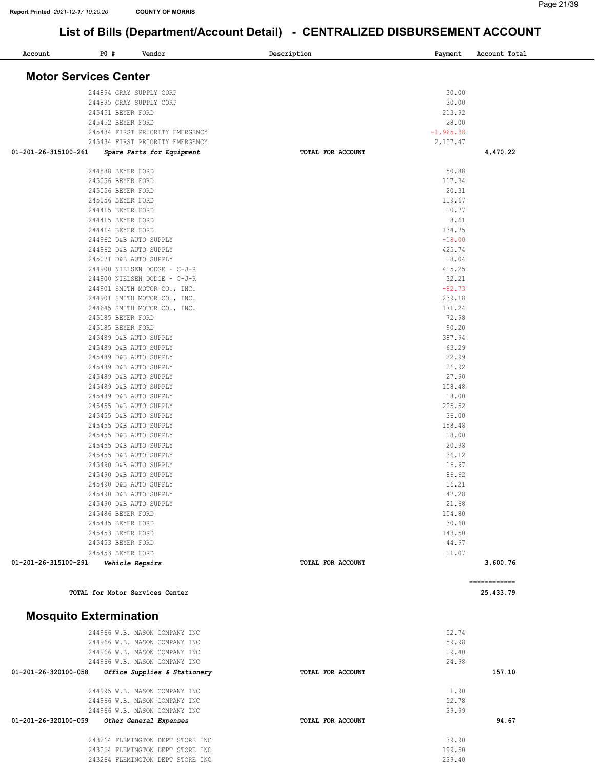# List of Bills (Department/Account Detail) - CENTRALIZED DISBURSEMENT ACCOUNT

| Account | PO # | Vendor | Description | Payment | Account Total |
|---|---|---|---|---|---|

## Motor Services Center

| Account | PO # | Vendor | Description | Payment | Account Total |
|---|---|---|---|---|---|
| | 244894 | GRAY SUPPLY CORP | | 30.00 | |
| | 244895 | GRAY SUPPLY CORP | | 30.00 | |
| | 245451 | BEYER FORD | | 213.92 | |
| | 245452 | BEYER FORD | | 28.00 | |
| | 245434 | FIRST PRIORITY EMERGENCY | | -1,965.38 | |
| | 245434 | FIRST PRIORITY EMERGENCY | | 2,157.47 | |
| 01-201-26-315100-261 | | *Spare Parts for Equipment* | TOTAL FOR ACCOUNT | | 4,470.22 |
| | 244888 | BEYER FORD | | 50.88 | |
| | 245056 | BEYER FORD | | 117.34 | |
| | 245056 | BEYER FORD | | 20.31 | |
| | 245056 | BEYER FORD | | 119.67 | |
| | 244415 | BEYER FORD | | 10.77 | |
| | 244415 | BEYER FORD | | 8.61 | |
| | 244414 | BEYER FORD | | 134.75 | |
| | 244962 | D&B AUTO SUPPLY | | -18.00 | |
| | 244962 | D&B AUTO SUPPLY | | 425.74 | |
| | 245071 | D&B AUTO SUPPLY | | 18.04 | |
| | 244900 | NIELSEN DODGE - C-J-R | | 415.25 | |
| | 244900 | NIELSEN DODGE - C-J-R | | 32.21 | |
| | 244901 | SMITH MOTOR CO., INC. | | -82.73 | |
| | 244901 | SMITH MOTOR CO., INC. | | 239.18 | |
| | 244645 | SMITH MOTOR CO., INC. | | 171.24 | |
| | 245185 | BEYER FORD | | 72.98 | |
| | 245185 | BEYER FORD | | 90.20 | |
| | 245489 | D&B AUTO SUPPLY | | 387.94 | |
| | 245489 | D&B AUTO SUPPLY | | 63.29 | |
| | 245489 | D&B AUTO SUPPLY | | 22.99 | |
| | 245489 | D&B AUTO SUPPLY | | 26.92 | |
| | 245489 | D&B AUTO SUPPLY | | 27.90 | |
| | 245489 | D&B AUTO SUPPLY | | 158.48 | |
| | 245489 | D&B AUTO SUPPLY | | 18.00 | |
| | 245455 | D&B AUTO SUPPLY | | 225.52 | |
| | 245455 | D&B AUTO SUPPLY | | 36.00 | |
| | 245455 | D&B AUTO SUPPLY | | 158.48 | |
| | 245455 | D&B AUTO SUPPLY | | 18.00 | |
| | 245455 | D&B AUTO SUPPLY | | 20.98 | |
| | 245455 | D&B AUTO SUPPLY | | 36.12 | |
| | 245490 | D&B AUTO SUPPLY | | 16.97 | |
| | 245490 | D&B AUTO SUPPLY | | 86.62 | |
| | 245490 | D&B AUTO SUPPLY | | 16.21 | |
| | 245490 | D&B AUTO SUPPLY | | 47.28 | |
| | 245490 | D&B AUTO SUPPLY | | 21.68 | |
| | 245486 | BEYER FORD | | 154.80 | |
| | 245485 | BEYER FORD | | 30.60 | |
| | 245453 | BEYER FORD | | 143.50 | |
| | 245453 | BEYER FORD | | 44.97 | |
| | 245453 | BEYER FORD | | 11.07 | |
| 01-201-26-315100-291 | | *Vehicle Repairs* | TOTAL FOR ACCOUNT | | 3,600.76 |

TOTAL for Motor Services Center: 25,433.79

## Mosquito Extermination

| Account | PO # | Vendor | Description | Payment | Account Total |
|---|---|---|---|---|---|
| | 244966 | W.B. MASON COMPANY INC | | 52.74 | |
| | 244966 | W.B. MASON COMPANY INC | | 59.98 | |
| | 244966 | W.B. MASON COMPANY INC | | 19.40 | |
| | 244966 | W.B. MASON COMPANY INC | | 24.98 | |
| 01-201-26-320100-058 | | *Office Supplies & Stationery* | TOTAL FOR ACCOUNT | | 157.10 |
| | 244995 | W.B. MASON COMPANY INC | | 1.90 | |
| | 244966 | W.B. MASON COMPANY INC | | 52.78 | |
| | 244966 | W.B. MASON COMPANY INC | | 39.99 | |
| 01-201-26-320100-059 | | *Other General Expenses* | TOTAL FOR ACCOUNT | | 94.67 |
| | 243264 | FLEMINGTON DEPT STORE INC | | 39.90 | |
| | 243264 | FLEMINGTON DEPT STORE INC | | 199.50 | |
| | 243264 | FLEMINGTON DEPT STORE INC | | 239.40 | |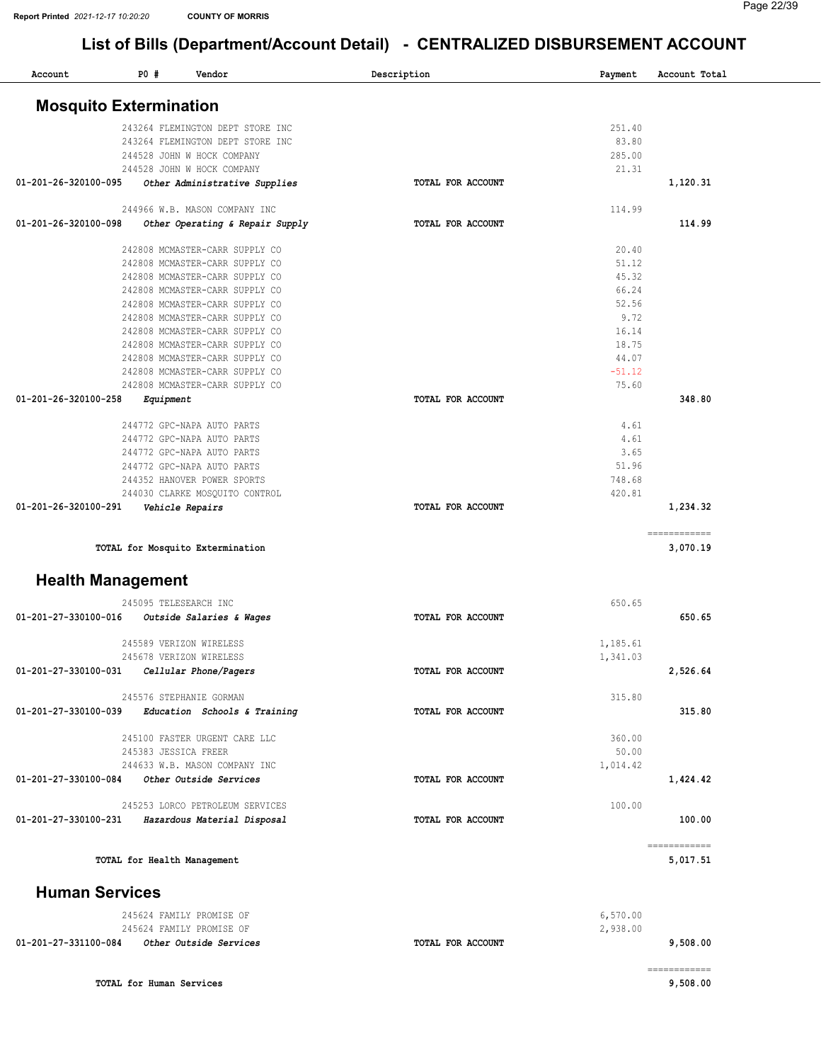# List of Bills (Department/Account Detail) - CENTRALIZED DISBURSEMENT ACCOUNT

Report Printed 2021-12-17 10:20:20 COUNTY OF MORRIS

| Account | PO # | Vendor | Description | Payment | Account Total |
|---|---|---|---|---|---|

## Mosquito Extermination

| Account | PO # | Vendor | Description | Payment | Account Total |
|---|---|---|---|---|---|
| | 243264 | FLEMINGTON DEPT STORE INC | | 251.40 | |
| | 243264 | FLEMINGTON DEPT STORE INC | | 83.80 | |
| | 244528 | JOHN W HOCK COMPANY | | 285.00 | |
| | 244528 | JOHN W HOCK COMPANY | | 21.31 | |
| 01-201-26-320100-095 | | *Other Administrative Supplies* | TOTAL FOR ACCOUNT | | 1,120.31 |
| | 244966 | W.B. MASON COMPANY INC | | 114.99 | |
| 01-201-26-320100-098 | | *Other Operating & Repair Supply* | TOTAL FOR ACCOUNT | | 114.99 |
| | 242808 | MCMASTER-CARR SUPPLY CO | | 20.40 | |
| | 242808 | MCMASTER-CARR SUPPLY CO | | 51.12 | |
| | 242808 | MCMASTER-CARR SUPPLY CO | | 45.32 | |
| | 242808 | MCMASTER-CARR SUPPLY CO | | 66.24 | |
| | 242808 | MCMASTER-CARR SUPPLY CO | | 52.56 | |
| | 242808 | MCMASTER-CARR SUPPLY CO | | 9.72 | |
| | 242808 | MCMASTER-CARR SUPPLY CO | | 16.14 | |
| | 242808 | MCMASTER-CARR SUPPLY CO | | 18.75 | |
| | 242808 | MCMASTER-CARR SUPPLY CO | | 44.07 | |
| | 242808 | MCMASTER-CARR SUPPLY CO | | -51.12 | |
| | 242808 | MCMASTER-CARR SUPPLY CO | | 75.60 | |
| 01-201-26-320100-258 | | *Equipment* | TOTAL FOR ACCOUNT | | 348.80 |
| | 244772 | GPC-NAPA AUTO PARTS | | 4.61 | |
| | 244772 | GPC-NAPA AUTO PARTS | | 4.61 | |
| | 244772 | GPC-NAPA AUTO PARTS | | 3.65 | |
| | 244772 | GPC-NAPA AUTO PARTS | | 51.96 | |
| | 244352 | HANOVER POWER SPORTS | | 748.68 | |
| | 244030 | CLARKE MOSQUITO CONTROL | | 420.81 | |
| 01-201-26-320100-291 | | *Vehicle Repairs* | TOTAL FOR ACCOUNT | | 1,234.32 |
| | | TOTAL for Mosquito Extermination | | | 3,070.19 |

## Health Management

| Account | PO # | Vendor | Description | Payment | Account Total |
|---|---|---|---|---|---|
| | 245095 | TELESEARCH INC | | 650.65 | |
| 01-201-27-330100-016 | | *Outside Salaries & Wages* | TOTAL FOR ACCOUNT | | 650.65 |
| | 245589 | VERIZON WIRELESS | | 1,185.61 | |
| | 245678 | VERIZON WIRELESS | | 1,341.03 | |
| 01-201-27-330100-031 | | *Cellular Phone/Pagers* | TOTAL FOR ACCOUNT | | 2,526.64 |
| | 245576 | STEPHANIE GORMAN | | 315.80 | |
| 01-201-27-330100-039 | | *Education Schools & Training* | TOTAL FOR ACCOUNT | | 315.80 |
| | 245100 | FASTER URGENT CARE LLC | | 360.00 | |
| | 245383 | JESSICA FREER | | 50.00 | |
| | 244633 | W.B. MASON COMPANY INC | | 1,014.42 | |
| 01-201-27-330100-084 | | *Other Outside Services* | TOTAL FOR ACCOUNT | | 1,424.42 |
| | 245253 | LORCO PETROLEUM SERVICES | | 100.00 | |
| 01-201-27-330100-231 | | *Hazardous Material Disposal* | TOTAL FOR ACCOUNT | | 100.00 |
| | | TOTAL for Health Management | | | 5,017.51 |

## Human Services

| Account | PO # | Vendor | Description | Payment | Account Total |
|---|---|---|---|---|---|
| | 245624 | FAMILY PROMISE OF | | 6,570.00 | |
| | 245624 | FAMILY PROMISE OF | | 2,938.00 | |
| 01-201-27-331100-084 | | *Other Outside Services* | TOTAL FOR ACCOUNT | | 9,508.00 |
| | | TOTAL for Human Services | | | 9,508.00 |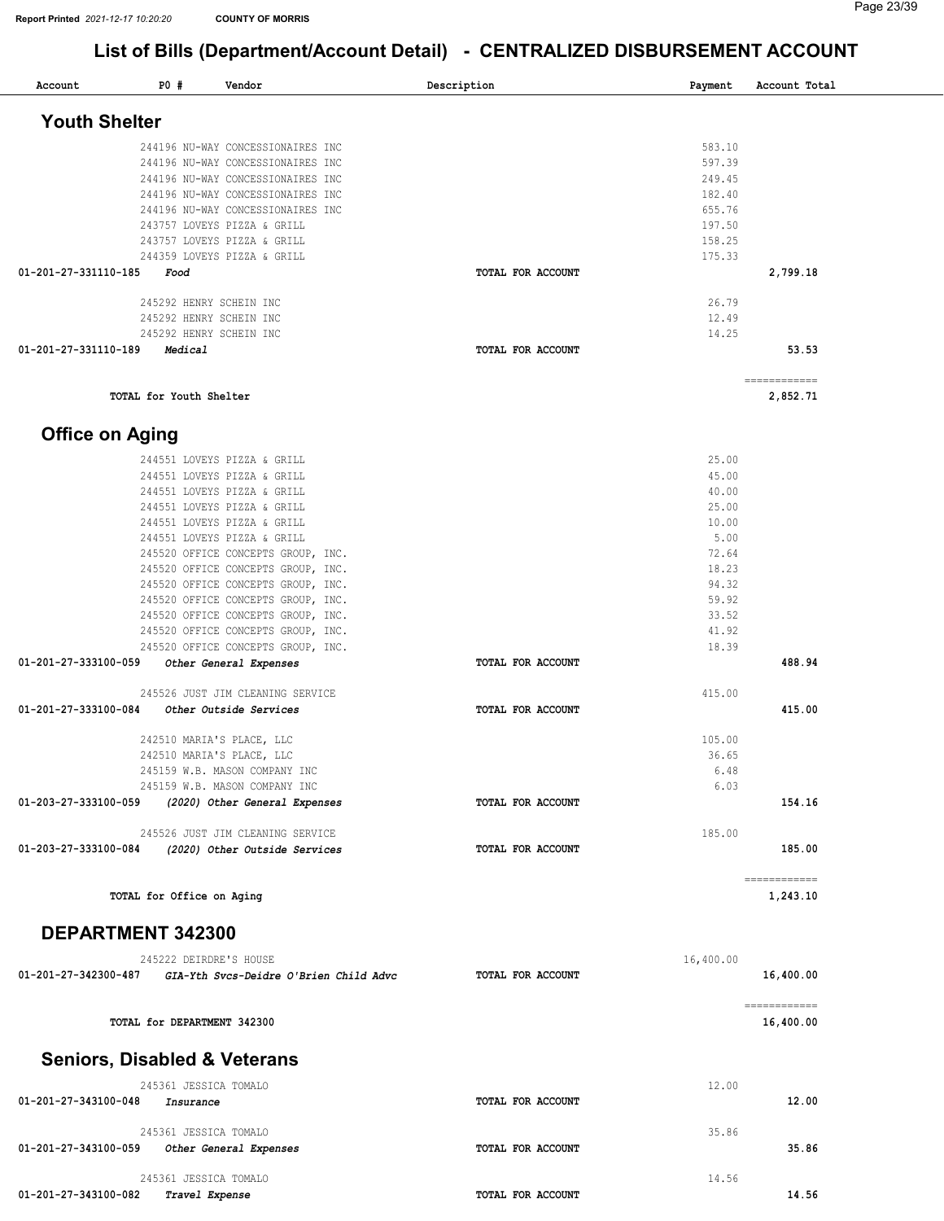# List of Bills (Department/Account Detail) - CENTRALIZED DISBURSEMENT ACCOUNT

| Account | PO # | Vendor | Description | Payment | Account Total |
|---|---|---|---|---|---|

## Youth Shelter

| Account | PO # | Vendor | Description | Payment | Account Total |
|---|---|---|---|---|---|
| | 244196 | NU-WAY CONCESSIONAIRES INC | | 583.10 | |
| | 244196 | NU-WAY CONCESSIONAIRES INC | | 597.39 | |
| | 244196 | NU-WAY CONCESSIONAIRES INC | | 249.45 | |
| | 244196 | NU-WAY CONCESSIONAIRES INC | | 182.40 | |
| | 244196 | NU-WAY CONCESSIONAIRES INC | | 655.76 | |
| | 243757 | LOVEYS PIZZA & GRILL | | 197.50 | |
| | 243757 | LOVEYS PIZZA & GRILL | | 158.25 | |
| | 244359 | LOVEYS PIZZA & GRILL | | 175.33 | |
| 01-201-27-331110-185 | *Food* | | TOTAL FOR ACCOUNT | | 2,799.18 |
| | 245292 | HENRY SCHEIN INC | | 26.79 | |
| | 245292 | HENRY SCHEIN INC | | 12.49 | |
| | 245292 | HENRY SCHEIN INC | | 14.25 | |
| 01-201-27-331110-189 | *Medical* | | TOTAL FOR ACCOUNT | | 53.53 |
| | TOTAL for Youth Shelter | | | | 2,852.71 |

## Office on Aging

| Account | PO # | Vendor | Description | Payment | Account Total |
|---|---|---|---|---|---|
| | 244551 | LOVEYS PIZZA & GRILL | | 25.00 | |
| | 244551 | LOVEYS PIZZA & GRILL | | 45.00 | |
| | 244551 | LOVEYS PIZZA & GRILL | | 40.00 | |
| | 244551 | LOVEYS PIZZA & GRILL | | 25.00 | |
| | 244551 | LOVEYS PIZZA & GRILL | | 10.00 | |
| | 244551 | LOVEYS PIZZA & GRILL | | 5.00 | |
| | 245520 | OFFICE CONCEPTS GROUP, INC. | | 72.64 | |
| | 245520 | OFFICE CONCEPTS GROUP, INC. | | 18.23 | |
| | 245520 | OFFICE CONCEPTS GROUP, INC. | | 94.32 | |
| | 245520 | OFFICE CONCEPTS GROUP, INC. | | 59.92 | |
| | 245520 | OFFICE CONCEPTS GROUP, INC. | | 33.52 | |
| | 245520 | OFFICE CONCEPTS GROUP, INC. | | 41.92 | |
| | 245520 | OFFICE CONCEPTS GROUP, INC. | | 18.39 | |
| 01-201-27-333100-059 | *Other General Expenses* | | TOTAL FOR ACCOUNT | | 488.94 |
| | 245526 | JUST JIM CLEANING SERVICE | | 415.00 | |
| 01-201-27-333100-084 | *Other Outside Services* | | TOTAL FOR ACCOUNT | | 415.00 |
| | 242510 | MARIA'S PLACE, LLC | | 105.00 | |
| | 242510 | MARIA'S PLACE, LLC | | 36.65 | |
| | 245159 | W.B. MASON COMPANY INC | | 6.48 | |
| | 245159 | W.B. MASON COMPANY INC | | 6.03 | |
| 01-203-27-333100-059 | *(2020) Other General Expenses* | | TOTAL FOR ACCOUNT | | 154.16 |
| | 245526 | JUST JIM CLEANING SERVICE | | 185.00 | |
| 01-203-27-333100-084 | *(2020) Other Outside Services* | | TOTAL FOR ACCOUNT | | 185.00 |
| | TOTAL for Office on Aging | | | | 1,243.10 |

## DEPARTMENT 342300

| Account | PO # | Vendor | Description | Payment | Account Total |
|---|---|---|---|---|---|
| | 245222 | DEIRDRE'S HOUSE | | 16,400.00 | |
| 01-201-27-342300-487 | *GIA-Yth Svcs-Deidre O'Brien Child Advc* | | TOTAL FOR ACCOUNT | | 16,400.00 |
| | TOTAL for DEPARTMENT 342300 | | | | 16,400.00 |

## Seniors, Disabled & Veterans

| Account | PO # | Vendor | Description | Payment | Account Total |
|---|---|---|---|---|---|
| | 245361 | JESSICA TOMALO | | 12.00 | |
| 01-201-27-343100-048 | *Insurance* | | TOTAL FOR ACCOUNT | | 12.00 |
| | 245361 | JESSICA TOMALO | | 35.86 | |
| 01-201-27-343100-059 | *Other General Expenses* | | TOTAL FOR ACCOUNT | | 35.86 |
| | 245361 | JESSICA TOMALO | | 14.56 | |
| 01-201-27-343100-082 | *Travel Expense* | | TOTAL FOR ACCOUNT | | 14.56 |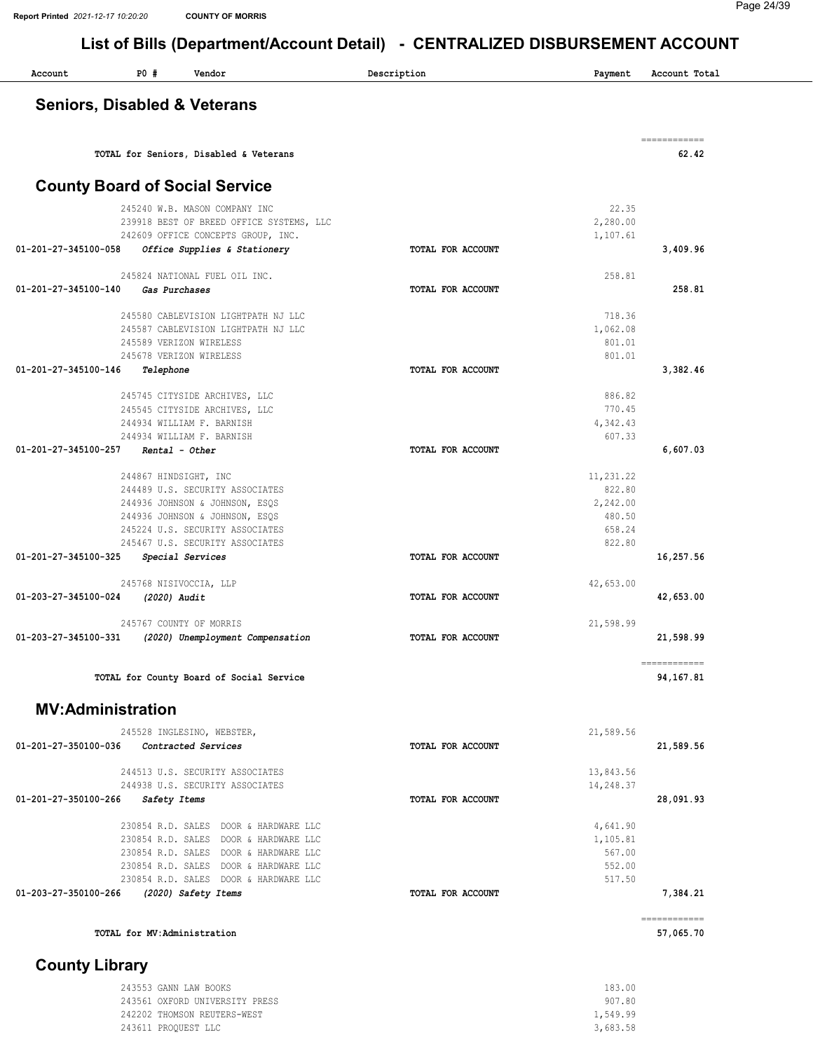## List of Bills (Department/Account Detail) - CENTRALIZED DISBURSEMENT ACCOUNT

| Account | PO # | Vendor | Description | Payment | Account Total |
|---|---|---|---|---|---|

### Seniors, Disabled & Veterans

| Account | PO # | Vendor | Description | Payment | Account Total |
|---|---|---|---|---|---|
| | | **TOTAL for Seniors, Disabled & Veterans** | | | **62.42** |

### County Board of Social Service

| Account | PO # | Vendor | Description | Payment | Account Total |
|---|---|---|---|---|---|
| | 245240 | W.B. MASON COMPANY INC | | 22.35 | |
| | 239918 | BEST OF BREED OFFICE SYSTEMS, LLC | | 2,280.00 | |
| | 242609 | OFFICE CONCEPTS GROUP, INC. | | 1,107.61 | |
| **01-201-27-345100-058** | | ***Office Supplies & Stationery*** | **TOTAL FOR ACCOUNT** | | **3,409.96** |
| | 245824 | NATIONAL FUEL OIL INC. | | 258.81 | |
| **01-201-27-345100-140** | | ***Gas Purchases*** | **TOTAL FOR ACCOUNT** | | **258.81** |
| | 245580 | CABLEVISION LIGHTPATH NJ LLC | | 718.36 | |
| | 245587 | CABLEVISION LIGHTPATH NJ LLC | | 1,062.08 | |
| | 245589 | VERIZON WIRELESS | | 801.01 | |
| | 245678 | VERIZON WIRELESS | | 801.01 | |
| **01-201-27-345100-146** | | ***Telephone*** | **TOTAL FOR ACCOUNT** | | **3,382.46** |
| | 245745 | CITYSIDE ARCHIVES, LLC | | 886.82 | |
| | 245545 | CITYSIDE ARCHIVES, LLC | | 770.45 | |
| | 244934 | WILLIAM F. BARNISH | | 4,342.43 | |
| | 244934 | WILLIAM F. BARNISH | | 607.33 | |
| **01-201-27-345100-257** | | ***Rental - Other*** | **TOTAL FOR ACCOUNT** | | **6,607.03** |
| | 244867 | HINDSIGHT, INC | | 11,231.22 | |
| | 244489 | U.S. SECURITY ASSOCIATES | | 822.80 | |
| | 244936 | JOHNSON & JOHNSON, ESQS | | 2,242.00 | |
| | 244936 | JOHNSON & JOHNSON, ESQS | | 480.50 | |
| | 245224 | U.S. SECURITY ASSOCIATES | | 658.24 | |
| | 245467 | U.S. SECURITY ASSOCIATES | | 822.80 | |
| **01-201-27-345100-325** | | ***Special Services*** | **TOTAL FOR ACCOUNT** | | **16,257.56** |
| | 245768 | NISIVOCCIA, LLP | | 42,653.00 | |
| **01-203-27-345100-024** | | ***(2020) Audit*** | **TOTAL FOR ACCOUNT** | | **42,653.00** |
| | 245767 | COUNTY OF MORRIS | | 21,598.99 | |
| **01-203-27-345100-331** | | ***(2020) Unemployment Compensation*** | **TOTAL FOR ACCOUNT** | | **21,598.99** |
| | | **TOTAL for County Board of Social Service** | | | **94,167.81** |

### MV:Administration

| Account | PO # | Vendor | Description | Payment | Account Total |
|---|---|---|---|---|---|
| | 245528 | INGLESINO, WEBSTER, | | 21,589.56 | |
| **01-201-27-350100-036** | | ***Contracted Services*** | **TOTAL FOR ACCOUNT** | | **21,589.56** |
| | 244513 | U.S. SECURITY ASSOCIATES | | 13,843.56 | |
| | 244938 | U.S. SECURITY ASSOCIATES | | 14,248.37 | |
| **01-201-27-350100-266** | | ***Safety Items*** | **TOTAL FOR ACCOUNT** | | **28,091.93** |
| | 230854 | R.D. SALES DOOR & HARDWARE LLC | | 4,641.90 | |
| | 230854 | R.D. SALES DOOR & HARDWARE LLC | | 1,105.81 | |
| | 230854 | R.D. SALES DOOR & HARDWARE LLC | | 567.00 | |
| | 230854 | R.D. SALES DOOR & HARDWARE LLC | | 552.00 | |
| | 230854 | R.D. SALES DOOR & HARDWARE LLC | | 517.50 | |
| **01-203-27-350100-266** | | ***(2020) Safety Items*** | **TOTAL FOR ACCOUNT** | | **7,384.21** |
| | | **TOTAL for MV:Administration** | | | **57,065.70** |

### County Library

| Account | PO # | Vendor | Description | Payment | Account Total |
|---|---|---|---|---|---|
| | 243553 | GANN LAW BOOKS | | 183.00 | |
| | 243561 | OXFORD UNIVERSITY PRESS | | 907.80 | |
| | 242202 | THOMSON REUTERS-WEST | | 1,549.99 | |
| | 243611 | PROQUEST LLC | | 3,683.58 | |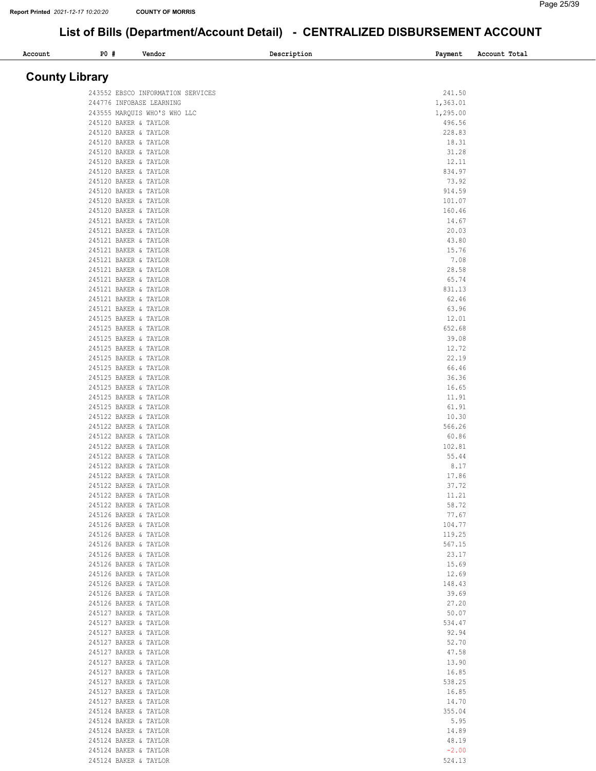# List of Bills (Department/Account Detail) - CENTRALIZED DISBURSEMENT ACCOUNT

## County Library

| Account | PO # | Vendor | Description | Payment | Account Total |
|---|---|---|---|---|---|
| | 243552 | EBSCO INFORMATION SERVICES | | 241.50 | |
| | 244776 | INFOBASE LEARNING | | 1,363.01 | |
| | 243555 | MARQUIS WHO'S WHO LLC | | 1,295.00 | |
| | 245120 | BAKER & TAYLOR | | 496.56 | |
| | 245120 | BAKER & TAYLOR | | 228.83 | |
| | 245120 | BAKER & TAYLOR | | 18.31 | |
| | 245120 | BAKER & TAYLOR | | 31.28 | |
| | 245120 | BAKER & TAYLOR | | 12.11 | |
| | 245120 | BAKER & TAYLOR | | 834.97 | |
| | 245120 | BAKER & TAYLOR | | 73.92 | |
| | 245120 | BAKER & TAYLOR | | 914.59 | |
| | 245120 | BAKER & TAYLOR | | 101.07 | |
| | 245120 | BAKER & TAYLOR | | 160.46 | |
| | 245121 | BAKER & TAYLOR | | 14.67 | |
| | 245121 | BAKER & TAYLOR | | 20.03 | |
| | 245121 | BAKER & TAYLOR | | 43.80 | |
| | 245121 | BAKER & TAYLOR | | 15.76 | |
| | 245121 | BAKER & TAYLOR | | 7.08 | |
| | 245121 | BAKER & TAYLOR | | 28.58 | |
| | 245121 | BAKER & TAYLOR | | 65.74 | |
| | 245121 | BAKER & TAYLOR | | 831.13 | |
| | 245121 | BAKER & TAYLOR | | 62.46 | |
| | 245121 | BAKER & TAYLOR | | 63.96 | |
| | 245125 | BAKER & TAYLOR | | 12.01 | |
| | 245125 | BAKER & TAYLOR | | 652.68 | |
| | 245125 | BAKER & TAYLOR | | 39.08 | |
| | 245125 | BAKER & TAYLOR | | 12.72 | |
| | 245125 | BAKER & TAYLOR | | 22.19 | |
| | 245125 | BAKER & TAYLOR | | 66.46 | |
| | 245125 | BAKER & TAYLOR | | 36.36 | |
| | 245125 | BAKER & TAYLOR | | 16.65 | |
| | 245125 | BAKER & TAYLOR | | 11.91 | |
| | 245125 | BAKER & TAYLOR | | 61.91 | |
| | 245122 | BAKER & TAYLOR | | 10.30 | |
| | 245122 | BAKER & TAYLOR | | 566.26 | |
| | 245122 | BAKER & TAYLOR | | 60.86 | |
| | 245122 | BAKER & TAYLOR | | 102.81 | |
| | 245122 | BAKER & TAYLOR | | 55.44 | |
| | 245122 | BAKER & TAYLOR | | 8.17 | |
| | 245122 | BAKER & TAYLOR | | 17.86 | |
| | 245122 | BAKER & TAYLOR | | 37.72 | |
| | 245122 | BAKER & TAYLOR | | 11.21 | |
| | 245122 | BAKER & TAYLOR | | 58.72 | |
| | 245126 | BAKER & TAYLOR | | 77.67 | |
| | 245126 | BAKER & TAYLOR | | 104.77 | |
| | 245126 | BAKER & TAYLOR | | 119.25 | |
| | 245126 | BAKER & TAYLOR | | 567.15 | |
| | 245126 | BAKER & TAYLOR | | 23.17 | |
| | 245126 | BAKER & TAYLOR | | 15.69 | |
| | 245126 | BAKER & TAYLOR | | 12.69 | |
| | 245126 | BAKER & TAYLOR | | 148.43 | |
| | 245126 | BAKER & TAYLOR | | 39.69 | |
| | 245126 | BAKER & TAYLOR | | 27.20 | |
| | 245127 | BAKER & TAYLOR | | 50.07 | |
| | 245127 | BAKER & TAYLOR | | 534.47 | |
| | 245127 | BAKER & TAYLOR | | 92.94 | |
| | 245127 | BAKER & TAYLOR | | 52.70 | |
| | 245127 | BAKER & TAYLOR | | 47.58 | |
| | 245127 | BAKER & TAYLOR | | 13.90 | |
| | 245127 | BAKER & TAYLOR | | 16.85 | |
| | 245127 | BAKER & TAYLOR | | 538.25 | |
| | 245127 | BAKER & TAYLOR | | 16.85 | |
| | 245127 | BAKER & TAYLOR | | 14.70 | |
| | 245124 | BAKER & TAYLOR | | 355.04 | |
| | 245124 | BAKER & TAYLOR | | 5.95 | |
| | 245124 | BAKER & TAYLOR | | 14.89 | |
| | 245124 | BAKER & TAYLOR | | 48.19 | |
| | 245124 | BAKER & TAYLOR | | -2.00 | |
| | 245124 | BAKER & TAYLOR | | 524.13 | |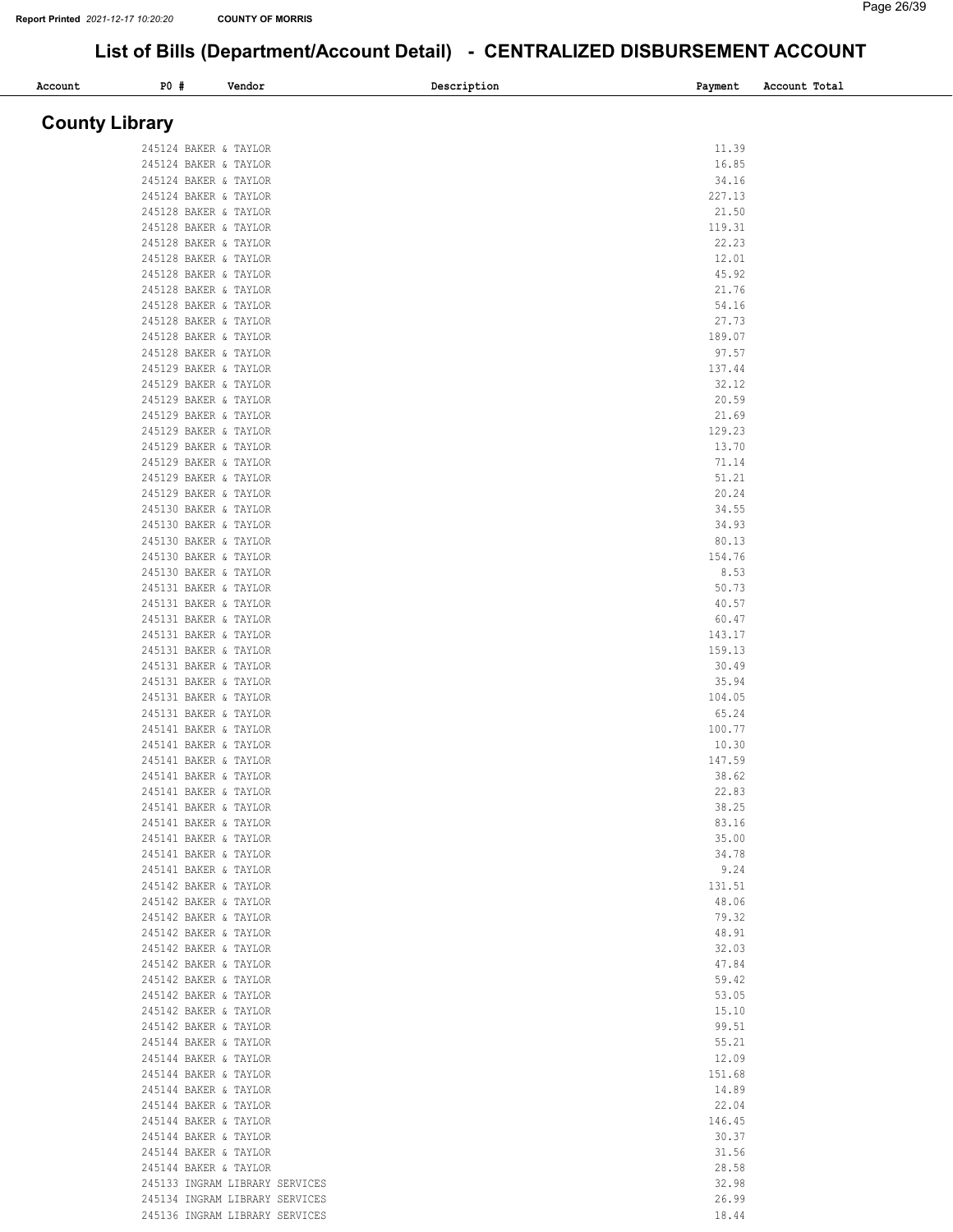# List of Bills (Department/Account Detail) - CENTRALIZED DISBURSEMENT ACCOUNT

| Account | PO # | Vendor | Description | Payment | Account Total |
|---|---|---|---|---|---|

## County Library

| Account | PO # | Vendor | Description | Payment | Account Total |
|---|---|---|---|---|---|
| | 245124 | BAKER & TAYLOR | | 11.39 | |
| | 245124 | BAKER & TAYLOR | | 16.85 | |
| | 245124 | BAKER & TAYLOR | | 34.16 | |
| | 245124 | BAKER & TAYLOR | | 227.13 | |
| | 245128 | BAKER & TAYLOR | | 21.50 | |
| | 245128 | BAKER & TAYLOR | | 119.31 | |
| | 245128 | BAKER & TAYLOR | | 22.23 | |
| | 245128 | BAKER & TAYLOR | | 12.01 | |
| | 245128 | BAKER & TAYLOR | | 45.92 | |
| | 245128 | BAKER & TAYLOR | | 21.76 | |
| | 245128 | BAKER & TAYLOR | | 54.16 | |
| | 245128 | BAKER & TAYLOR | | 27.73 | |
| | 245128 | BAKER & TAYLOR | | 189.07 | |
| | 245128 | BAKER & TAYLOR | | 97.57 | |
| | 245129 | BAKER & TAYLOR | | 137.44 | |
| | 245129 | BAKER & TAYLOR | | 32.12 | |
| | 245129 | BAKER & TAYLOR | | 20.59 | |
| | 245129 | BAKER & TAYLOR | | 21.69 | |
| | 245129 | BAKER & TAYLOR | | 129.23 | |
| | 245129 | BAKER & TAYLOR | | 13.70 | |
| | 245129 | BAKER & TAYLOR | | 71.14 | |
| | 245129 | BAKER & TAYLOR | | 51.21 | |
| | 245129 | BAKER & TAYLOR | | 20.24 | |
| | 245130 | BAKER & TAYLOR | | 34.55 | |
| | 245130 | BAKER & TAYLOR | | 34.93 | |
| | 245130 | BAKER & TAYLOR | | 80.13 | |
| | 245130 | BAKER & TAYLOR | | 154.76 | |
| | 245130 | BAKER & TAYLOR | | 8.53 | |
| | 245131 | BAKER & TAYLOR | | 50.73 | |
| | 245131 | BAKER & TAYLOR | | 40.57 | |
| | 245131 | BAKER & TAYLOR | | 60.47 | |
| | 245131 | BAKER & TAYLOR | | 143.17 | |
| | 245131 | BAKER & TAYLOR | | 159.13 | |
| | 245131 | BAKER & TAYLOR | | 30.49 | |
| | 245131 | BAKER & TAYLOR | | 35.94 | |
| | 245131 | BAKER & TAYLOR | | 104.05 | |
| | 245131 | BAKER & TAYLOR | | 65.24 | |
| | 245141 | BAKER & TAYLOR | | 100.77 | |
| | 245141 | BAKER & TAYLOR | | 10.30 | |
| | 245141 | BAKER & TAYLOR | | 147.59 | |
| | 245141 | BAKER & TAYLOR | | 38.62 | |
| | 245141 | BAKER & TAYLOR | | 22.83 | |
| | 245141 | BAKER & TAYLOR | | 38.25 | |
| | 245141 | BAKER & TAYLOR | | 83.16 | |
| | 245141 | BAKER & TAYLOR | | 35.00 | |
| | 245141 | BAKER & TAYLOR | | 34.78 | |
| | 245141 | BAKER & TAYLOR | | 9.24 | |
| | 245142 | BAKER & TAYLOR | | 131.51 | |
| | 245142 | BAKER & TAYLOR | | 48.06 | |
| | 245142 | BAKER & TAYLOR | | 79.32 | |
| | 245142 | BAKER & TAYLOR | | 48.91 | |
| | 245142 | BAKER & TAYLOR | | 32.03 | |
| | 245142 | BAKER & TAYLOR | | 47.84 | |
| | 245142 | BAKER & TAYLOR | | 59.42 | |
| | 245142 | BAKER & TAYLOR | | 53.05 | |
| | 245142 | BAKER & TAYLOR | | 15.10 | |
| | 245142 | BAKER & TAYLOR | | 99.51 | |
| | 245144 | BAKER & TAYLOR | | 55.21 | |
| | 245144 | BAKER & TAYLOR | | 12.09 | |
| | 245144 | BAKER & TAYLOR | | 151.68 | |
| | 245144 | BAKER & TAYLOR | | 14.89 | |
| | 245144 | BAKER & TAYLOR | | 22.04 | |
| | 245144 | BAKER & TAYLOR | | 146.45 | |
| | 245144 | BAKER & TAYLOR | | 30.37 | |
| | 245144 | BAKER & TAYLOR | | 31.56 | |
| | 245144 | BAKER & TAYLOR | | 28.58 | |
| | 245133 | INGRAM LIBRARY SERVICES | | 32.98 | |
| | 245134 | INGRAM LIBRARY SERVICES | | 26.99 | |
| | 245136 | INGRAM LIBRARY SERVICES | | 18.44 | |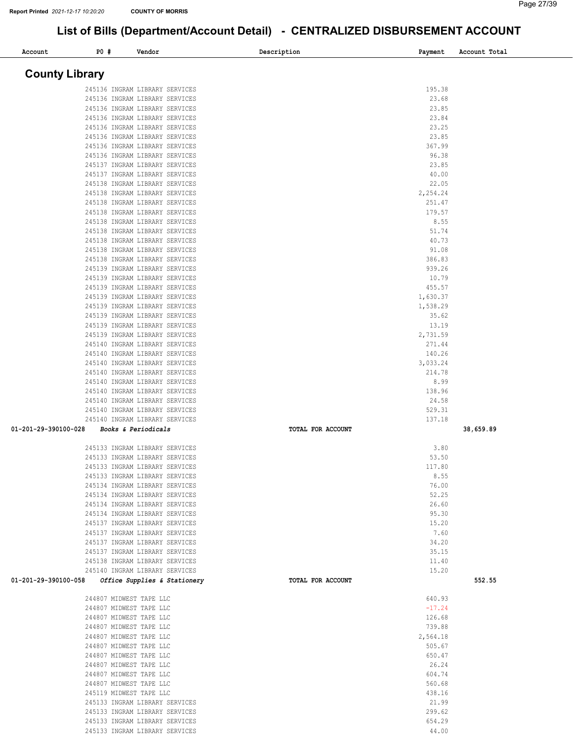# List of Bills (Department/Account Detail) - CENTRALIZED DISBURSEMENT ACCOUNT

Report Printed 2021-12-17 10:20:20 COUNTY OF MORRIS

## County Library

| Account | PO # | Vendor | Description | Payment | Account Total |
|---|---|---|---|---|---|
| | 245136 | INGRAM LIBRARY SERVICES | | 195.38 | |
| | 245136 | INGRAM LIBRARY SERVICES | | 23.68 | |
| | 245136 | INGRAM LIBRARY SERVICES | | 23.85 | |
| | 245136 | INGRAM LIBRARY SERVICES | | 23.84 | |
| | 245136 | INGRAM LIBRARY SERVICES | | 23.25 | |
| | 245136 | INGRAM LIBRARY SERVICES | | 23.85 | |
| | 245136 | INGRAM LIBRARY SERVICES | | 367.99 | |
| | 245136 | INGRAM LIBRARY SERVICES | | 96.38 | |
| | 245137 | INGRAM LIBRARY SERVICES | | 23.85 | |
| | 245137 | INGRAM LIBRARY SERVICES | | 40.00 | |
| | 245138 | INGRAM LIBRARY SERVICES | | 22.05 | |
| | 245138 | INGRAM LIBRARY SERVICES | | 2,254.24 | |
| | 245138 | INGRAM LIBRARY SERVICES | | 251.47 | |
| | 245138 | INGRAM LIBRARY SERVICES | | 179.57 | |
| | 245138 | INGRAM LIBRARY SERVICES | | 8.55 | |
| | 245138 | INGRAM LIBRARY SERVICES | | 51.74 | |
| | 245138 | INGRAM LIBRARY SERVICES | | 40.73 | |
| | 245138 | INGRAM LIBRARY SERVICES | | 91.08 | |
| | 245138 | INGRAM LIBRARY SERVICES | | 386.83 | |
| | 245139 | INGRAM LIBRARY SERVICES | | 939.26 | |
| | 245139 | INGRAM LIBRARY SERVICES | | 10.79 | |
| | 245139 | INGRAM LIBRARY SERVICES | | 455.57 | |
| | 245139 | INGRAM LIBRARY SERVICES | | 1,630.37 | |
| | 245139 | INGRAM LIBRARY SERVICES | | 1,538.29 | |
| | 245139 | INGRAM LIBRARY SERVICES | | 35.62 | |
| | 245139 | INGRAM LIBRARY SERVICES | | 13.19 | |
| | 245139 | INGRAM LIBRARY SERVICES | | 2,731.59 | |
| | 245140 | INGRAM LIBRARY SERVICES | | 271.44 | |
| | 245140 | INGRAM LIBRARY SERVICES | | 140.26 | |
| | 245140 | INGRAM LIBRARY SERVICES | | 3,033.24 | |
| | 245140 | INGRAM LIBRARY SERVICES | | 214.78 | |
| | 245140 | INGRAM LIBRARY SERVICES | | 8.99 | |
| | 245140 | INGRAM LIBRARY SERVICES | | 138.96 | |
| | 245140 | INGRAM LIBRARY SERVICES | | 24.58 | |
| | 245140 | INGRAM LIBRARY SERVICES | | 529.31 | |
| | 245140 | INGRAM LIBRARY SERVICES | | 137.18 | |
| 01-201-29-390100-028 | | *Books & Periodicals* | TOTAL FOR ACCOUNT | | 38,659.89 |
| | 245133 | INGRAM LIBRARY SERVICES | | 3.80 | |
| | 245133 | INGRAM LIBRARY SERVICES | | 53.50 | |
| | 245133 | INGRAM LIBRARY SERVICES | | 117.80 | |
| | 245133 | INGRAM LIBRARY SERVICES | | 8.55 | |
| | 245134 | INGRAM LIBRARY SERVICES | | 76.00 | |
| | 245134 | INGRAM LIBRARY SERVICES | | 52.25 | |
| | 245134 | INGRAM LIBRARY SERVICES | | 26.60 | |
| | 245134 | INGRAM LIBRARY SERVICES | | 95.30 | |
| | 245137 | INGRAM LIBRARY SERVICES | | 15.20 | |
| | 245137 | INGRAM LIBRARY SERVICES | | 7.60 | |
| | 245137 | INGRAM LIBRARY SERVICES | | 34.20 | |
| | 245137 | INGRAM LIBRARY SERVICES | | 35.15 | |
| | 245138 | INGRAM LIBRARY SERVICES | | 11.40 | |
| | 245140 | INGRAM LIBRARY SERVICES | | 15.20 | |
| 01-201-29-390100-058 | | *Office Supplies & Stationery* | TOTAL FOR ACCOUNT | | 552.55 |
| | 244807 | MIDWEST TAPE LLC | | 640.93 | |
| | 244807 | MIDWEST TAPE LLC | | -17.24 | |
| | 244807 | MIDWEST TAPE LLC | | 126.68 | |
| | 244807 | MIDWEST TAPE LLC | | 739.88 | |
| | 244807 | MIDWEST TAPE LLC | | 2,564.18 | |
| | 244807 | MIDWEST TAPE LLC | | 505.67 | |
| | 244807 | MIDWEST TAPE LLC | | 650.47 | |
| | 244807 | MIDWEST TAPE LLC | | 26.24 | |
| | 244807 | MIDWEST TAPE LLC | | 604.74 | |
| | 244807 | MIDWEST TAPE LLC | | 560.68 | |
| | 245119 | MIDWEST TAPE LLC | | 438.16 | |
| | 245133 | INGRAM LIBRARY SERVICES | | 21.99 | |
| | 245133 | INGRAM LIBRARY SERVICES | | 299.62 | |
| | 245133 | INGRAM LIBRARY SERVICES | | 654.29 | |
| | 245133 | INGRAM LIBRARY SERVICES | | 44.00 | |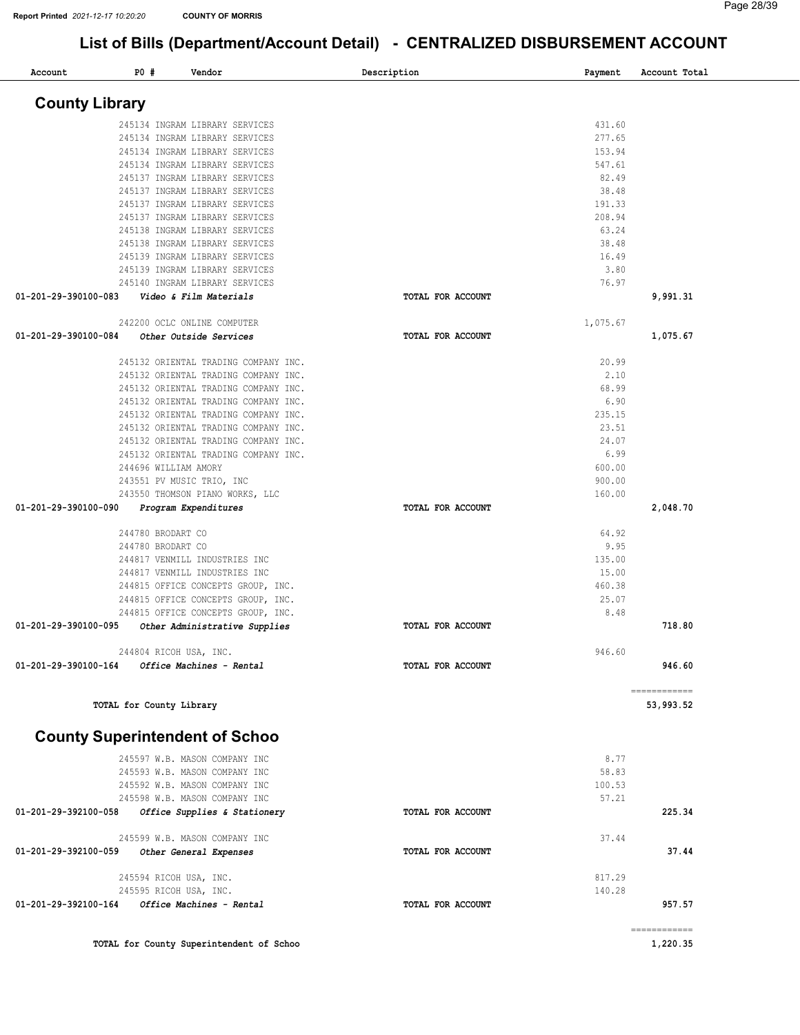# List of Bills (Department/Account Detail) - CENTRALIZED DISBURSEMENT ACCOUNT

| Account | PO # | Vendor | Description | Payment | Account Total |
|---|---|---|---|---|---|

## County Library

| Account | PO # | Vendor | Description | Payment | Account Total |
|---|---|---|---|---|---|
| | 245134 | INGRAM LIBRARY SERVICES | | 431.60 | |
| | 245134 | INGRAM LIBRARY SERVICES | | 277.65 | |
| | 245134 | INGRAM LIBRARY SERVICES | | 153.94 | |
| | 245134 | INGRAM LIBRARY SERVICES | | 547.61 | |
| | 245137 | INGRAM LIBRARY SERVICES | | 82.49 | |
| | 245137 | INGRAM LIBRARY SERVICES | | 38.48 | |
| | 245137 | INGRAM LIBRARY SERVICES | | 191.33 | |
| | 245137 | INGRAM LIBRARY SERVICES | | 208.94 | |
| | 245138 | INGRAM LIBRARY SERVICES | | 63.24 | |
| | 245138 | INGRAM LIBRARY SERVICES | | 38.48 | |
| | 245139 | INGRAM LIBRARY SERVICES | | 16.49 | |
| | 245139 | INGRAM LIBRARY SERVICES | | 3.80 | |
| | 245140 | INGRAM LIBRARY SERVICES | | 76.97 | |
| **01-201-29-390100-083** | | ***Video & Film Materials*** | **TOTAL FOR ACCOUNT** | | **9,991.31** |
| | 242200 | OCLC ONLINE COMPUTER | | 1,075.67 | |
| **01-201-29-390100-084** | | ***Other Outside Services*** | **TOTAL FOR ACCOUNT** | | **1,075.67** |
| | 245132 | ORIENTAL TRADING COMPANY INC. | | 20.99 | |
| | 245132 | ORIENTAL TRADING COMPANY INC. | | 2.10 | |
| | 245132 | ORIENTAL TRADING COMPANY INC. | | 68.99 | |
| | 245132 | ORIENTAL TRADING COMPANY INC. | | 6.90 | |
| | 245132 | ORIENTAL TRADING COMPANY INC. | | 235.15 | |
| | 245132 | ORIENTAL TRADING COMPANY INC. | | 23.51 | |
| | 245132 | ORIENTAL TRADING COMPANY INC. | | 24.07 | |
| | 245132 | ORIENTAL TRADING COMPANY INC. | | 6.99 | |
| | 244696 | WILLIAM AMORY | | 600.00 | |
| | 243551 | PV MUSIC TRIO, INC | | 900.00 | |
| | 243550 | THOMSON PIANO WORKS, LLC | | 160.00 | |
| **01-201-29-390100-090** | | ***Program Expenditures*** | **TOTAL FOR ACCOUNT** | | **2,048.70** |
| | 244780 | BRODART CO | | 64.92 | |
| | 244780 | BRODART CO | | 9.95 | |
| | 244817 | VENMILL INDUSTRIES INC | | 135.00 | |
| | 244817 | VENMILL INDUSTRIES INC | | 15.00 | |
| | 244815 | OFFICE CONCEPTS GROUP, INC. | | 460.38 | |
| | 244815 | OFFICE CONCEPTS GROUP, INC. | | 25.07 | |
| | 244815 | OFFICE CONCEPTS GROUP, INC. | | 8.48 | |
| **01-201-29-390100-095** | | ***Other Administrative Supplies*** | **TOTAL FOR ACCOUNT** | | **718.80** |
| | 244804 | RICOH USA, INC. | | 946.60 | |
| **01-201-29-390100-164** | | ***Office Machines - Rental*** | **TOTAL FOR ACCOUNT** | | **946.60** |
| | | **TOTAL for County Library** | | | **53,993.52** |

## County Superintendent of Schoo

| Account | PO # | Vendor | Description | Payment | Account Total |
|---|---|---|---|---|---|
| | 245597 | W.B. MASON COMPANY INC | | 8.77 | |
| | 245593 | W.B. MASON COMPANY INC | | 58.83 | |
| | 245592 | W.B. MASON COMPANY INC | | 100.53 | |
| | 245598 | W.B. MASON COMPANY INC | | 57.21 | |
| **01-201-29-392100-058** | | ***Office Supplies & Stationery*** | **TOTAL FOR ACCOUNT** | | **225.34** |
| | 245599 | W.B. MASON COMPANY INC | | 37.44 | |
| **01-201-29-392100-059** | | ***Other General Expenses*** | **TOTAL FOR ACCOUNT** | | **37.44** |
| | 245594 | RICOH USA, INC. | | 817.29 | |
| | 245595 | RICOH USA, INC. | | 140.28 | |
| **01-201-29-392100-164** | | ***Office Machines - Rental*** | **TOTAL FOR ACCOUNT** | | **957.57** |
| | | **TOTAL for County Superintendent of Schoo** | | | **1,220.35** |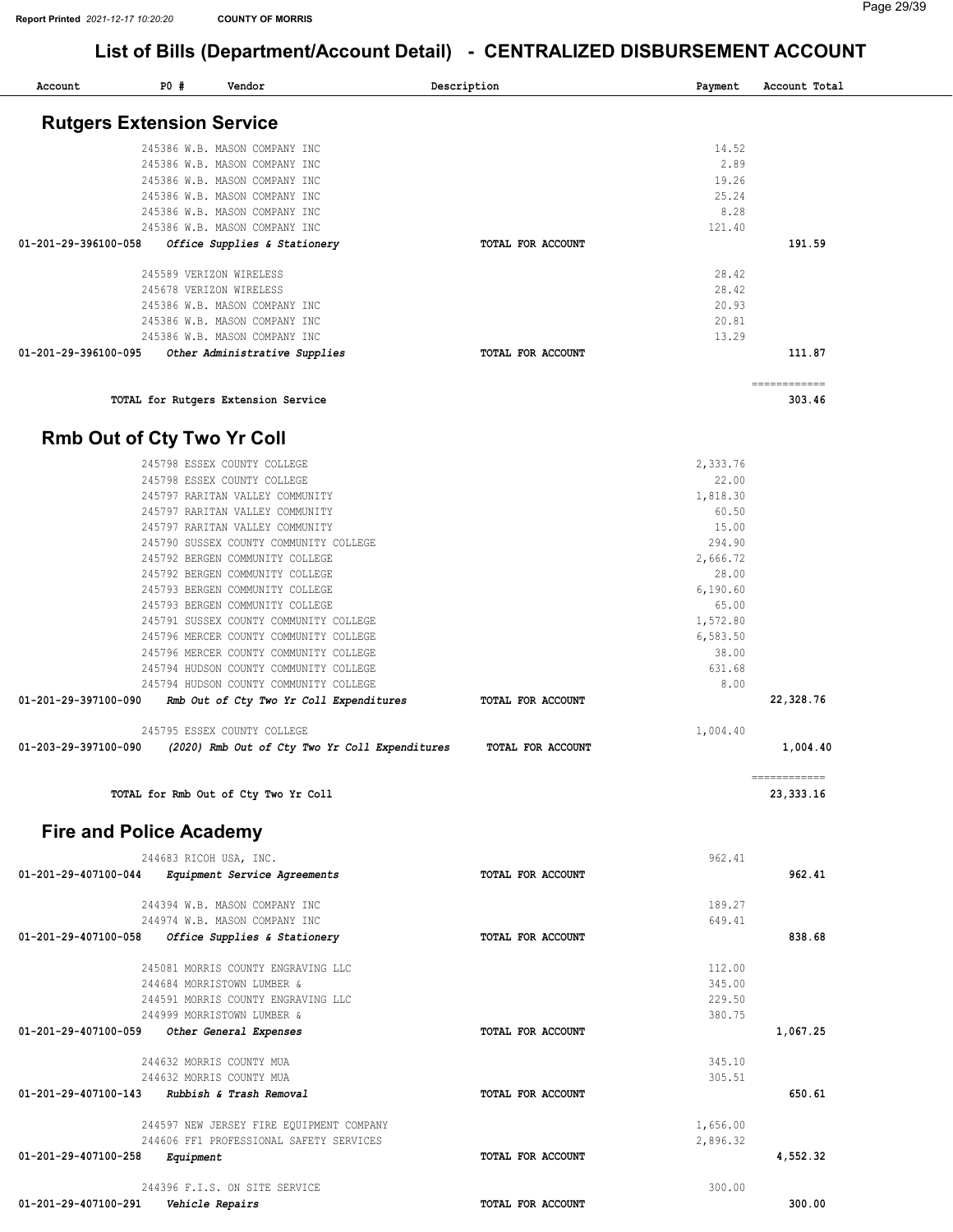# List of Bills (Department/Account Detail) - CENTRALIZED DISBURSEMENT ACCOUNT

| Account | PO # | Vendor | Description | Payment | Account Total |
|---|---|---|---|---|---|

## Rutgers Extension Service

| Account | PO # | Vendor | Description | Payment | Account Total |
|---|---|---|---|---|---|
| | 245386 | W.B. MASON COMPANY INC | | 14.52 | |
| | 245386 | W.B. MASON COMPANY INC | | 2.89 | |
| | 245386 | W.B. MASON COMPANY INC | | 19.26 | |
| | 245386 | W.B. MASON COMPANY INC | | 25.24 | |
| | 245386 | W.B. MASON COMPANY INC | | 8.28 | |
| | 245386 | W.B. MASON COMPANY INC | | 121.40 | |
| 01-201-29-396100-058 | | *Office Supplies & Stationery* | TOTAL FOR ACCOUNT | | 191.59 |
| | 245589 | VERIZON WIRELESS | | 28.42 | |
| | 245678 | VERIZON WIRELESS | | 28.42 | |
| | 245386 | W.B. MASON COMPANY INC | | 20.93 | |
| | 245386 | W.B. MASON COMPANY INC | | 20.81 | |
| | 245386 | W.B. MASON COMPANY INC | | 13.29 | |
| 01-201-29-396100-095 | | *Other Administrative Supplies* | TOTAL FOR ACCOUNT | | 111.87 |
| | | TOTAL for Rutgers Extension Service | | | 303.46 |

## Rmb Out of Cty Two Yr Coll

| Account | PO # | Vendor | Description | Payment | Account Total |
|---|---|---|---|---|---|
| | 245798 | ESSEX COUNTY COLLEGE | | 2,333.76 | |
| | 245798 | ESSEX COUNTY COLLEGE | | 22.00 | |
| | 245797 | RARITAN VALLEY COMMUNITY | | 1,818.30 | |
| | 245797 | RARITAN VALLEY COMMUNITY | | 60.50 | |
| | 245797 | RARITAN VALLEY COMMUNITY | | 15.00 | |
| | 245790 | SUSSEX COUNTY COMMUNITY COLLEGE | | 294.90 | |
| | 245792 | BERGEN COMMUNITY COLLEGE | | 2,666.72 | |
| | 245792 | BERGEN COMMUNITY COLLEGE | | 28.00 | |
| | 245793 | BERGEN COMMUNITY COLLEGE | | 6,190.60 | |
| | 245793 | BERGEN COMMUNITY COLLEGE | | 65.00 | |
| | 245791 | SUSSEX COUNTY COMMUNITY COLLEGE | | 1,572.80 | |
| | 245796 | MERCER COUNTY COMMUNITY COLLEGE | | 6,583.50 | |
| | 245796 | MERCER COUNTY COMMUNITY COLLEGE | | 38.00 | |
| | 245794 | HUDSON COUNTY COMMUNITY COLLEGE | | 631.68 | |
| | 245794 | HUDSON COUNTY COMMUNITY COLLEGE | | 8.00 | |
| 01-201-29-397100-090 | | *Rmb Out of Cty Two Yr Coll Expenditures* | TOTAL FOR ACCOUNT | | 22,328.76 |
| | 245795 | ESSEX COUNTY COLLEGE | | 1,004.40 | |
| 01-203-29-397100-090 | | *(2020) Rmb Out of Cty Two Yr Coll Expenditures* | TOTAL FOR ACCOUNT | | 1,004.40 |
| | | TOTAL for Rmb Out of Cty Two Yr Coll | | | 23,333.16 |

## Fire and Police Academy

| Account | PO # | Vendor | Description | Payment | Account Total |
|---|---|---|---|---|---|
| | 244683 | RICOH USA, INC. | | 962.41 | |
| 01-201-29-407100-044 | | *Equipment Service Agreements* | TOTAL FOR ACCOUNT | | 962.41 |
| | 244394 | W.B. MASON COMPANY INC | | 189.27 | |
| | 244974 | W.B. MASON COMPANY INC | | 649.41 | |
| 01-201-29-407100-058 | | *Office Supplies & Stationery* | TOTAL FOR ACCOUNT | | 838.68 |
| | 245081 | MORRIS COUNTY ENGRAVING LLC | | 112.00 | |
| | 244684 | MORRISTOWN LUMBER & | | 345.00 | |
| | 244591 | MORRIS COUNTY ENGRAVING LLC | | 229.50 | |
| | 244999 | MORRISTOWN LUMBER & | | 380.75 | |
| 01-201-29-407100-059 | | *Other General Expenses* | TOTAL FOR ACCOUNT | | 1,067.25 |
| | 244632 | MORRIS COUNTY MUA | | 345.10 | |
| | 244632 | MORRIS COUNTY MUA | | 305.51 | |
| 01-201-29-407100-143 | | *Rubbish & Trash Removal* | TOTAL FOR ACCOUNT | | 650.61 |
| | 244597 | NEW JERSEY FIRE EQUIPMENT COMPANY | | 1,656.00 | |
| | 244606 | FF1 PROFESSIONAL SAFETY SERVICES | | 2,896.32 | |
| 01-201-29-407100-258 | | *Equipment* | TOTAL FOR ACCOUNT | | 4,552.32 |
| | 244396 | F.I.S. ON SITE SERVICE | | 300.00 | |
| 01-201-29-407100-291 | | *Vehicle Repairs* | TOTAL FOR ACCOUNT | | 300.00 |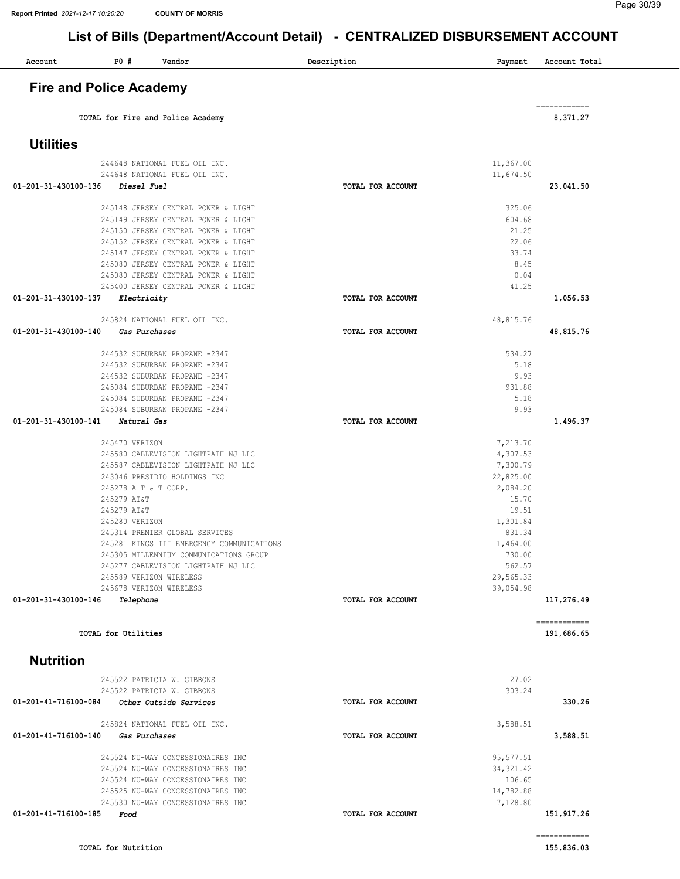# List of Bills (Department/Account Detail) - CENTRALIZED DISBURSEMENT ACCOUNT

| Account | PO # | Vendor | Description | Payment | Account Total |
|---|---|---|---|---|---|

## Fire and Police Academy

| | | | | | |
|---|---|---|---|---|---|
| | | TOTAL for Fire and Police Academy | | | 8,371.27 |

## Utilities

| Account | PO # | Vendor | Description | Payment | Account Total |
|---|---|---|---|---|---|
| | 244648 | NATIONAL FUEL OIL INC. | | 11,367.00 | |
| | 244648 | NATIONAL FUEL OIL INC. | | 11,674.50 | |
| 01-201-31-430100-136 | | *Diesel Fuel* | TOTAL FOR ACCOUNT | | 23,041.50 |
| | 245148 | JERSEY CENTRAL POWER & LIGHT | | 325.06 | |
| | 245149 | JERSEY CENTRAL POWER & LIGHT | | 604.68 | |
| | 245150 | JERSEY CENTRAL POWER & LIGHT | | 21.25 | |
| | 245152 | JERSEY CENTRAL POWER & LIGHT | | 22.06 | |
| | 245147 | JERSEY CENTRAL POWER & LIGHT | | 33.74 | |
| | 245080 | JERSEY CENTRAL POWER & LIGHT | | 8.45 | |
| | 245080 | JERSEY CENTRAL POWER & LIGHT | | 0.04 | |
| | 245400 | JERSEY CENTRAL POWER & LIGHT | | 41.25 | |
| 01-201-31-430100-137 | | *Electricity* | TOTAL FOR ACCOUNT | | 1,056.53 |
| | 245824 | NATIONAL FUEL OIL INC. | | 48,815.76 | |
| 01-201-31-430100-140 | | *Gas Purchases* | TOTAL FOR ACCOUNT | | 48,815.76 |
| | 244532 | SUBURBAN PROPANE -2347 | | 534.27 | |
| | 244532 | SUBURBAN PROPANE -2347 | | 5.18 | |
| | 244532 | SUBURBAN PROPANE -2347 | | 9.93 | |
| | 245084 | SUBURBAN PROPANE -2347 | | 931.88 | |
| | 245084 | SUBURBAN PROPANE -2347 | | 5.18 | |
| | 245084 | SUBURBAN PROPANE -2347 | | 9.93 | |
| 01-201-31-430100-141 | | *Natural Gas* | TOTAL FOR ACCOUNT | | 1,496.37 |
| | 245470 | VERIZON | | 7,213.70 | |
| | 245580 | CABLEVISION LIGHTPATH NJ LLC | | 4,307.53 | |
| | 245587 | CABLEVISION LIGHTPATH NJ LLC | | 7,300.79 | |
| | 243046 | PRESIDIO HOLDINGS INC | | 22,825.00 | |
| | 245278 | A T & T CORP. | | 2,084.20 | |
| | 245279 | AT&T | | 15.70 | |
| | 245279 | AT&T | | 19.51 | |
| | 245280 | VERIZON | | 1,301.84 | |
| | 245314 | PREMIER GLOBAL SERVICES | | 831.34 | |
| | 245281 | KINGS III EMERGENCY COMMUNICATIONS | | 1,464.00 | |
| | 245305 | MILLENNIUM COMMUNICATIONS GROUP | | 730.00 | |
| | 245277 | CABLEVISION LIGHTPATH NJ LLC | | 562.57 | |
| | 245589 | VERIZON WIRELESS | | 29,565.33 | |
| | 245678 | VERIZON WIRELESS | | 39,054.98 | |
| 01-201-31-430100-146 | | *Telephone* | TOTAL FOR ACCOUNT | | 117,276.49 |
| | | TOTAL for Utilities | | | 191,686.65 |

## Nutrition

| Account | PO # | Vendor | Description | Payment | Account Total |
|---|---|---|---|---|---|
| | 245522 | PATRICIA W. GIBBONS | | 27.02 | |
| | 245522 | PATRICIA W. GIBBONS | | 303.24 | |
| 01-201-41-716100-084 | | *Other Outside Services* | TOTAL FOR ACCOUNT | | 330.26 |
| | 245824 | NATIONAL FUEL OIL INC. | | 3,588.51 | |
| 01-201-41-716100-140 | | *Gas Purchases* | TOTAL FOR ACCOUNT | | 3,588.51 |
| | 245524 | NU-WAY CONCESSIONAIRES INC | | 95,577.51 | |
| | 245524 | NU-WAY CONCESSIONAIRES INC | | 34,321.42 | |
| | 245524 | NU-WAY CONCESSIONAIRES INC | | 106.65 | |
| | 245525 | NU-WAY CONCESSIONAIRES INC | | 14,782.88 | |
| | 245530 | NU-WAY CONCESSIONAIRES INC | | 7,128.80 | |
| 01-201-41-716100-185 | | *Food* | TOTAL FOR ACCOUNT | | 151,917.26 |
| | | TOTAL for Nutrition | | | 155,836.03 |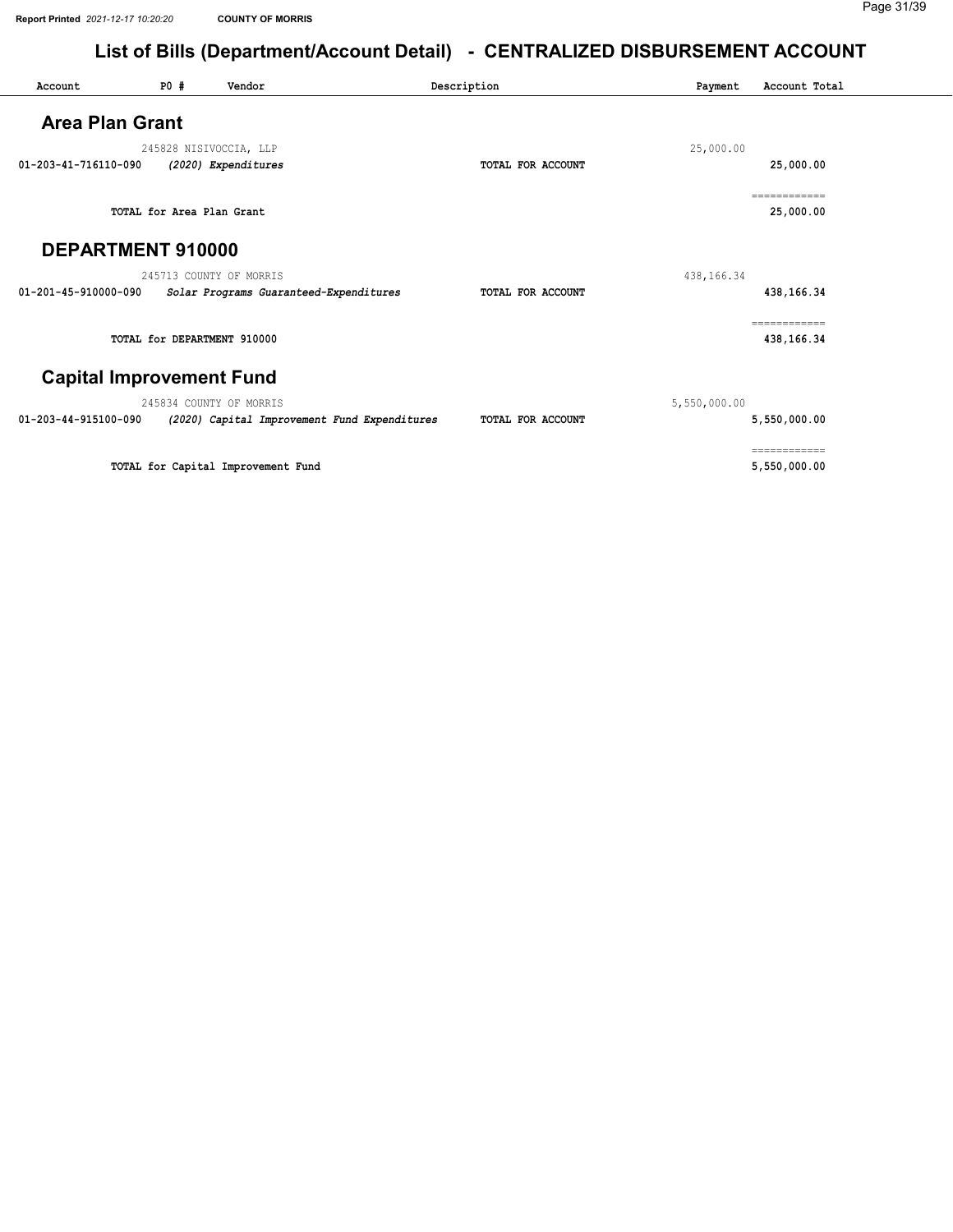# List of Bills (Department/Account Detail) - CENTRALIZED DISBURSEMENT ACCOUNT

| Account | PO # | Vendor | Description | Payment | Account Total |
|---|---|---|---|---|---|

## Area Plan Grant

| Account | PO # | Vendor | Description | Payment | Account Total |
|---|---|---|---|---|---|
| | 245828 | NISIVOCCIA, LLP | | 25,000.00 | |
| 01-203-41-716110-090 | | *(2020) Expenditures* | TOTAL FOR ACCOUNT | | 25,000.00 |
| | | | | | ============ |
| | TOTAL for Area Plan Grant | | | | 25,000.00 |

## DEPARTMENT 910000

| Account | PO # | Vendor | Description | Payment | Account Total |
|---|---|---|---|---|---|
| | 245713 | COUNTY OF MORRIS | | 438,166.34 | |
| 01-201-45-910000-090 | | *Solar Programs Guaranteed-Expenditures* | TOTAL FOR ACCOUNT | | 438,166.34 |
| | | | | | ============ |
| | TOTAL for DEPARTMENT 910000 | | | | 438,166.34 |

## Capital Improvement Fund

| Account | PO # | Vendor | Description | Payment | Account Total |
|---|---|---|---|---|---|
| | 245834 | COUNTY OF MORRIS | | 5,550,000.00 | |
| 01-203-44-915100-090 | | *(2020) Capital Improvement Fund Expenditures* | TOTAL FOR ACCOUNT | | 5,550,000.00 |
| | | | | | ============ |
| | TOTAL for Capital Improvement Fund | | | | 5,550,000.00 |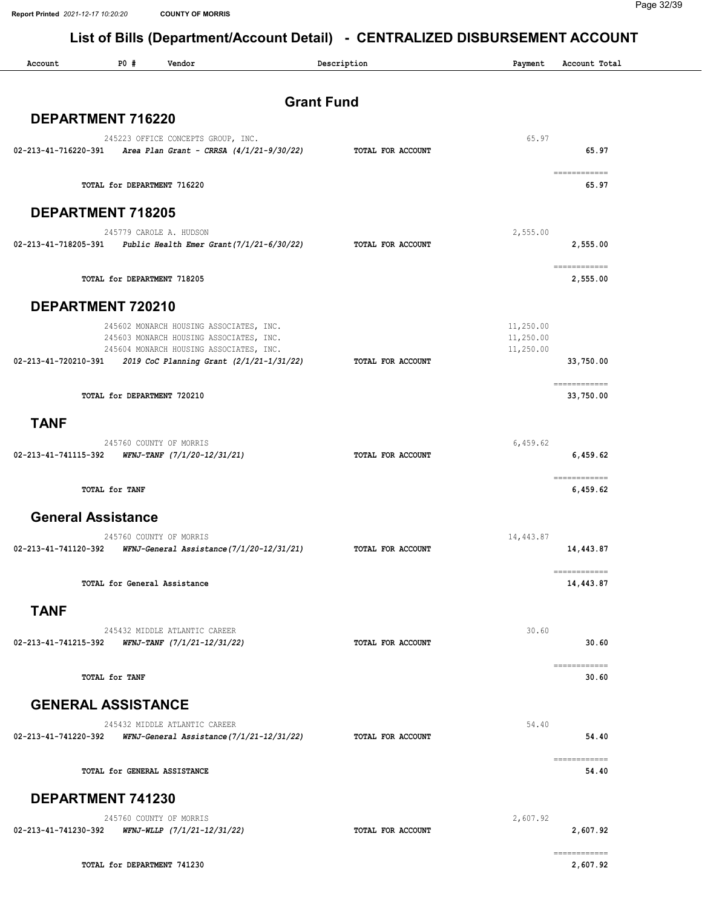# List of Bills (Department/Account Detail) - CENTRALIZED DISBURSEMENT ACCOUNT

| Account | PO # | Vendor | Description | Payment | Account Total |
|---|---|---|---|---|---|

## Grant Fund

### DEPARTMENT 716220

| Account | PO # | Vendor | Description | Payment | Account Total |
|---|---|---|---|---|---|
| | 245223 | OFFICE CONCEPTS GROUP, INC. | | 65.97 | |
| 02-213-41-716220-391 | | *Area Plan Grant - CRRSA (4/1/21-9/30/22)* | TOTAL FOR ACCOUNT | | 65.97 |
| | | TOTAL for DEPARTMENT 716220 | | | 65.97 |

### DEPARTMENT 718205

| Account | PO # | Vendor | Description | Payment | Account Total |
|---|---|---|---|---|---|
| | 245779 | CAROLE A. HUDSON | | 2,555.00 | |
| 02-213-41-718205-391 | | *Public Health Emer Grant(7/1/21-6/30/22)* | TOTAL FOR ACCOUNT | | 2,555.00 |
| | | TOTAL for DEPARTMENT 718205 | | | 2,555.00 |

### DEPARTMENT 720210

| Account | PO # | Vendor | Description | Payment | Account Total |
|---|---|---|---|---|---|
| | 245602 | MONARCH HOUSING ASSOCIATES, INC. | | 11,250.00 | |
| | 245603 | MONARCH HOUSING ASSOCIATES, INC. | | 11,250.00 | |
| | 245604 | MONARCH HOUSING ASSOCIATES, INC. | | 11,250.00 | |
| 02-213-41-720210-391 | | *2019 CoC Planning Grant (2/1/21-1/31/22)* | TOTAL FOR ACCOUNT | | 33,750.00 |
| | | TOTAL for DEPARTMENT 720210 | | | 33,750.00 |

### TANF

| Account | PO # | Vendor | Description | Payment | Account Total |
|---|---|---|---|---|---|
| | 245760 | COUNTY OF MORRIS | | 6,459.62 | |
| 02-213-41-741115-392 | | *WFNJ-TANF (7/1/20-12/31/21)* | TOTAL FOR ACCOUNT | | 6,459.62 |
| | | TOTAL for TANF | | | 6,459.62 |

### General Assistance

| Account | PO # | Vendor | Description | Payment | Account Total |
|---|---|---|---|---|---|
| | 245760 | COUNTY OF MORRIS | | 14,443.87 | |
| 02-213-41-741120-392 | | *WFNJ-General Assistance(7/1/20-12/31/21)* | TOTAL FOR ACCOUNT | | 14,443.87 |
| | | TOTAL for General Assistance | | | 14,443.87 |

### TANF

| Account | PO # | Vendor | Description | Payment | Account Total |
|---|---|---|---|---|---|
| | 245432 | MIDDLE ATLANTIC CAREER | | 30.60 | |
| 02-213-41-741215-392 | | *WFNJ-TANF (7/1/21-12/31/22)* | TOTAL FOR ACCOUNT | | 30.60 |
| | | TOTAL for TANF | | | 30.60 |

### GENERAL ASSISTANCE

| Account | PO # | Vendor | Description | Payment | Account Total |
|---|---|---|---|---|---|
| | 245432 | MIDDLE ATLANTIC CAREER | | 54.40 | |
| 02-213-41-741220-392 | | *WFNJ-General Assistance(7/1/21-12/31/22)* | TOTAL FOR ACCOUNT | | 54.40 |
| | | TOTAL for GENERAL ASSISTANCE | | | 54.40 |

### DEPARTMENT 741230

| Account | PO # | Vendor | Description | Payment | Account Total |
|---|---|---|---|---|---|
| | 245760 | COUNTY OF MORRIS | | 2,607.92 | |
| 02-213-41-741230-392 | | *WFNJ-WLLP (7/1/21-12/31/22)* | TOTAL FOR ACCOUNT | | 2,607.92 |
| | | TOTAL for DEPARTMENT 741230 | | | 2,607.92 |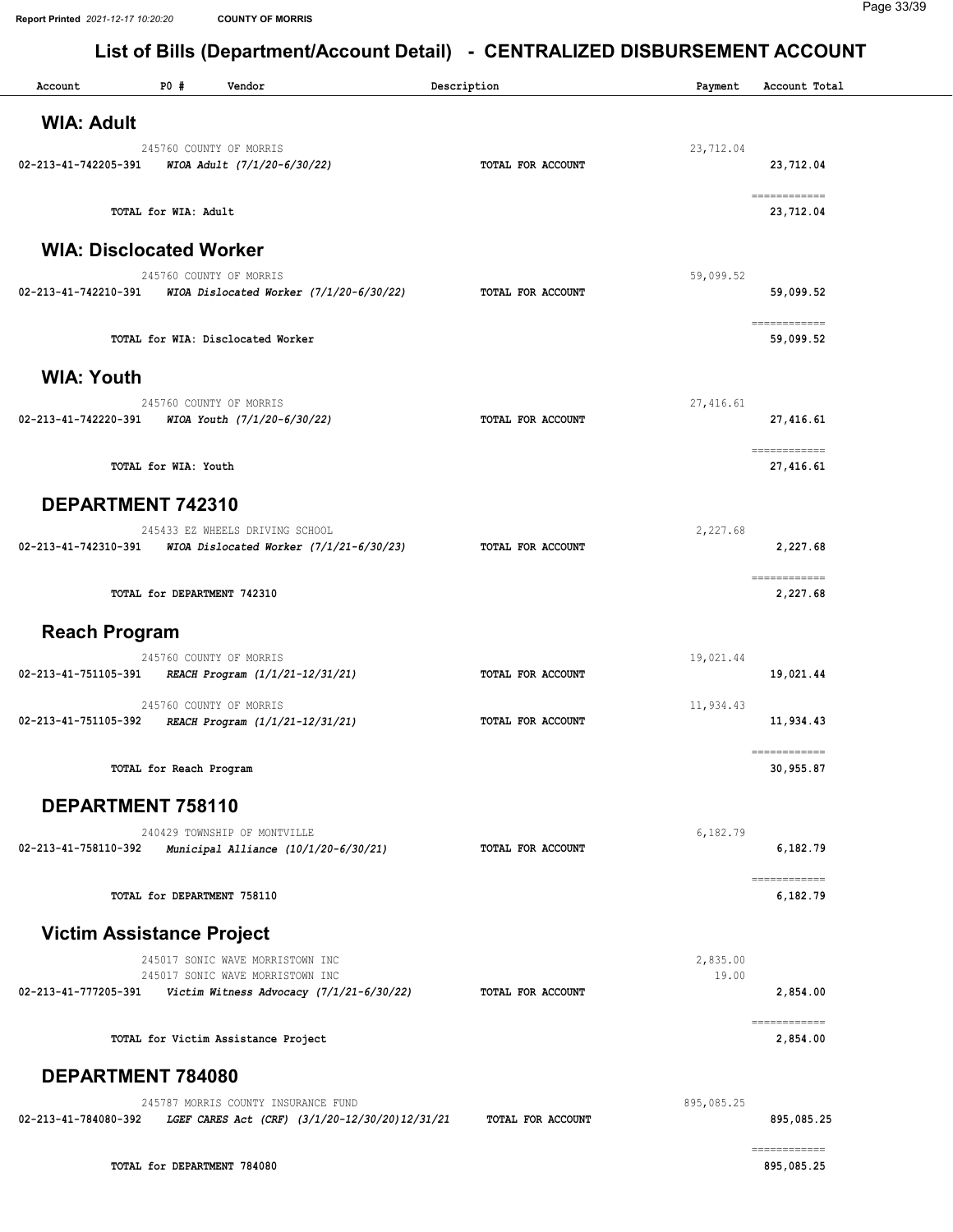# List of Bills (Department/Account Detail) - CENTRALIZED DISBURSEMENT ACCOUNT

| Account | PO # | Vendor | Description | Payment | Account Total |
|---|---|---|---|---|---|

## WIA: Adult

| Account | PO # | Vendor | Description | Payment | Account Total |
|---|---|---|---|---|---|
| | 245760 | COUNTY OF MORRIS | | 23,712.04 | |
| 02-213-41-742205-391 | | *WIOA Adult (7/1/20-6/30/22)* | TOTAL FOR ACCOUNT | | 23,712.04 |
| | | TOTAL for WIA: Adult | | | 23,712.04 |

## WIA: Disclocated Worker

| Account | PO # | Vendor | Description | Payment | Account Total |
|---|---|---|---|---|---|
| | 245760 | COUNTY OF MORRIS | | 59,099.52 | |
| 02-213-41-742210-391 | | *WIOA Dislocated Worker (7/1/20-6/30/22)* | TOTAL FOR ACCOUNT | | 59,099.52 |
| | | TOTAL for WIA: Disclocated Worker | | | 59,099.52 |

## WIA: Youth

| Account | PO # | Vendor | Description | Payment | Account Total |
|---|---|---|---|---|---|
| | 245760 | COUNTY OF MORRIS | | 27,416.61 | |
| 02-213-41-742220-391 | | *WIOA Youth (7/1/20-6/30/22)* | TOTAL FOR ACCOUNT | | 27,416.61 |
| | | TOTAL for WIA: Youth | | | 27,416.61 |

## DEPARTMENT 742310

| Account | PO # | Vendor | Description | Payment | Account Total |
|---|---|---|---|---|---|
| | 245433 | EZ WHEELS DRIVING SCHOOL | | 2,227.68 | |
| 02-213-41-742310-391 | | *WIOA Dislocated Worker (7/1/21-6/30/23)* | TOTAL FOR ACCOUNT | | 2,227.68 |
| | | TOTAL for DEPARTMENT 742310 | | | 2,227.68 |

## Reach Program

| Account | PO # | Vendor | Description | Payment | Account Total |
|---|---|---|---|---|---|
| | 245760 | COUNTY OF MORRIS | | 19,021.44 | |
| 02-213-41-751105-391 | | *REACH Program (1/1/21-12/31/21)* | TOTAL FOR ACCOUNT | | 19,021.44 |
| | 245760 | COUNTY OF MORRIS | | 11,934.43 | |
| 02-213-41-751105-392 | | *REACH Program (1/1/21-12/31/21)* | TOTAL FOR ACCOUNT | | 11,934.43 |
| | | TOTAL for Reach Program | | | 30,955.87 |

## DEPARTMENT 758110

| Account | PO # | Vendor | Description | Payment | Account Total |
|---|---|---|---|---|---|
| | 240429 | TOWNSHIP OF MONTVILLE | | 6,182.79 | |
| 02-213-41-758110-392 | | *Municipal Alliance (10/1/20-6/30/21)* | TOTAL FOR ACCOUNT | | 6,182.79 |
| | | TOTAL for DEPARTMENT 758110 | | | 6,182.79 |

## Victim Assistance Project

| Account | PO # | Vendor | Description | Payment | Account Total |
|---|---|---|---|---|---|
| | 245017 | SONIC WAVE MORRISTOWN INC | | 2,835.00 | |
| | 245017 | SONIC WAVE MORRISTOWN INC | | 19.00 | |
| 02-213-41-777205-391 | | *Victim Witness Advocacy (7/1/21-6/30/22)* | TOTAL FOR ACCOUNT | | 2,854.00 |
| | | TOTAL for Victim Assistance Project | | | 2,854.00 |

## DEPARTMENT 784080

| Account | PO # | Vendor | Description | Payment | Account Total |
|---|---|---|---|---|---|
| | 245787 | MORRIS COUNTY INSURANCE FUND | | 895,085.25 | |
| 02-213-41-784080-392 | | *LGEF CARES Act (CRF) (3/1/20-12/30/20)12/31/21* | TOTAL FOR ACCOUNT | | 895,085.25 |
| | | TOTAL for DEPARTMENT 784080 | | | 895,085.25 |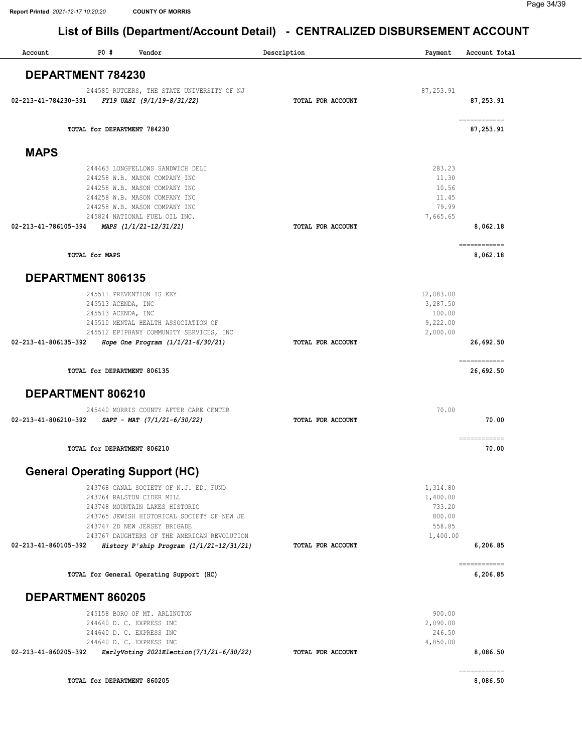# List of Bills (Department/Account Detail) - CENTRALIZED DISBURSEMENT ACCOUNT

| Account | PO # | Vendor | Description | Payment | Account Total |
|---|---|---|---|---|---|

## DEPARTMENT 784230

| Account | PO # | Vendor | Description | Payment | Account Total |
|---|---|---|---|---|---|
| | 244585 | RUTGERS, THE STATE UNIVERSITY OF NJ | | 87,253.91 | |
| 02-213-41-784230-391 | | *FY19 UASI (9/1/19-8/31/22)* | TOTAL FOR ACCOUNT | | 87,253.91 |
| | | TOTAL for DEPARTMENT 784230 | | | 87,253.91 |

## MAPS

| Account | PO # | Vendor | Description | Payment | Account Total |
|---|---|---|---|---|---|
| | 244463 | LONGFELLOWS SANDWICH DELI | | 283.23 | |
| | 244258 | W.B. MASON COMPANY INC | | 11.30 | |
| | 244258 | W.B. MASON COMPANY INC | | 10.56 | |
| | 244258 | W.B. MASON COMPANY INC | | 11.45 | |
| | 244258 | W.B. MASON COMPANY INC | | 79.99 | |
| | 245824 | NATIONAL FUEL OIL INC. | | 7,665.65 | |
| 02-213-41-786105-394 | | *MAPS (1/1/21-12/31/21)* | TOTAL FOR ACCOUNT | | 8,062.18 |
| | | TOTAL for MAPS | | | 8,062.18 |

## DEPARTMENT 806135

| Account | PO # | Vendor | Description | Payment | Account Total |
|---|---|---|---|---|---|
| | 245511 | PREVENTION IS KEY | | 12,083.00 | |
| | 245513 | ACENDA, INC | | 3,287.50 | |
| | 245513 | ACENDA, INC | | 100.00 | |
| | 245510 | MENTAL HEALTH ASSOCIATION OF | | 9,222.00 | |
| | 245512 | EPIPHANY COMMUNITY SERVICES, INC | | 2,000.00 | |
| 02-213-41-806135-392 | | *Hope One Program (1/1/21-6/30/21)* | TOTAL FOR ACCOUNT | | 26,692.50 |
| | | TOTAL for DEPARTMENT 806135 | | | 26,692.50 |

## DEPARTMENT 806210

| Account | PO # | Vendor | Description | Payment | Account Total |
|---|---|---|---|---|---|
| | 245440 | MORRIS COUNTY AFTER CARE CENTER | | 70.00 | |
| 02-213-41-806210-392 | | *SAPT - MAT (7/1/21-6/30/22)* | TOTAL FOR ACCOUNT | | 70.00 |
| | | TOTAL for DEPARTMENT 806210 | | | 70.00 |

## General Operating Support (HC)

| Account | PO # | Vendor | Description | Payment | Account Total |
|---|---|---|---|---|---|
| | 243768 | CANAL SOCIETY OF N.J. ED. FUND | | 1,314.80 | |
| | 243764 | RALSTON CIDER MILL | | 1,400.00 | |
| | 243748 | MOUNTAIN LAKES HISTORIC | | 733.20 | |
| | 243765 | JEWISH HISTORICAL SOCIETY OF NEW JE | | 800.00 | |
| | 243747 | 2D NEW JERSEY BRIGADE | | 558.85 | |
| | 243767 | DAUGHTERS OF THE AMERICAN REVOLUTION | | 1,400.00 | |
| 02-213-41-860105-392 | | *History P'ship Program (1/1/21-12/31/21)* | TOTAL FOR ACCOUNT | | 6,206.85 |
| | | TOTAL for General Operating Support (HC) | | | 6,206.85 |

## DEPARTMENT 860205

| Account | PO # | Vendor | Description | Payment | Account Total |
|---|---|---|---|---|---|
| | 245158 | BORO OF MT. ARLINGTON | | 900.00 | |
| | 244640 | D. C. EXPRESS INC | | 2,090.00 | |
| | 244640 | D. C. EXPRESS INC | | 246.50 | |
| | 244640 | D. C. EXPRESS INC | | 4,850.00 | |
| 02-213-41-860205-392 | | *EarlyVoting 2021Election(7/1/21-6/30/22)* | TOTAL FOR ACCOUNT | | 8,086.50 |
| | | TOTAL for DEPARTMENT 860205 | | | 8,086.50 |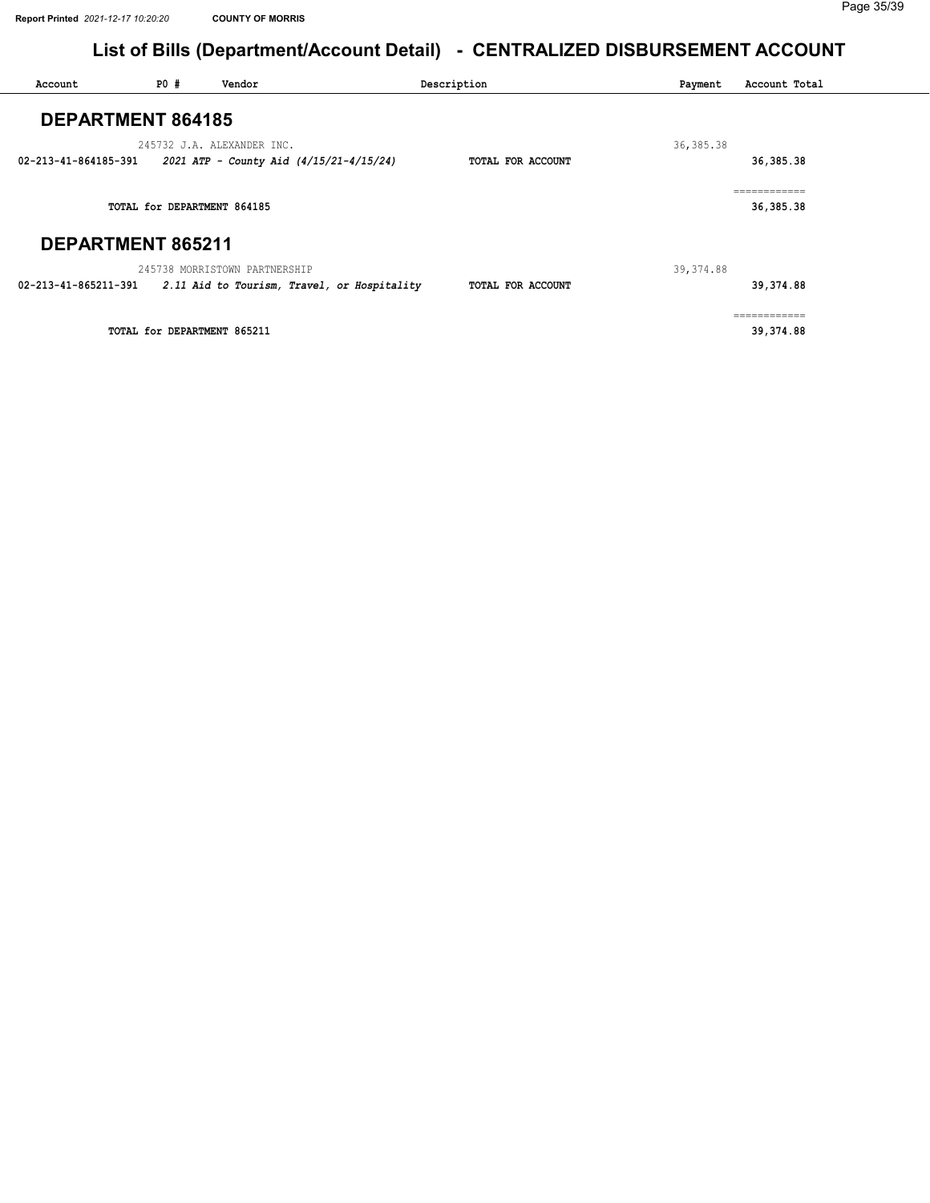# List of Bills (Department/Account Detail) - CENTRALIZED DISBURSEMENT ACCOUNT

| Account | PO # | Vendor | Description | Payment | Account Total |
|---|---|---|---|---|---|

## DEPARTMENT 864185

| Account | PO # | Vendor | Description | Payment | Account Total |
|---|---|---|---|---|---|
| | 245732 | J.A. ALEXANDER INC. | | 36,385.38 | |
| 02-213-41-864185-391 | | *2021 ATP - County Aid (4/15/21-4/15/24)* | TOTAL FOR ACCOUNT | | 36,385.38 |
| | | TOTAL for DEPARTMENT 864185 | | | 36,385.38 |

## DEPARTMENT 865211

| Account | PO # | Vendor | Description | Payment | Account Total |
|---|---|---|---|---|---|
| | 245738 | MORRISTOWN PARTNERSHIP | | 39,374.88 | |
| 02-213-41-865211-391 | | *2.11 Aid to Tourism, Travel, or Hospitality* | TOTAL FOR ACCOUNT | | 39,374.88 |
| | | TOTAL for DEPARTMENT 865211 | | | 39,374.88 |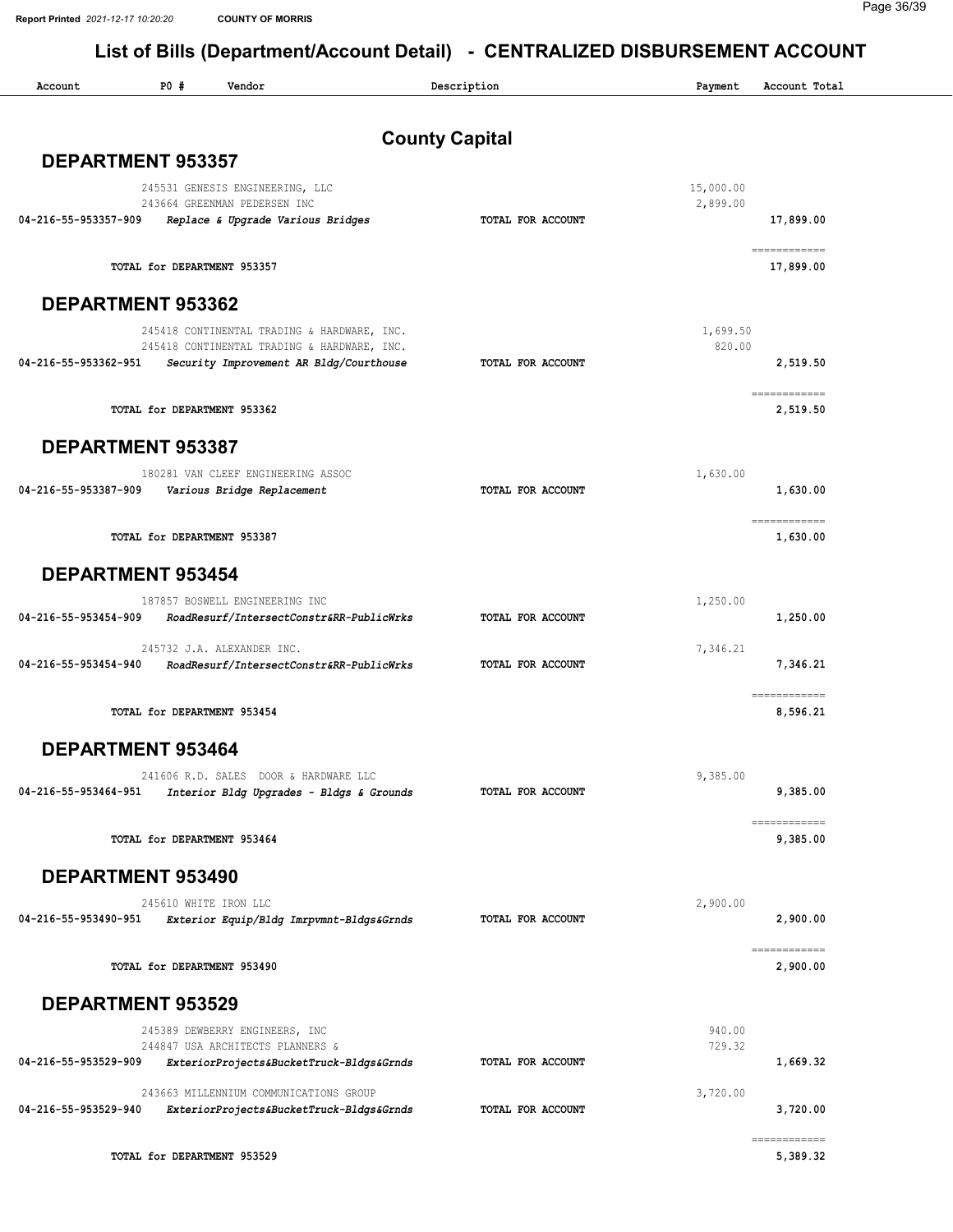# List of Bills (Department/Account Detail) - CENTRALIZED DISBURSEMENT ACCOUNT

| Account | PO # | Vendor | Description | Payment | Account Total |
|---|---|---|---|---|---|

## County Capital

### DEPARTMENT 953357

| Account | PO # | Vendor | Description | Payment | Account Total |
|---|---|---|---|---|---|
| | 245531 | GENESIS ENGINEERING, LLC | | 15,000.00 | |
| | 243664 | GREENMAN PEDERSEN INC | | 2,899.00 | |
| 04-216-55-953357-909 | | *Replace & Upgrade Various Bridges* | TOTAL FOR ACCOUNT | | 17,899.00 |
| | | TOTAL for DEPARTMENT 953357 | | | 17,899.00 |

### DEPARTMENT 953362

| Account | PO # | Vendor | Description | Payment | Account Total |
|---|---|---|---|---|---|
| | 245418 | CONTINENTAL TRADING & HARDWARE, INC. | | 1,699.50 | |
| | 245418 | CONTINENTAL TRADING & HARDWARE, INC. | | 820.00 | |
| 04-216-55-953362-951 | | *Security Improvement AR Bldg/Courthouse* | TOTAL FOR ACCOUNT | | 2,519.50 |
| | | TOTAL for DEPARTMENT 953362 | | | 2,519.50 |

### DEPARTMENT 953387

| Account | PO # | Vendor | Description | Payment | Account Total |
|---|---|---|---|---|---|
| | 180281 | VAN CLEEF ENGINEERING ASSOC | | 1,630.00 | |
| 04-216-55-953387-909 | | *Various Bridge Replacement* | TOTAL FOR ACCOUNT | | 1,630.00 |
| | | TOTAL for DEPARTMENT 953387 | | | 1,630.00 |

### DEPARTMENT 953454

| Account | PO # | Vendor | Description | Payment | Account Total |
|---|---|---|---|---|---|
| | 187857 | BOSWELL ENGINEERING INC | | 1,250.00 | |
| 04-216-55-953454-909 | | *RoadResurf/IntersectConstr&RR-PublicWrks* | TOTAL FOR ACCOUNT | | 1,250.00 |
| | 245732 | J.A. ALEXANDER INC. | | 7,346.21 | |
| 04-216-55-953454-940 | | *RoadResurf/IntersectConstr&RR-PublicWrks* | TOTAL FOR ACCOUNT | | 7,346.21 |
| | | TOTAL for DEPARTMENT 953454 | | | 8,596.21 |

### DEPARTMENT 953464

| Account | PO # | Vendor | Description | Payment | Account Total |
|---|---|---|---|---|---|
| | 241606 | R.D. SALES DOOR & HARDWARE LLC | | 9,385.00 | |
| 04-216-55-953464-951 | | *Interior Bldg Upgrades - Bldgs & Grounds* | TOTAL FOR ACCOUNT | | 9,385.00 |
| | | TOTAL for DEPARTMENT 953464 | | | 9,385.00 |

### DEPARTMENT 953490

| Account | PO # | Vendor | Description | Payment | Account Total |
|---|---|---|---|---|---|
| | 245610 | WHITE IRON LLC | | 2,900.00 | |
| 04-216-55-953490-951 | | *Exterior Equip/Bldg Imrpvmnt-Bldgs&Grnds* | TOTAL FOR ACCOUNT | | 2,900.00 |
| | | TOTAL for DEPARTMENT 953490 | | | 2,900.00 |

### DEPARTMENT 953529

| Account | PO # | Vendor | Description | Payment | Account Total |
|---|---|---|---|---|---|
| | 245389 | DEWBERRY ENGINEERS, INC | | 940.00 | |
| | 244847 | USA ARCHITECTS PLANNERS & | | 729.32 | |
| 04-216-55-953529-909 | | *ExteriorProjects&BucketTruck-Bldgs&Grnds* | TOTAL FOR ACCOUNT | | 1,669.32 |
| | 243663 | MILLENNIUM COMMUNICATIONS GROUP | | 3,720.00 | |
| 04-216-55-953529-940 | | *ExteriorProjects&BucketTruck-Bldgs&Grnds* | TOTAL FOR ACCOUNT | | 3,720.00 |
| | | TOTAL for DEPARTMENT 953529 | | | 5,389.32 |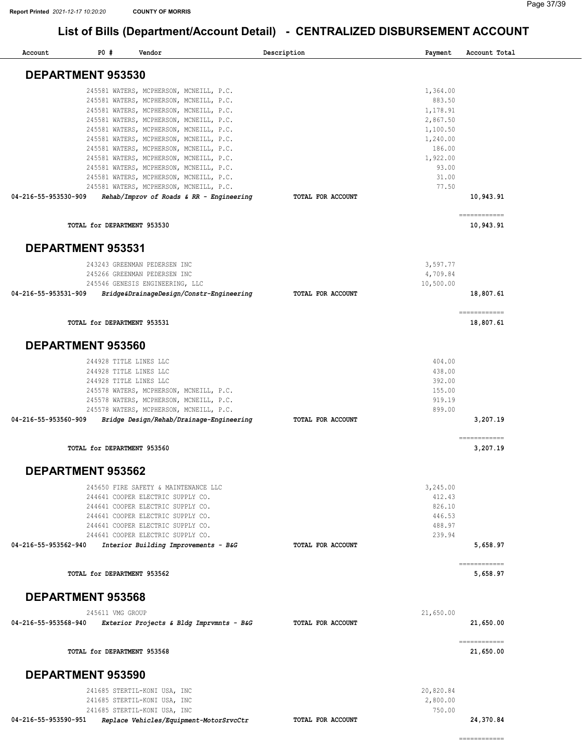# List of Bills (Department/Account Detail) - CENTRALIZED DISBURSEMENT ACCOUNT

| Account | PO # | Vendor | Description | Payment | Account Total |
|---|---|---|---|---|---|

## DEPARTMENT 953530

| Account | PO # | Vendor | Description | Payment | Account Total |
|---|---|---|---|---|---|
| | 245581 | WATERS, MCPHERSON, MCNEILL, P.C. | | 1,364.00 | |
| | 245581 | WATERS, MCPHERSON, MCNEILL, P.C. | | 883.50 | |
| | 245581 | WATERS, MCPHERSON, MCNEILL, P.C. | | 1,178.91 | |
| | 245581 | WATERS, MCPHERSON, MCNEILL, P.C. | | 2,867.50 | |
| | 245581 | WATERS, MCPHERSON, MCNEILL, P.C. | | 1,100.50 | |
| | 245581 | WATERS, MCPHERSON, MCNEILL, P.C. | | 1,240.00 | |
| | 245581 | WATERS, MCPHERSON, MCNEILL, P.C. | | 186.00 | |
| | 245581 | WATERS, MCPHERSON, MCNEILL, P.C. | | 1,922.00 | |
| | 245581 | WATERS, MCPHERSON, MCNEILL, P.C. | | 93.00 | |
| | 245581 | WATERS, MCPHERSON, MCNEILL, P.C. | | 31.00 | |
| | 245581 | WATERS, MCPHERSON, MCNEILL, P.C. | | 77.50 | |
| **04-216-55-953530-909** | | ***Rehab/Improv of Roads & RR - Engineering*** | **TOTAL FOR ACCOUNT** | | **10,943.91** |

**TOTAL for DEPARTMENT 953530** — **10,943.91**

## DEPARTMENT 953531

| Account | PO # | Vendor | Description | Payment | Account Total |
|---|---|---|---|---|---|
| | 243243 | GREENMAN PEDERSEN INC | | 3,597.77 | |
| | 245266 | GREENMAN PEDERSEN INC | | 4,709.84 | |
| | 245546 | GENESIS ENGINEERING, LLC | | 10,500.00 | |
| **04-216-55-953531-909** | | ***Bridge&DrainageDesign/Constr-Engineering*** | **TOTAL FOR ACCOUNT** | | **18,807.61** |

**TOTAL for DEPARTMENT 953531** — **18,807.61**

## DEPARTMENT 953560

| Account | PO # | Vendor | Description | Payment | Account Total |
|---|---|---|---|---|---|
| | 244928 | TITLE LINES LLC | | 404.00 | |
| | 244928 | TITLE LINES LLC | | 438.00 | |
| | 244928 | TITLE LINES LLC | | 392.00 | |
| | 245578 | WATERS, MCPHERSON, MCNEILL, P.C. | | 155.00 | |
| | 245578 | WATERS, MCPHERSON, MCNEILL, P.C. | | 919.19 | |
| | 245578 | WATERS, MCPHERSON, MCNEILL, P.C. | | 899.00 | |
| **04-216-55-953560-909** | | ***Bridge Design/Rehab/Drainage-Engineering*** | **TOTAL FOR ACCOUNT** | | **3,207.19** |

**TOTAL for DEPARTMENT 953560** — **3,207.19**

## DEPARTMENT 953562

| Account | PO # | Vendor | Description | Payment | Account Total |
|---|---|---|---|---|---|
| | 245650 | FIRE SAFETY & MAINTENANCE LLC | | 3,245.00 | |
| | 244641 | COOPER ELECTRIC SUPPLY CO. | | 412.43 | |
| | 244641 | COOPER ELECTRIC SUPPLY CO. | | 826.10 | |
| | 244641 | COOPER ELECTRIC SUPPLY CO. | | 446.53 | |
| | 244641 | COOPER ELECTRIC SUPPLY CO. | | 488.97 | |
| | 244641 | COOPER ELECTRIC SUPPLY CO. | | 239.94 | |
| **04-216-55-953562-940** | | ***Interior Building Improvements - B&G*** | **TOTAL FOR ACCOUNT** | | **5,658.97** |

**TOTAL for DEPARTMENT 953562** — **5,658.97**

## DEPARTMENT 953568

| Account | PO # | Vendor | Description | Payment | Account Total |
|---|---|---|---|---|---|
| | 245611 | VMG GROUP | | 21,650.00 | |
| **04-216-55-953568-940** | | ***Exterior Projects & Bldg Imprvmnts - B&G*** | **TOTAL FOR ACCOUNT** | | **21,650.00** |

**TOTAL for DEPARTMENT 953568** — **21,650.00**

## DEPARTMENT 953590

| Account | PO # | Vendor | Description | Payment | Account Total |
|---|---|---|---|---|---|
| | 241685 | STERTIL-KONI USA, INC | | 20,820.84 | |
| | 241685 | STERTIL-KONI USA, INC | | 2,800.00 | |
| | 241685 | STERTIL-KONI USA, INC | | 750.00 | |
| **04-216-55-953590-951** | | ***Replace Vehicles/Equipment-MotorSrvcCtr*** | **TOTAL FOR ACCOUNT** | | **24,370.84** |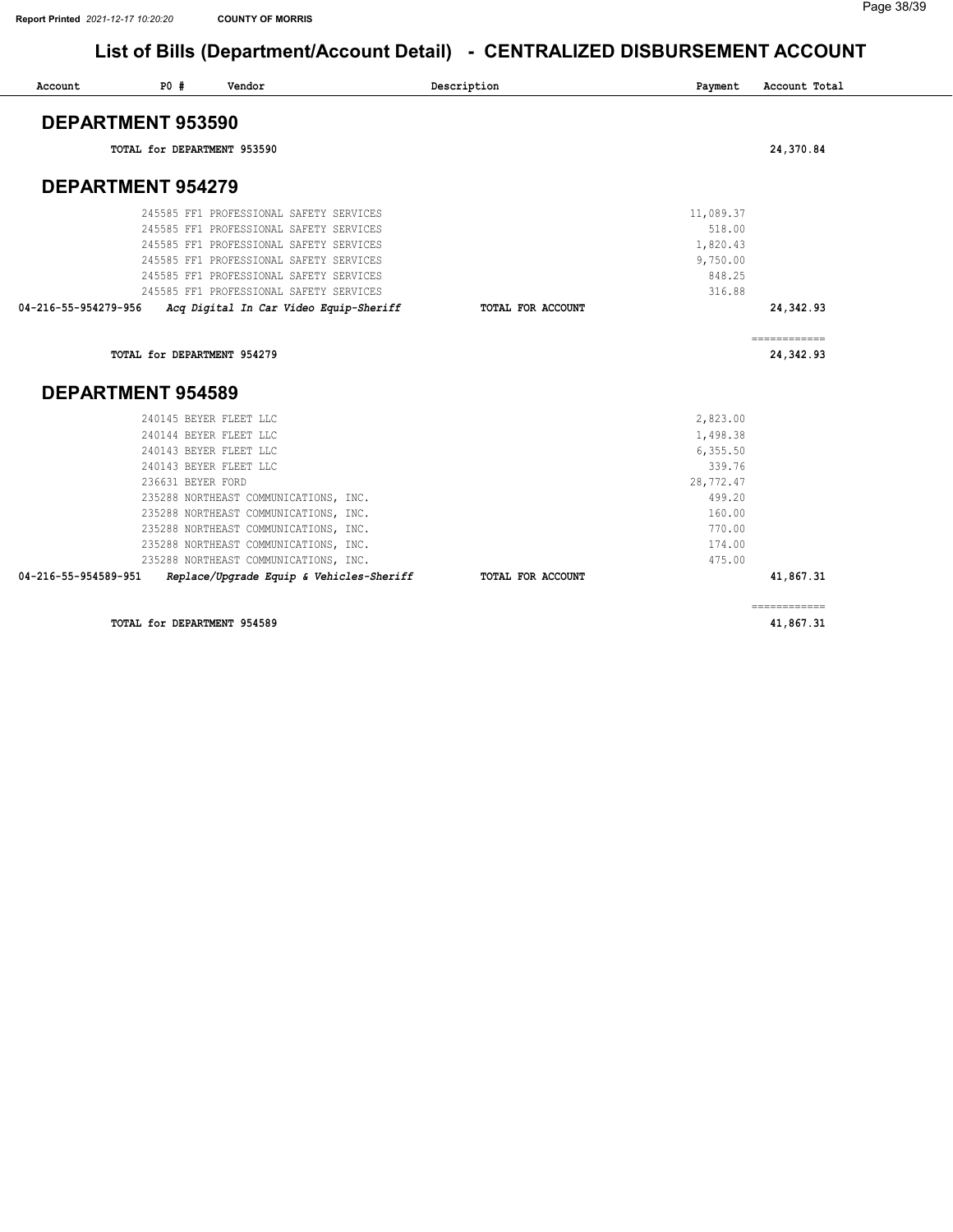# List of Bills (Department/Account Detail) - CENTRALIZED DISBURSEMENT ACCOUNT

| Account | PO # | Vendor | Description | Payment | Account Total |
|---|---|---|---|---|---|

## DEPARTMENT 953590

| | | | | | |
|---|---|---|---|---|---|
| | TOTAL for DEPARTMENT 953590 | | | | 24,370.84 |

## DEPARTMENT 954279

| Account | PO # | Vendor | Description | Payment | Account Total |
|---|---|---|---|---|---|
| | 245585 | FF1 PROFESSIONAL SAFETY SERVICES | | 11,089.37 | |
| | 245585 | FF1 PROFESSIONAL SAFETY SERVICES | | 518.00 | |
| | 245585 | FF1 PROFESSIONAL SAFETY SERVICES | | 1,820.43 | |
| | 245585 | FF1 PROFESSIONAL SAFETY SERVICES | | 9,750.00 | |
| | 245585 | FF1 PROFESSIONAL SAFETY SERVICES | | 848.25 | |
| | 245585 | FF1 PROFESSIONAL SAFETY SERVICES | | 316.88 | |
| **04-216-55-954279-956** | | ***Acq Digital In Car Video Equip-Sheriff*** | **TOTAL FOR ACCOUNT** | | **24,342.93** |
| | TOTAL for DEPARTMENT 954279 | | | | 24,342.93 |

## DEPARTMENT 954589

| Account | PO # | Vendor | Description | Payment | Account Total |
|---|---|---|---|---|---|
| | 240145 | BEYER FLEET LLC | | 2,823.00 | |
| | 240144 | BEYER FLEET LLC | | 1,498.38 | |
| | 240143 | BEYER FLEET LLC | | 6,355.50 | |
| | 240143 | BEYER FLEET LLC | | 339.76 | |
| | 236631 | BEYER FORD | | 28,772.47 | |
| | 235288 | NORTHEAST COMMUNICATIONS, INC. | | 499.20 | |
| | 235288 | NORTHEAST COMMUNICATIONS, INC. | | 160.00 | |
| | 235288 | NORTHEAST COMMUNICATIONS, INC. | | 770.00 | |
| | 235288 | NORTHEAST COMMUNICATIONS, INC. | | 174.00 | |
| | 235288 | NORTHEAST COMMUNICATIONS, INC. | | 475.00 | |
| **04-216-55-954589-951** | | ***Replace/Upgrade Equip & Vehicles-Sheriff*** | **TOTAL FOR ACCOUNT** | | **41,867.31** |
| | TOTAL for DEPARTMENT 954589 | | | | 41,867.31 |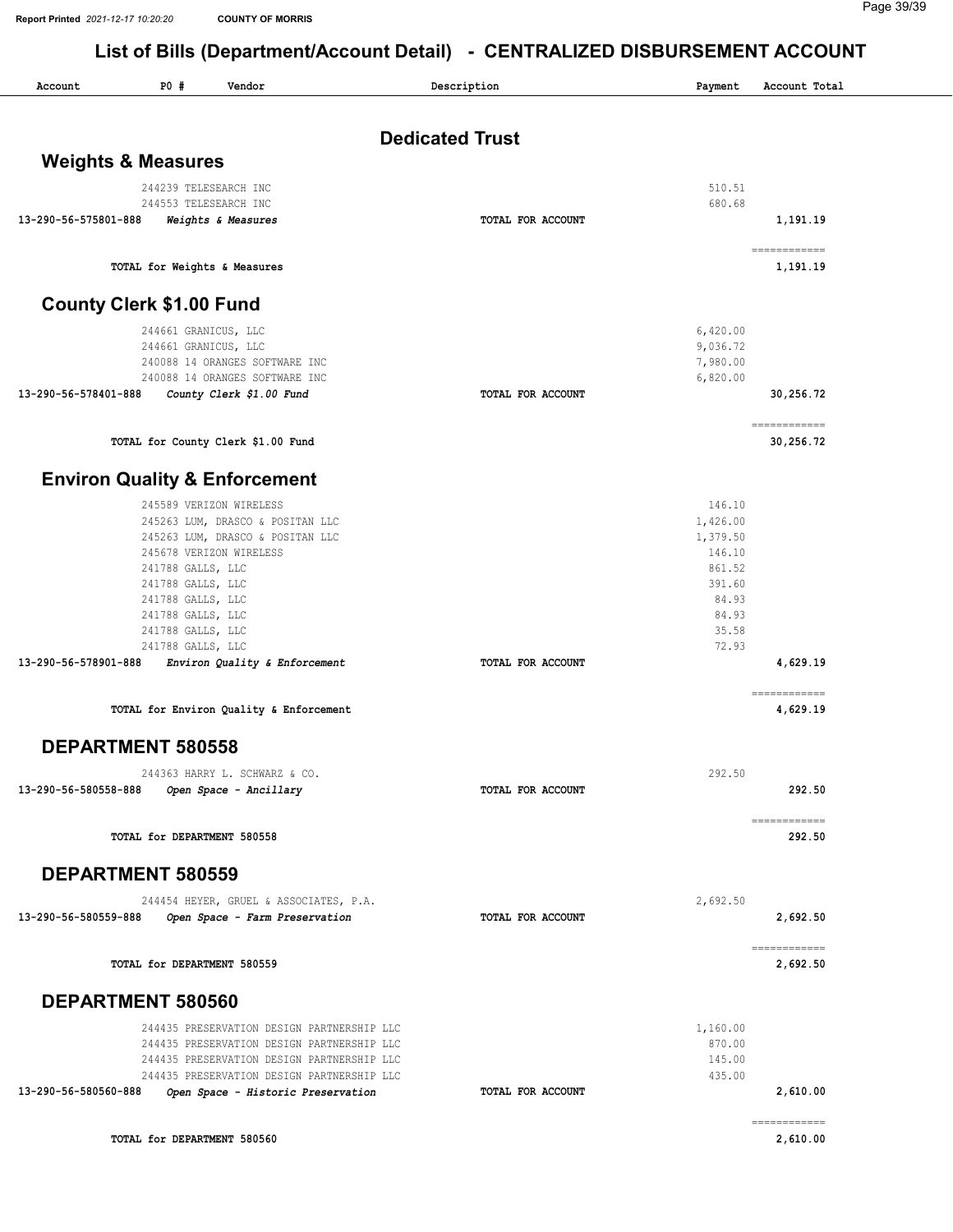## List of Bills (Department/Account Detail) - CENTRALIZED DISBURSEMENT ACCOUNT

| Account | PO # | Vendor | Description | Payment | Account Total |
|---|---|---|---|---|---|

# Dedicated Trust

## Weights & Measures

| Account | PO # | Vendor | Description | Payment | Account Total |
|---|---|---|---|---|---|
| | 244239 | TELESEARCH INC | | 510.51 | |
| | 244553 | TELESEARCH INC | | 680.68 | |
| 13-290-56-575801-888 | | *Weights & Measures* | TOTAL FOR ACCOUNT | | 1,191.19 |
| | | TOTAL for Weights & Measures | | | 1,191.19 |

## County Clerk $1.00 Fund

| Account | PO # | Vendor | Description | Payment | Account Total |
|---|---|---|---|---|---|
| | 244661 | GRANICUS, LLC | | 6,420.00 | |
| | 244661 | GRANICUS, LLC | | 9,036.72 | |
| | 240088 | 14 ORANGES SOFTWARE INC | | 7,980.00 | |
| | 240088 | 14 ORANGES SOFTWARE INC | | 6,820.00 | |
| 13-290-56-578401-888 | | *County Clerk $1.00 Fund* | TOTAL FOR ACCOUNT | | 30,256.72 |
| | | TOTAL for County Clerk $1.00 Fund | | | 30,256.72 |

## Environ Quality & Enforcement

| Account | PO # | Vendor | Description | Payment | Account Total |
|---|---|---|---|---|---|
| | 245589 | VERIZON WIRELESS | | 146.10 | |
| | 245263 | LUM, DRASCO & POSITAN LLC | | 1,426.00 | |
| | 245263 | LUM, DRASCO & POSITAN LLC | | 1,379.50 | |
| | 245678 | VERIZON WIRELESS | | 146.10 | |
| | 241788 | GALLS, LLC | | 861.52 | |
| | 241788 | GALLS, LLC | | 391.60 | |
| | 241788 | GALLS, LLC | | 84.93 | |
| | 241788 | GALLS, LLC | | 84.93 | |
| | 241788 | GALLS, LLC | | 35.58 | |
| | 241788 | GALLS, LLC | | 72.93 | |
| 13-290-56-578901-888 | | *Environ Quality & Enforcement* | TOTAL FOR ACCOUNT | | 4,629.19 |
| | | TOTAL for Environ Quality & Enforcement | | | 4,629.19 |

## DEPARTMENT 580558

| Account | PO # | Vendor | Description | Payment | Account Total |
|---|---|---|---|---|---|
| | 244363 | HARRY L. SCHWARZ & CO. | | 292.50 | |
| 13-290-56-580558-888 | | *Open Space - Ancillary* | TOTAL FOR ACCOUNT | | 292.50 |
| | | TOTAL for DEPARTMENT 580558 | | | 292.50 |

## DEPARTMENT 580559

| Account | PO # | Vendor | Description | Payment | Account Total |
|---|---|---|---|---|---|
| | 244454 | HEYER, GRUEL & ASSOCIATES, P.A. | | 2,692.50 | |
| 13-290-56-580559-888 | | *Open Space - Farm Preservation* | TOTAL FOR ACCOUNT | | 2,692.50 |
| | | TOTAL for DEPARTMENT 580559 | | | 2,692.50 |

## DEPARTMENT 580560

| Account | PO # | Vendor | Description | Payment | Account Total |
|---|---|---|---|---|---|
| | 244435 | PRESERVATION DESIGN PARTNERSHIP LLC | | 1,160.00 | |
| | 244435 | PRESERVATION DESIGN PARTNERSHIP LLC | | 870.00 | |
| | 244435 | PRESERVATION DESIGN PARTNERSHIP LLC | | 145.00 | |
| | 244435 | PRESERVATION DESIGN PARTNERSHIP LLC | | 435.00 | |
| 13-290-56-580560-888 | | *Open Space - Historic Preservation* | TOTAL FOR ACCOUNT | | 2,610.00 |
| | | TOTAL for DEPARTMENT 580560 | | | 2,610.00 |